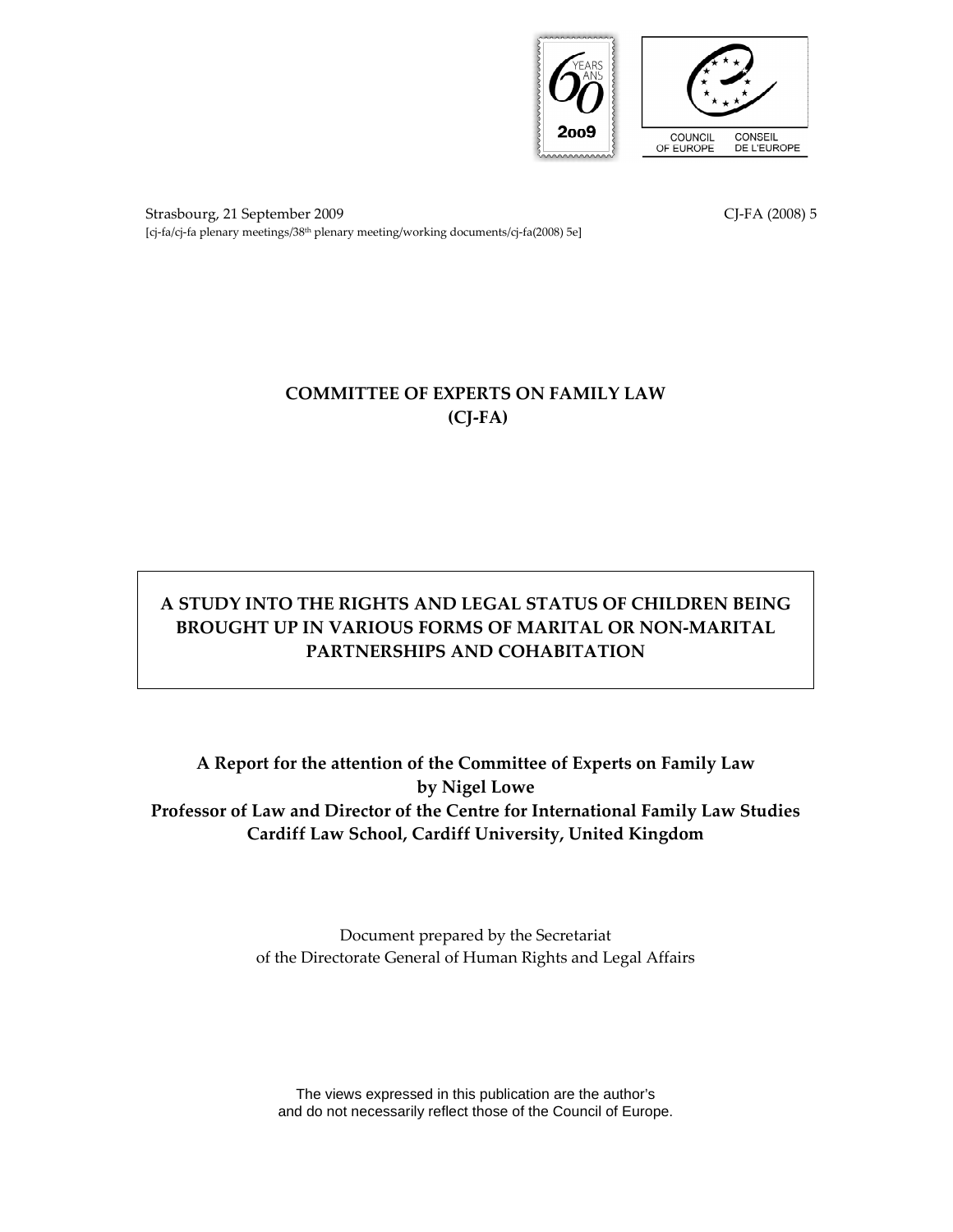COUNCIL OF EUROPE CONSEIL DE L'EUROPE

Strasbourg, 21 September 2009 CJ-FA (2008) 5

[cj-fa/cj-fa plenary meetings/38th plenary meeting/working documents/cj-fa(2008) 5e]

# COMMITTEE OF EXPERTS ON FAMILY LAW (CJ-FA)

## A STUDY INTO THE RIGHTS AND LEGAL STATUS OF CHILDREN BEING BROUGHT UP IN VARIOUS FORMS OF MARITAL OR NON-MARITAL PARTNERSHIPS AND COHABITATION

**A Report for the attention of the Committee of Experts on Family Law**
**by Nigel Lowe**
**Professor of Law and Director of the Centre for International Family Law Studies**
**Cardiff Law School, Cardiff University, United Kingdom**

Document prepared by the Secretariat
of the Directorate General of Human Rights and Legal Affairs

The views expressed in this publication are the author's
and do not necessarily reflect those of the Council of Europe.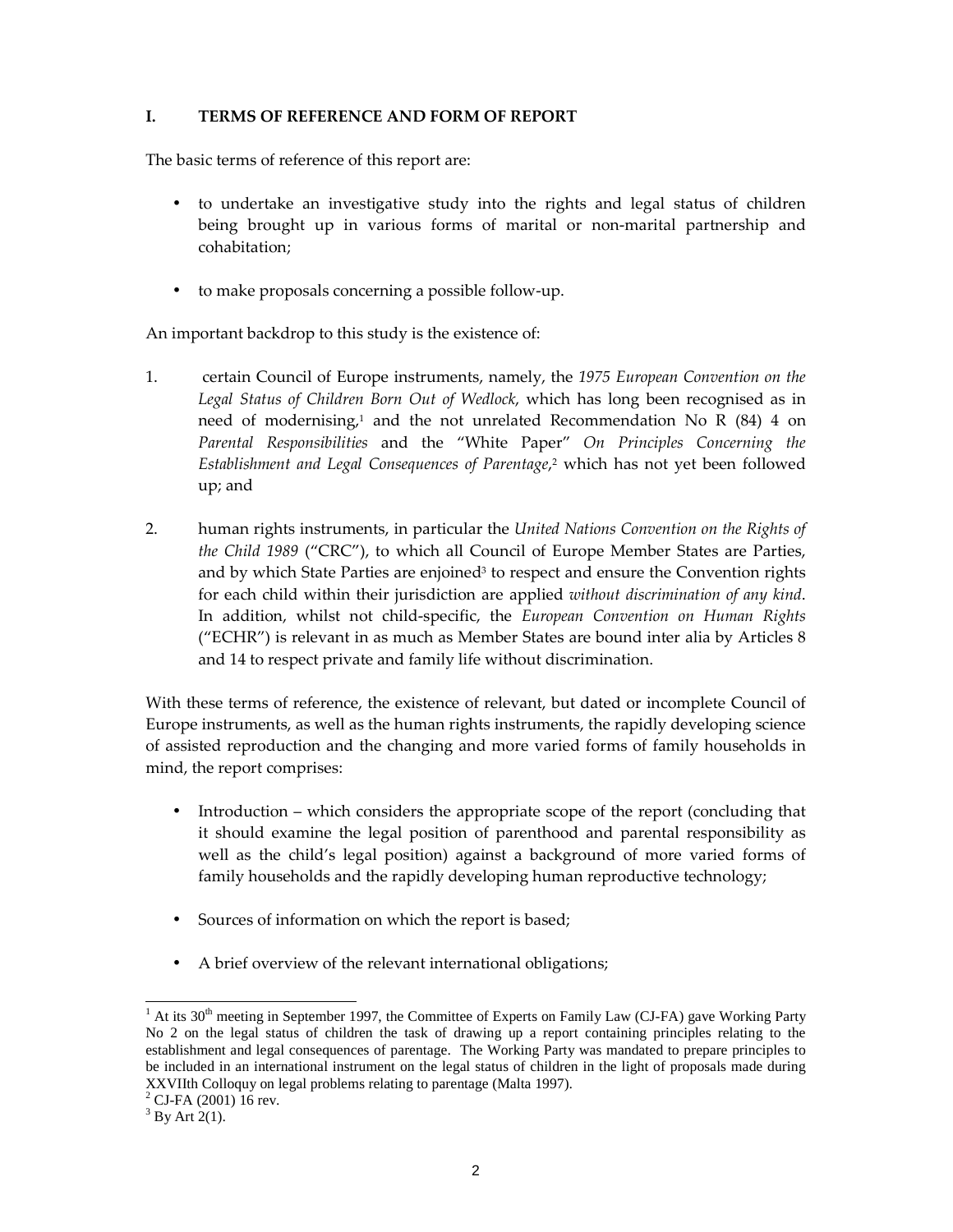## I. TERMS OF REFERENCE AND FORM OF REPORT

The basic terms of reference of this report are:

- to undertake an investigative study into the rights and legal status of children being brought up in various forms of marital or non-marital partnership and cohabitation;
- to make proposals concerning a possible follow-up.

An important backdrop to this study is the existence of:

1. certain Council of Europe instruments, namely, the *1975 European Convention on the Legal Status of Children Born Out of Wedlock*, which has long been recognised as in need of modernising,[1] and the not unrelated Recommendation No R (84) 4 on *Parental Responsibilities* and the "White Paper" *On Principles Concerning the Establishment and Legal Consequences of Parentage*,[2] which has not yet been followed up; and

2. human rights instruments, in particular the *United Nations Convention on the Rights of the Child 1989* ("CRC"), to which all Council of Europe Member States are Parties, and by which State Parties are enjoined[3] to respect and ensure the Convention rights for each child within their jurisdiction are applied *without discrimination of any kind*. In addition, whilst not child-specific, the *European Convention on Human Rights* ("ECHR") is relevant in as much as Member States are bound inter alia by Articles 8 and 14 to respect private and family life without discrimination.

With these terms of reference, the existence of relevant, but dated or incomplete Council of Europe instruments, as well as the human rights instruments, the rapidly developing science of assisted reproduction and the changing and more varied forms of family households in mind, the report comprises:

- Introduction – which considers the appropriate scope of the report (concluding that it should examine the legal position of parenthood and parental responsibility as well as the child's legal position) against a background of more varied forms of family households and the rapidly developing human reproductive technology;
- Sources of information on which the report is based;
- A brief overview of the relevant international obligations;

---

[1] At its 30th meeting in September 1997, the Committee of Experts on Family Law (CJ-FA) gave Working Party No 2 on the legal status of children the task of drawing up a report containing principles relating to the establishment and legal consequences of parentage. The Working Party was mandated to prepare principles to be included in an international instrument on the legal status of children in the light of proposals made during XXVIIth Colloquy on legal problems relating to parentage (Malta 1997).

[2] CJ-FA (2001) 16 rev.

[3] By Art 2(1).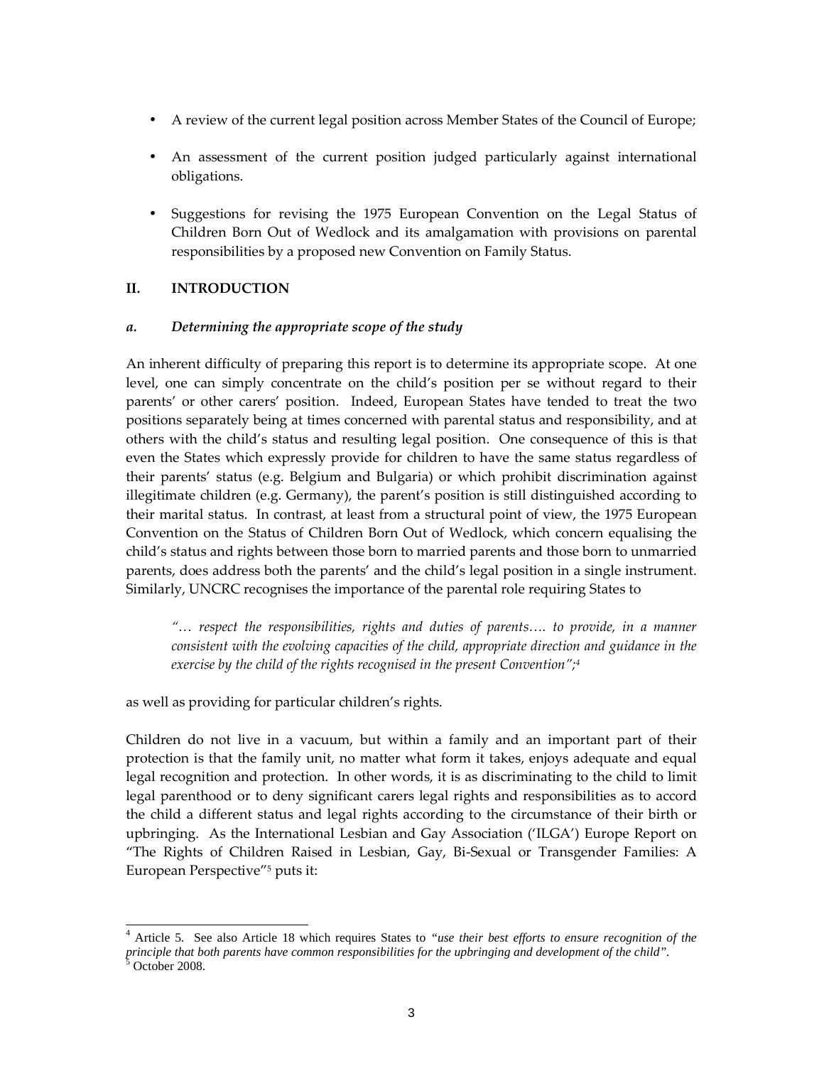- A review of the current legal position across Member States of the Council of Europe;
- An assessment of the current position judged particularly against international obligations.
- Suggestions for revising the 1975 European Convention on the Legal Status of Children Born Out of Wedlock and its amalgamation with provisions on parental responsibilities by a proposed new Convention on Family Status.

## II. INTRODUCTION

### *a. Determining the appropriate scope of the study*

An inherent difficulty of preparing this report is to determine its appropriate scope. At one level, one can simply concentrate on the child's position per se without regard to their parents' or other carers' position. Indeed, European States have tended to treat the two positions separately being at times concerned with parental status and responsibility, and at others with the child's status and resulting legal position. One consequence of this is that even the States which expressly provide for children to have the same status regardless of their parents' status (e.g. Belgium and Bulgaria) or which prohibit discrimination against illegitimate children (e.g. Germany), the parent's position is still distinguished according to their marital status. In contrast, at least from a structural point of view, the 1975 European Convention on the Status of Children Born Out of Wedlock, which concern equalising the child's status and rights between those born to married parents and those born to unmarried parents, does address both the parents' and the child's legal position in a single instrument. Similarly, UNCRC recognises the importance of the parental role requiring States to

> *"… respect the responsibilities, rights and duties of parents…. to provide, in a manner consistent with the evolving capacities of the child, appropriate direction and guidance in the exercise by the child of the rights recognised in the present Convention";*[4]

as well as providing for particular children's rights.

Children do not live in a vacuum, but within a family and an important part of their protection is that the family unit, no matter what form it takes, enjoys adequate and equal legal recognition and protection. In other words, it is as discriminating to the child to limit legal parenthood or to deny significant carers legal rights and responsibilities as to accord the child a different status and legal rights according to the circumstance of their birth or upbringing. As the International Lesbian and Gay Association ('ILGA') Europe Report on "The Rights of Children Raised in Lesbian, Gay, Bi-Sexual or Transgender Families: A European Perspective"[5] puts it:

---

[4] Article 5. See also Article 18 which requires States to *"use their best efforts to ensure recognition of the principle that both parents have common responsibilities for the upbringing and development of the child"*.

[5] October 2008.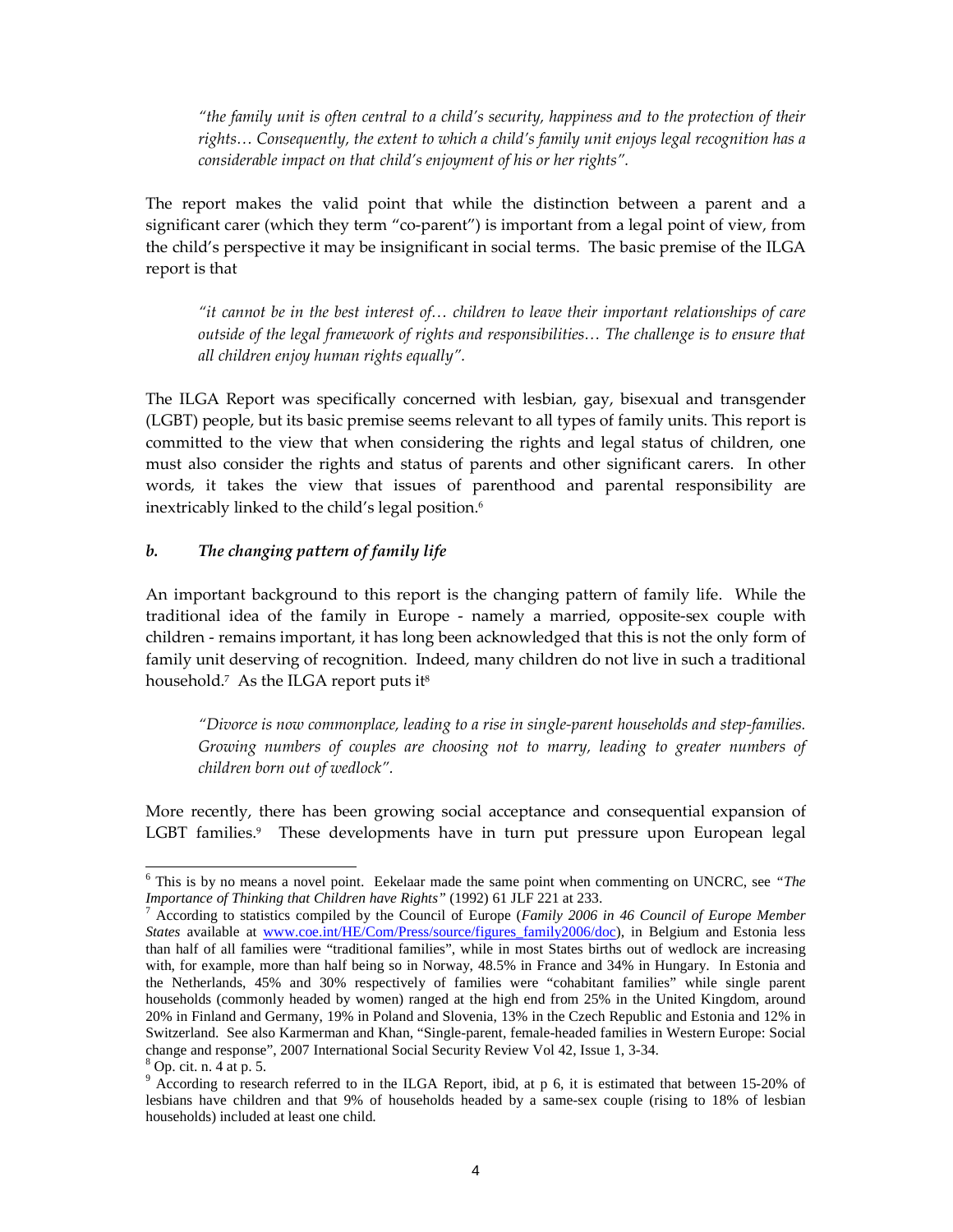*"the family unit is often central to a child's security, happiness and to the protection of their rights… Consequently, the extent to which a child's family unit enjoys legal recognition has a considerable impact on that child's enjoyment of his or her rights".*

The report makes the valid point that while the distinction between a parent and a significant carer (which they term "co-parent") is important from a legal point of view, from the child's perspective it may be insignificant in social terms. The basic premise of the ILGA report is that

*"it cannot be in the best interest of… children to leave their important relationships of care outside of the legal framework of rights and responsibilities… The challenge is to ensure that all children enjoy human rights equally".*

The ILGA Report was specifically concerned with lesbian, gay, bisexual and transgender (LGBT) people, but its basic premise seems relevant to all types of family units. This report is committed to the view that when considering the rights and legal status of children, one must also consider the rights and status of parents and other significant carers. In other words, it takes the view that issues of parenthood and parental responsibility are inextricably linked to the child's legal position.[6]

### *b. The changing pattern of family life*

An important background to this report is the changing pattern of family life. While the traditional idea of the family in Europe - namely a married, opposite-sex couple with children - remains important, it has long been acknowledged that this is not the only form of family unit deserving of recognition. Indeed, many children do not live in such a traditional household.[7] As the ILGA report puts it[8]

*"Divorce is now commonplace, leading to a rise in single-parent households and step-families. Growing numbers of couples are choosing not to marry, leading to greater numbers of children born out of wedlock".*

More recently, there has been growing social acceptance and consequential expansion of LGBT families.[9] These developments have in turn put pressure upon European legal

---

[6] This is by no means a novel point. Eekelaar made the same point when commenting on UNCRC, see *"The Importance of Thinking that Children have Rights"* (1992) 61 JLF 221 at 233.

[7] According to statistics compiled by the Council of Europe (*Family 2006 in 46 Council of Europe Member States* available at www.coe.int/HE/Com/Press/source/figures_family2006/doc), in Belgium and Estonia less than half of all families were "traditional families", while in most States births out of wedlock are increasing with, for example, more than half being so in Norway, 48.5% in France and 34% in Hungary. In Estonia and the Netherlands, 45% and 30% respectively of families were "cohabitant families" while single parent households (commonly headed by women) ranged at the high end from 25% in the United Kingdom, around 20% in Finland and Germany, 19% in Poland and Slovenia, 13% in the Czech Republic and Estonia and 12% in Switzerland. See also Karmerman and Khan, "Single-parent, female-headed families in Western Europe: Social change and response", 2007 International Social Security Review Vol 42, Issue 1, 3-34.

[8] Op. cit. n. 4 at p. 5.

[9] According to research referred to in the ILGA Report, ibid, at p 6, it is estimated that between 15-20% of lesbians have children and that 9% of households headed by a same-sex couple (rising to 18% of lesbian households) included at least one child.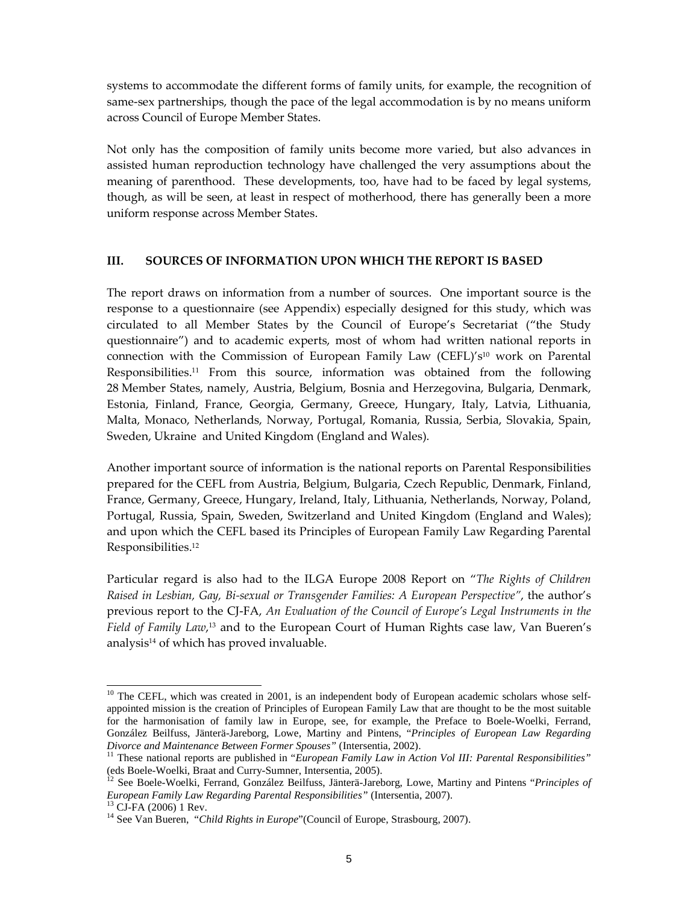systems to accommodate the different forms of family units, for example, the recognition of same-sex partnerships, though the pace of the legal accommodation is by no means uniform across Council of Europe Member States.

Not only has the composition of family units become more varied, but also advances in assisted human reproduction technology have challenged the very assumptions about the meaning of parenthood. These developments, too, have had to be faced by legal systems, though, as will be seen, at least in respect of motherhood, there has generally been a more uniform response across Member States.

## III. SOURCES OF INFORMATION UPON WHICH THE REPORT IS BASED

The report draws on information from a number of sources. One important source is the response to a questionnaire (see Appendix) especially designed for this study, which was circulated to all Member States by the Council of Europe's Secretariat ("the Study questionnaire") and to academic experts, most of whom had written national reports in connection with the Commission of European Family Law (CEFL)'s[10] work on Parental Responsibilities.[11] From this source, information was obtained from the following 28 Member States, namely, Austria, Belgium, Bosnia and Herzegovina, Bulgaria, Denmark, Estonia, Finland, France, Georgia, Germany, Greece, Hungary, Italy, Latvia, Lithuania, Malta, Monaco, Netherlands, Norway, Portugal, Romania, Russia, Serbia, Slovakia, Spain, Sweden, Ukraine and United Kingdom (England and Wales).

Another important source of information is the national reports on Parental Responsibilities prepared for the CEFL from Austria, Belgium, Bulgaria, Czech Republic, Denmark, Finland, France, Germany, Greece, Hungary, Ireland, Italy, Lithuania, Netherlands, Norway, Poland, Portugal, Russia, Spain, Sweden, Switzerland and United Kingdom (England and Wales); and upon which the CEFL based its Principles of European Family Law Regarding Parental Responsibilities.[12]

Particular regard is also had to the ILGA Europe 2008 Report on "*The Rights of Children Raised in Lesbian, Gay, Bi-sexual or Transgender Families: A European Perspective*", the author's previous report to the CJ-FA, *An Evaluation of the Council of Europe's Legal Instruments in the Field of Family Law*,[13] and to the European Court of Human Rights case law, Van Bueren's analysis[14] of which has proved invaluable.

---

[10] The CEFL, which was created in 2001, is an independent body of European academic scholars whose self-appointed mission is the creation of Principles of European Family Law that are thought to be the most suitable for the harmonisation of family law in Europe, see, for example, the Preface to Boele-Woelki, Ferrand, González Beilfuss, Jänterä-Jareborg, Lowe, Martiny and Pintens, "*Principles of European Law Regarding Divorce and Maintenance Between Former Spouses*" (Intersentia, 2002).

[11] These national reports are published in "*European Family Law in Action Vol III: Parental Responsibilities*" (eds Boele-Woelki, Braat and Curry-Sumner, Intersentia, 2005).

[12] See Boele-Woelki, Ferrand, González Beilfuss, Jänterä-Jareborg, Lowe, Martiny and Pintens "*Principles of European Family Law Regarding Parental Responsibilities*" (Intersentia, 2007).

[13] CJ-FA (2006) 1 Rev.

[14] See Van Bueren, "*Child Rights in Europe*"(Council of Europe, Strasbourg, 2007).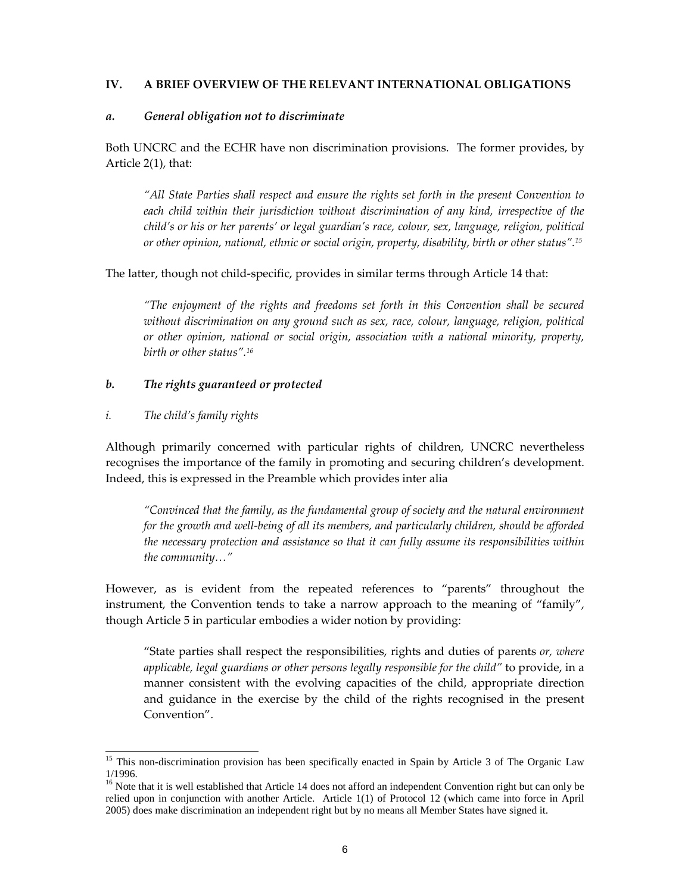## IV. A BRIEF OVERVIEW OF THE RELEVANT INTERNATIONAL OBLIGATIONS

### *a. General obligation not to discriminate*

Both UNCRC and the ECHR have non discrimination provisions. The former provides, by Article 2(1), that:

> *"All State Parties shall respect and ensure the rights set forth in the present Convention to each child within their jurisdiction without discrimination of any kind, irrespective of the child's or his or her parents' or legal guardian's race, colour, sex, language, religion, political or other opinion, national, ethnic or social origin, property, disability, birth or other status".*[15]

The latter, though not child-specific, provides in similar terms through Article 14 that:

> *"The enjoyment of the rights and freedoms set forth in this Convention shall be secured without discrimination on any ground such as sex, race, colour, language, religion, political or other opinion, national or social origin, association with a national minority, property, birth or other status".*[16]

### *b. The rights guaranteed or protected*

#### *i. The child's family rights*

Although primarily concerned with particular rights of children, UNCRC nevertheless recognises the importance of the family in promoting and securing children's development. Indeed, this is expressed in the Preamble which provides inter alia

> *"Convinced that the family, as the fundamental group of society and the natural environment for the growth and well-being of all its members, and particularly children, should be afforded the necessary protection and assistance so that it can fully assume its responsibilities within the community…"*

However, as is evident from the repeated references to "parents" throughout the instrument, the Convention tends to take a narrow approach to the meaning of "family", though Article 5 in particular embodies a wider notion by providing:

> "State parties shall respect the responsibilities, rights and duties of parents *or, where applicable, legal guardians or other persons legally responsible for the child"* to provide, in a manner consistent with the evolving capacities of the child, appropriate direction and guidance in the exercise by the child of the rights recognised in the present Convention".

---

[15] This non-discrimination provision has been specifically enacted in Spain by Article 3 of The Organic Law 1/1996.

[16] Note that it is well established that Article 14 does not afford an independent Convention right but can only be relied upon in conjunction with another Article. Article 1(1) of Protocol 12 (which came into force in April 2005) does make discrimination an independent right but by no means all Member States have signed it.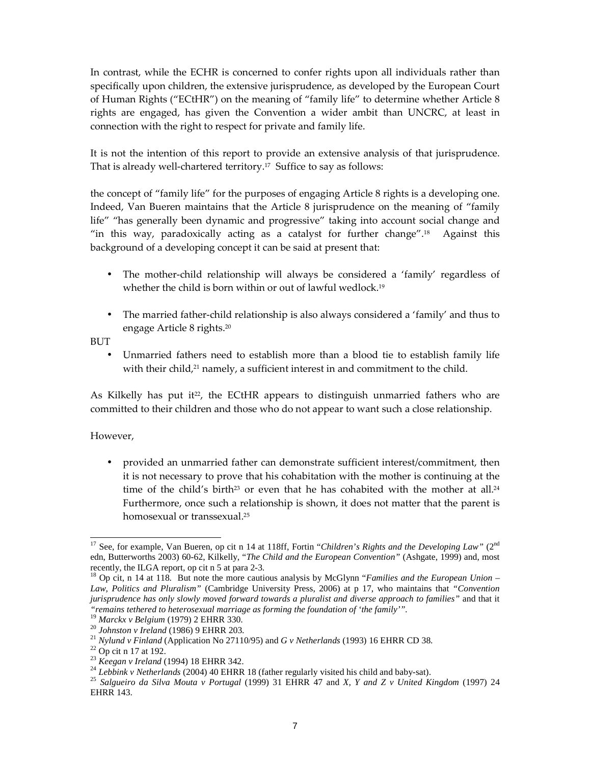In contrast, while the ECHR is concerned to confer rights upon all individuals rather than specifically upon children, the extensive jurisprudence, as developed by the European Court of Human Rights ("ECtHR") on the meaning of "family life" to determine whether Article 8 rights are engaged, has given the Convention a wider ambit than UNCRC, at least in connection with the right to respect for private and family life.

It is not the intention of this report to provide an extensive analysis of that jurisprudence. That is already well-chartered territory.[17] Suffice to say as follows:

the concept of "family life" for the purposes of engaging Article 8 rights is a developing one. Indeed, Van Bueren maintains that the Article 8 jurisprudence on the meaning of "family life" "has generally been dynamic and progressive" taking into account social change and "in this way, paradoxically acting as a catalyst for further change".[18] Against this background of a developing concept it can be said at present that:

- The mother-child relationship will always be considered a 'family' regardless of whether the child is born within or out of lawful wedlock.[19]
- The married father-child relationship is also always considered a 'family' and thus to engage Article 8 rights.[20]

BUT

- Unmarried fathers need to establish more than a blood tie to establish family life with their child,[21] namely, a sufficient interest in and commitment to the child.

As Kilkelly has put it[22], the ECtHR appears to distinguish unmarried fathers who are committed to their children and those who do not appear to want such a close relationship.

However,

- provided an unmarried father can demonstrate sufficient interest/commitment, then it is not necessary to prove that his cohabitation with the mother is continuing at the time of the child's birth[23] or even that he has cohabited with the mother at all.[24] Furthermore, once such a relationship is shown, it does not matter that the parent is homosexual or transsexual.[25]

---

[17] See, for example, Van Bueren, op cit n 14 at 118ff, Fortin "*Children's Rights and the Developing Law*" (2nd edn, Butterworths 2003) 60-62, Kilkelly, "*The Child and the European Convention*" (Ashgate, 1999) and, most recently, the ILGA report, op cit n 5 at para 2-3.

[18] Op cit, n 14 at 118. But note the more cautious analysis by McGlynn "*Families and the European Union – Law, Politics and Pluralism*" (Cambridge University Press, 2006) at p 17, who maintains that *"Convention jurisprudence has only slowly moved forward towards a pluralist and diverse approach to families"* and that it *"remains tethered to heterosexual marriage as forming the foundation of 'the family'"*.

[19] *Marckx v Belgium* (1979) 2 EHRR 330.

[20] *Johnston v Ireland* (1986) 9 EHRR 203.

[21] *Nylund v Finland* (Application No 27110/95) and *G v Netherlands* (1993) 16 EHRR CD 38.

[22] Op cit n 17 at 192.

[23] *Keegan v Ireland* (1994) 18 EHRR 342.

[24] *Lebbink v Netherlands* (2004) 40 EHRR 18 (father regularly visited his child and baby-sat).

[25] *Salgueiro da Silva Mouta v Portugal* (1999) 31 EHRR 47 and *X, Y and Z v United Kingdom* (1997) 24 EHRR 143.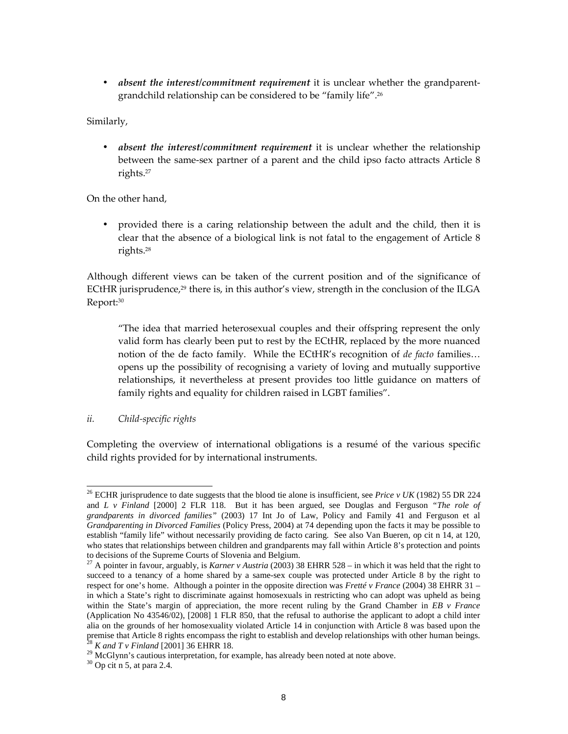- ***absent the interest/commitment requirement*** it is unclear whether the grandparent-grandchild relationship can be considered to be "family life".[26]

Similarly,

- ***absent the interest/commitment requirement*** it is unclear whether the relationship between the same-sex partner of a parent and the child ipso facto attracts Article 8 rights.[27]

On the other hand,

- provided there is a caring relationship between the adult and the child, then it is clear that the absence of a biological link is not fatal to the engagement of Article 8 rights.[28]

Although different views can be taken of the current position and of the significance of ECtHR jurisprudence,[29] there is, in this author's view, strength in the conclusion of the ILGA Report:[30]

> "The idea that married heterosexual couples and their offspring represent the only valid form has clearly been put to rest by the ECtHR, replaced by the more nuanced notion of the de facto family. While the ECtHR's recognition of *de facto* families… opens up the possibility of recognising a variety of loving and mutually supportive relationships, it nevertheless at present provides too little guidance on matters of family rights and equality for children raised in LGBT families".

*ii. Child-specific rights*

Completing the overview of international obligations is a resumé of the various specific child rights provided for by international instruments.

---

[26] ECHR jurisprudence to date suggests that the blood tie alone is insufficient, see *Price v UK* (1982) 55 DR 224 and *L v Finland* [2000] 2 FLR 118. But it has been argued, see Douglas and Ferguson "*The role of grandparents in divorced families"* (2003) 17 Int Jo of Law, Policy and Family 41 and Ferguson et al *Grandparenting in Divorced Families* (Policy Press, 2004) at 74 depending upon the facts it may be possible to establish "family life" without necessarily providing de facto caring. See also Van Bueren, op cit n 14, at 120, who states that relationships between children and grandparents may fall within Article 8's protection and points to decisions of the Supreme Courts of Slovenia and Belgium.

[27] A pointer in favour, arguably, is *Karner v Austria* (2003) 38 EHRR 528 – in which it was held that the right to succeed to a tenancy of a home shared by a same-sex couple was protected under Article 8 by the right to respect for one's home. Although a pointer in the opposite direction was *Fretté v France* (2004) 38 EHRR 31 – in which a State's right to discriminate against homosexuals in restricting who can adopt was upheld as being within the State's margin of appreciation, the more recent ruling by the Grand Chamber in *EB v France* (Application No 43546/02), [2008] 1 FLR 850, that the refusal to authorise the applicant to adopt a child inter alia on the grounds of her homosexuality violated Article 14 in conjunction with Article 8 was based upon the premise that Article 8 rights encompass the right to establish and develop relationships with other human beings.

[28] *K and T v Finland* [2001] 36 EHRR 18.

[29] McGlynn's cautious interpretation, for example, has already been noted at note above.

[30] Op cit n 5, at para 2.4.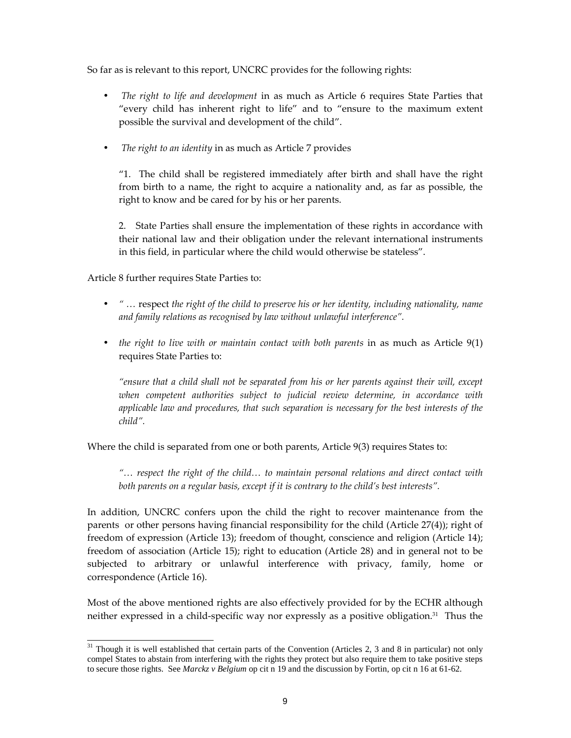So far as is relevant to this report, UNCRC provides for the following rights:

- *The right to life and development* in as much as Article 6 requires State Parties that "every child has inherent right to life" and to "ensure to the maximum extent possible the survival and development of the child".

- *The right to an identity* in as much as Article 7 provides

  "1. The child shall be registered immediately after birth and shall have the right from birth to a name, the right to acquire a nationality and, as far as possible, the right to know and be cared for by his or her parents.

  2. State Parties shall ensure the implementation of these rights in accordance with their national law and their obligation under the relevant international instruments in this field, in particular where the child would otherwise be stateless".

Article 8 further requires State Parties to:

- *" …* respect *the right of the child to preserve his or her identity, including nationality, name and family relations as recognised by law without unlawful interference".*

- *the right to live with or maintain contact with both parents* in as much as Article 9(1) requires State Parties to:

  *"ensure that a child shall not be separated from his or her parents against their will, except when competent authorities subject to judicial review determine, in accordance with applicable law and procedures, that such separation is necessary for the best interests of the child".*

Where the child is separated from one or both parents, Article 9(3) requires States to:

> *"… respect the right of the child… to maintain personal relations and direct contact with both parents on a regular basis, except if it is contrary to the child's best interests".*

In addition, UNCRC confers upon the child the right to recover maintenance from the parents or other persons having financial responsibility for the child (Article 27(4)); right of freedom of expression (Article 13); freedom of thought, conscience and religion (Article 14); freedom of association (Article 15); right to education (Article 28) and in general not to be subjected to arbitrary or unlawful interference with privacy, family, home or correspondence (Article 16).

Most of the above mentioned rights are also effectively provided for by the ECHR although neither expressed in a child-specific way nor expressly as a positive obligation.[31] Thus the

[31] Though it is well established that certain parts of the Convention (Articles 2, 3 and 8 in particular) not only compel States to abstain from interfering with the rights they protect but also require them to take positive steps to secure those rights. See *Marckz v Belgium* op cit n 19 and the discussion by Fortin, op cit n 16 at 61-62.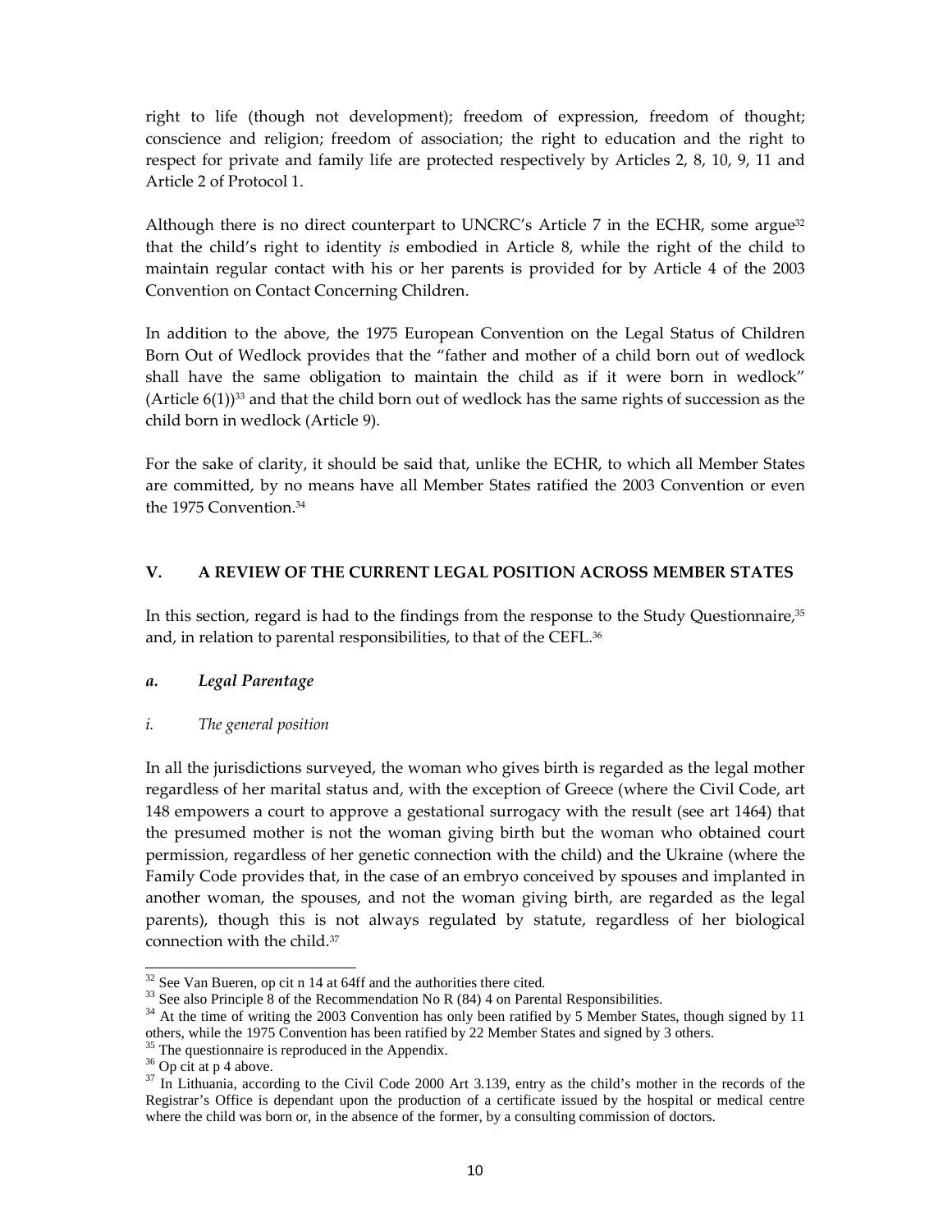right to life (though not development); freedom of expression, freedom of thought; conscience and religion; freedom of association; the right to education and the right to respect for private and family life are protected respectively by Articles 2, 8, 10, 9, 11 and Article 2 of Protocol 1.

Although there is no direct counterpart to UNCRC's Article 7 in the ECHR, some argue[32] that the child's right to identity *is* embodied in Article 8, while the right of the child to maintain regular contact with his or her parents is provided for by Article 4 of the 2003 Convention on Contact Concerning Children.

In addition to the above, the 1975 European Convention on the Legal Status of Children Born Out of Wedlock provides that the "father and mother of a child born out of wedlock shall have the same obligation to maintain the child as if it were born in wedlock" (Article 6(1))[33] and that the child born out of wedlock has the same rights of succession as the child born in wedlock (Article 9).

For the sake of clarity, it should be said that, unlike the ECHR, to which all Member States are committed, by no means have all Member States ratified the 2003 Convention or even the 1975 Convention.[34]

## V. A REVIEW OF THE CURRENT LEGAL POSITION ACROSS MEMBER STATES

In this section, regard is had to the findings from the response to the Study Questionnaire,[35] and, in relation to parental responsibilities, to that of the CEFL.[36]

### *a. Legal Parentage*

#### *i. The general position*

In all the jurisdictions surveyed, the woman who gives birth is regarded as the legal mother regardless of her marital status and, with the exception of Greece (where the Civil Code, art 148 empowers a court to approve a gestational surrogacy with the result (see art 1464) that the presumed mother is not the woman giving birth but the woman who obtained court permission, regardless of her genetic connection with the child) and the Ukraine (where the Family Code provides that, in the case of an embryo conceived by spouses and implanted in another woman, the spouses, and not the woman giving birth, are regarded as the legal parents), though this is not always regulated by statute, regardless of her biological connection with the child.[37]

---

[32] See Van Bueren, op cit n 14 at 64ff and the authorities there cited.

[33] See also Principle 8 of the Recommendation No R (84) 4 on Parental Responsibilities.

[34] At the time of writing the 2003 Convention has only been ratified by 5 Member States, though signed by 11 others, while the 1975 Convention has been ratified by 22 Member States and signed by 3 others.

[35] The questionnaire is reproduced in the Appendix.

[36] Op cit at p 4 above.

[37] In Lithuania, according to the Civil Code 2000 Art 3.139, entry as the child's mother in the records of the Registrar's Office is dependant upon the production of a certificate issued by the hospital or medical centre where the child was born or, in the absence of the former, by a consulting commission of doctors.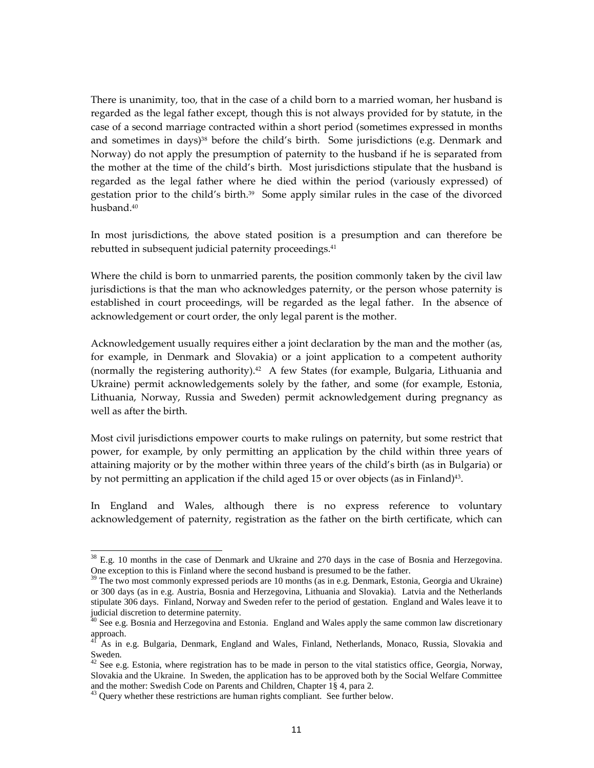There is unanimity, too, that in the case of a child born to a married woman, her husband is regarded as the legal father except, though this is not always provided for by statute, in the case of a second marriage contracted within a short period (sometimes expressed in months and sometimes in days)[38] before the child's birth. Some jurisdictions (e.g. Denmark and Norway) do not apply the presumption of paternity to the husband if he is separated from the mother at the time of the child's birth. Most jurisdictions stipulate that the husband is regarded as the legal father where he died within the period (variously expressed) of gestation prior to the child's birth.[39] Some apply similar rules in the case of the divorced husband.[40]

In most jurisdictions, the above stated position is a presumption and can therefore be rebutted in subsequent judicial paternity proceedings.[41]

Where the child is born to unmarried parents, the position commonly taken by the civil law jurisdictions is that the man who acknowledges paternity, or the person whose paternity is established in court proceedings, will be regarded as the legal father. In the absence of acknowledgement or court order, the only legal parent is the mother.

Acknowledgement usually requires either a joint declaration by the man and the mother (as, for example, in Denmark and Slovakia) or a joint application to a competent authority (normally the registering authority).[42] A few States (for example, Bulgaria, Lithuania and Ukraine) permit acknowledgements solely by the father, and some (for example, Estonia, Lithuania, Norway, Russia and Sweden) permit acknowledgement during pregnancy as well as after the birth.

Most civil jurisdictions empower courts to make rulings on paternity, but some restrict that power, for example, by only permitting an application by the child within three years of attaining majority or by the mother within three years of the child's birth (as in Bulgaria) or by not permitting an application if the child aged 15 or over objects (as in Finland)[43].

In England and Wales, although there is no express reference to voluntary acknowledgement of paternity, registration as the father on the birth certificate, which can

---

[38] E.g. 10 months in the case of Denmark and Ukraine and 270 days in the case of Bosnia and Herzegovina. One exception to this is Finland where the second husband is presumed to be the father.

[39] The two most commonly expressed periods are 10 months (as in e.g. Denmark, Estonia, Georgia and Ukraine) or 300 days (as in e.g. Austria, Bosnia and Herzegovina, Lithuania and Slovakia). Latvia and the Netherlands stipulate 306 days. Finland, Norway and Sweden refer to the period of gestation. England and Wales leave it to judicial discretion to determine paternity.

[40] See e.g. Bosnia and Herzegovina and Estonia. England and Wales apply the same common law discretionary approach.

[41] As in e.g. Bulgaria, Denmark, England and Wales, Finland, Netherlands, Monaco, Russia, Slovakia and Sweden.

[42] See e.g. Estonia, where registration has to be made in person to the vital statistics office, Georgia, Norway, Slovakia and the Ukraine. In Sweden, the application has to be approved both by the Social Welfare Committee and the mother: Swedish Code on Parents and Children, Chapter 1§ 4, para 2.

[43] Query whether these restrictions are human rights compliant. See further below.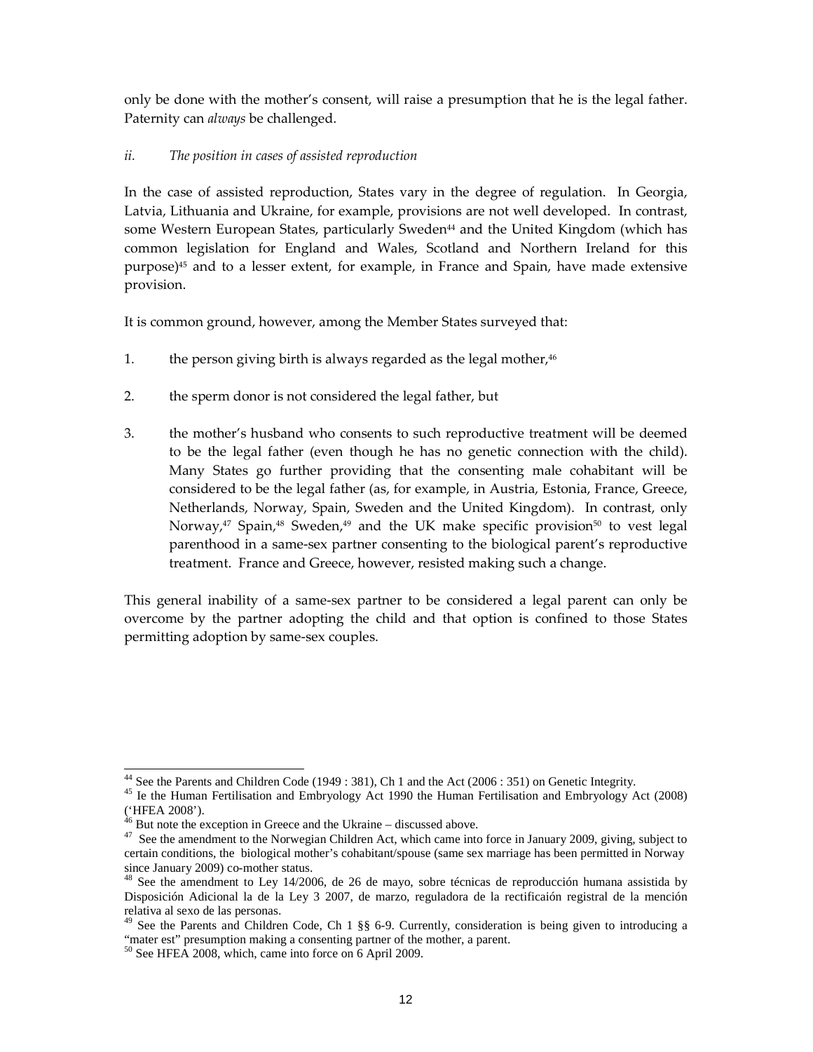only be done with the mother's consent, will raise a presumption that he is the legal father. Paternity can *always* be challenged.

*ii. The position in cases of assisted reproduction*

In the case of assisted reproduction, States vary in the degree of regulation. In Georgia, Latvia, Lithuania and Ukraine, for example, provisions are not well developed. In contrast, some Western European States, particularly Sweden[44] and the United Kingdom (which has common legislation for England and Wales, Scotland and Northern Ireland for this purpose)[45] and to a lesser extent, for example, in France and Spain, have made extensive provision.

It is common ground, however, among the Member States surveyed that:

1. the person giving birth is always regarded as the legal mother,[46]

2. the sperm donor is not considered the legal father, but

3. the mother's husband who consents to such reproductive treatment will be deemed to be the legal father (even though he has no genetic connection with the child). Many States go further providing that the consenting male cohabitant will be considered to be the legal father (as, for example, in Austria, Estonia, France, Greece, Netherlands, Norway, Spain, Sweden and the United Kingdom). In contrast, only Norway,[47] Spain,[48] Sweden,[49] and the UK make specific provision[50] to vest legal parenthood in a same-sex partner consenting to the biological parent's reproductive treatment. France and Greece, however, resisted making such a change.

This general inability of a same-sex partner to be considered a legal parent can only be overcome by the partner adopting the child and that option is confined to those States permitting adoption by same-sex couples.

---

[44] See the Parents and Children Code (1949 : 381), Ch 1 and the Act (2006 : 351) on Genetic Integrity.

[45] Ie the Human Fertilisation and Embryology Act 1990 the Human Fertilisation and Embryology Act (2008) ('HFEA 2008').

[46] But note the exception in Greece and the Ukraine – discussed above.

[47] See the amendment to the Norwegian Children Act, which came into force in January 2009, giving, subject to certain conditions, the biological mother's cohabitant/spouse (same sex marriage has been permitted in Norway since January 2009) co-mother status.

[48] See the amendment to Ley 14/2006, de 26 de mayo, sobre técnicas de reproducción humana assistida by Disposición Adicional la de la Ley 3 2007, de marzo, reguladora de la rectificaión registral de la mención relativa al sexo de las personas.

[49] See the Parents and Children Code, Ch 1 §§ 6-9. Currently, consideration is being given to introducing a "mater est" presumption making a consenting partner of the mother, a parent.

[50] See HFEA 2008, which, came into force on 6 April 2009.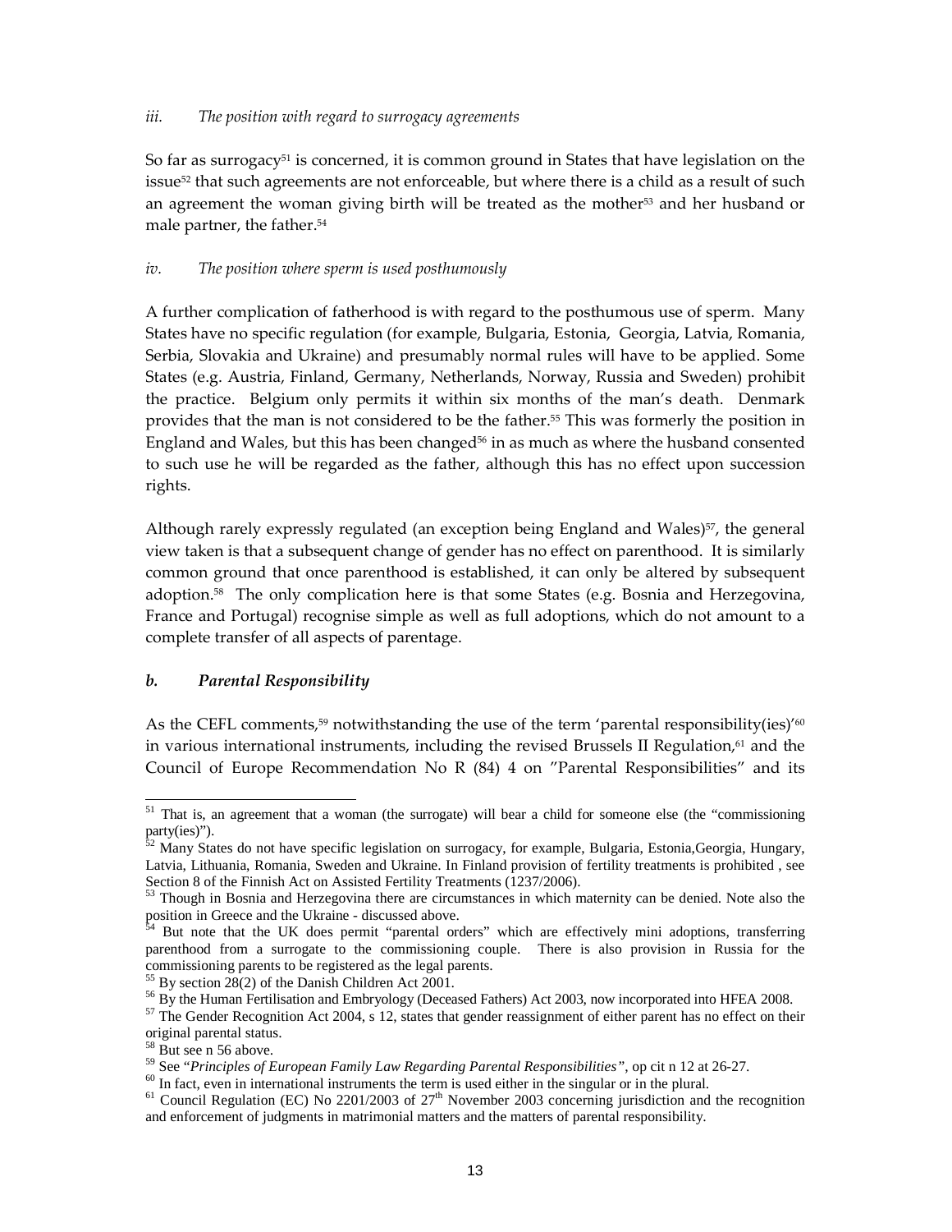#### *iii. The position with regard to surrogacy agreements*

So far as surrogacy[51] is concerned, it is common ground in States that have legislation on the issue[52] that such agreements are not enforceable, but where there is a child as a result of such an agreement the woman giving birth will be treated as the mother[53] and her husband or male partner, the father.[54]

#### *iv. The position where sperm is used posthumously*

A further complication of fatherhood is with regard to the posthumous use of sperm. Many States have no specific regulation (for example, Bulgaria, Estonia, Georgia, Latvia, Romania, Serbia, Slovakia and Ukraine) and presumably normal rules will have to be applied. Some States (e.g. Austria, Finland, Germany, Netherlands, Norway, Russia and Sweden) prohibit the practice. Belgium only permits it within six months of the man's death. Denmark provides that the man is not considered to be the father.[55] This was formerly the position in England and Wales, but this has been changed[56] in as much as where the husband consented to such use he will be regarded as the father, although this has no effect upon succession rights.

Although rarely expressly regulated (an exception being England and Wales)[57], the general view taken is that a subsequent change of gender has no effect on parenthood. It is similarly common ground that once parenthood is established, it can only be altered by subsequent adoption.[58] The only complication here is that some States (e.g. Bosnia and Herzegovina, France and Portugal) recognise simple as well as full adoptions, which do not amount to a complete transfer of all aspects of parentage.

### *b. Parental Responsibility*

As the CEFL comments,[59] notwithstanding the use of the term 'parental responsibility(ies)'[60] in various international instruments, including the revised Brussels II Regulation,[61] and the Council of Europe Recommendation No R (84) 4 on "Parental Responsibilities" and its

---

[51] That is, an agreement that a woman (the surrogate) will bear a child for someone else (the "commissioning party(ies)").

[52] Many States do not have specific legislation on surrogacy, for example, Bulgaria, Estonia,Georgia, Hungary, Latvia, Lithuania, Romania, Sweden and Ukraine. In Finland provision of fertility treatments is prohibited , see Section 8 of the Finnish Act on Assisted Fertility Treatments (1237/2006).

[53] Though in Bosnia and Herzegovina there are circumstances in which maternity can be denied. Note also the position in Greece and the Ukraine - discussed above.

[54] But note that the UK does permit "parental orders" which are effectively mini adoptions, transferring parenthood from a surrogate to the commissioning couple. There is also provision in Russia for the commissioning parents to be registered as the legal parents.

[55] By section 28(2) of the Danish Children Act 2001.

[56] By the Human Fertilisation and Embryology (Deceased Fathers) Act 2003, now incorporated into HFEA 2008.

[57] The Gender Recognition Act 2004, s 12, states that gender reassignment of either parent has no effect on their original parental status.

[58] But see n 56 above.

[59] See "*Principles of European Family Law Regarding Parental Responsibilities"*, op cit n 12 at 26-27.

[60] In fact, even in international instruments the term is used either in the singular or in the plural.

[61] Council Regulation (EC) No 2201/2003 of 27th November 2003 concerning jurisdiction and the recognition and enforcement of judgments in matrimonial matters and the matters of parental responsibility.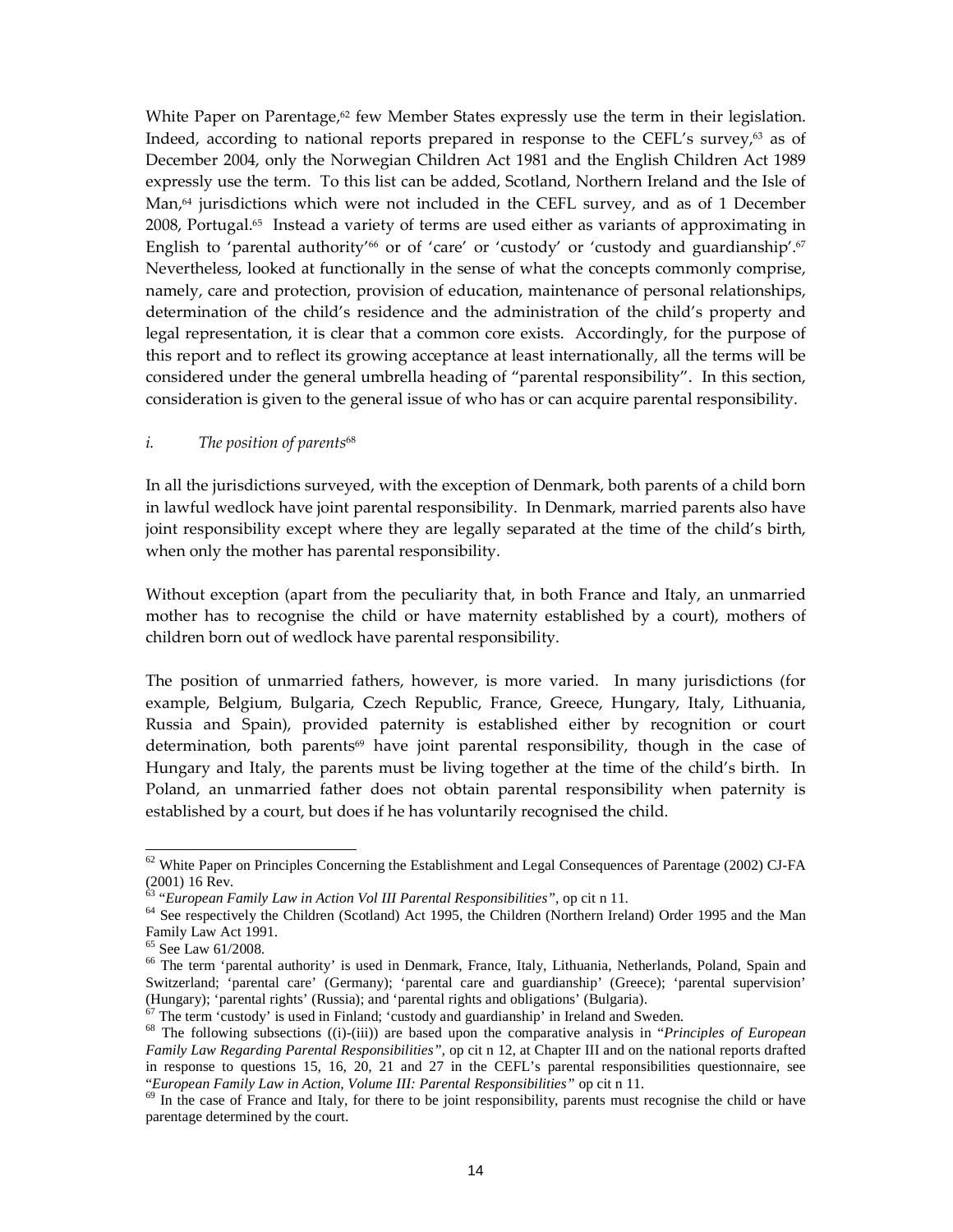White Paper on Parentage,[62] few Member States expressly use the term in their legislation. Indeed, according to national reports prepared in response to the CEFL's survey,[63] as of December 2004, only the Norwegian Children Act 1981 and the English Children Act 1989 expressly use the term. To this list can be added, Scotland, Northern Ireland and the Isle of Man,[64] jurisdictions which were not included in the CEFL survey, and as of 1 December 2008, Portugal.[65] Instead a variety of terms are used either as variants of approximating in English to 'parental authority'[66] or of 'care' or 'custody' or 'custody and guardianship'.[67] Nevertheless, looked at functionally in the sense of what the concepts commonly comprise, namely, care and protection, provision of education, maintenance of personal relationships, determination of the child's residence and the administration of the child's property and legal representation, it is clear that a common core exists. Accordingly, for the purpose of this report and to reflect its growing acceptance at least internationally, all the terms will be considered under the general umbrella heading of "parental responsibility". In this section, consideration is given to the general issue of who has or can acquire parental responsibility.

*i. The position of parents*[68]

In all the jurisdictions surveyed, with the exception of Denmark, both parents of a child born in lawful wedlock have joint parental responsibility. In Denmark, married parents also have joint responsibility except where they are legally separated at the time of the child's birth, when only the mother has parental responsibility.

Without exception (apart from the peculiarity that, in both France and Italy, an unmarried mother has to recognise the child or have maternity established by a court), mothers of children born out of wedlock have parental responsibility.

The position of unmarried fathers, however, is more varied. In many jurisdictions (for example, Belgium, Bulgaria, Czech Republic, France, Greece, Hungary, Italy, Lithuania, Russia and Spain), provided paternity is established either by recognition or court determination, both parents[69] have joint parental responsibility, though in the case of Hungary and Italy, the parents must be living together at the time of the child's birth. In Poland, an unmarried father does not obtain parental responsibility when paternity is established by a court, but does if he has voluntarily recognised the child.

---

[62] White Paper on Principles Concerning the Establishment and Legal Consequences of Parentage (2002) CJ-FA (2001) 16 Rev.

[63] "*European Family Law in Action Vol III Parental Responsibilities*", op cit n 11.

[64] See respectively the Children (Scotland) Act 1995, the Children (Northern Ireland) Order 1995 and the Man Family Law Act 1991.

[65] See Law 61/2008.

[66] The term 'parental authority' is used in Denmark, France, Italy, Lithuania, Netherlands, Poland, Spain and Switzerland; 'parental care' (Germany); 'parental care and guardianship' (Greece); 'parental supervision' (Hungary); 'parental rights' (Russia); and 'parental rights and obligations' (Bulgaria).

[67] The term 'custody' is used in Finland; 'custody and guardianship' in Ireland and Sweden.

[68] The following subsections ((i)-(iii)) are based upon the comparative analysis in "*Principles of European Family Law Regarding Parental Responsibilities*", op cit n 12, at Chapter III and on the national reports drafted in response to questions 15, 16, 20, 21 and 27 in the CEFL's parental responsibilities questionnaire, see "*European Family Law in Action, Volume III: Parental Responsibilities*" op cit n 11.

[69] In the case of France and Italy, for there to be joint responsibility, parents must recognise the child or have parentage determined by the court.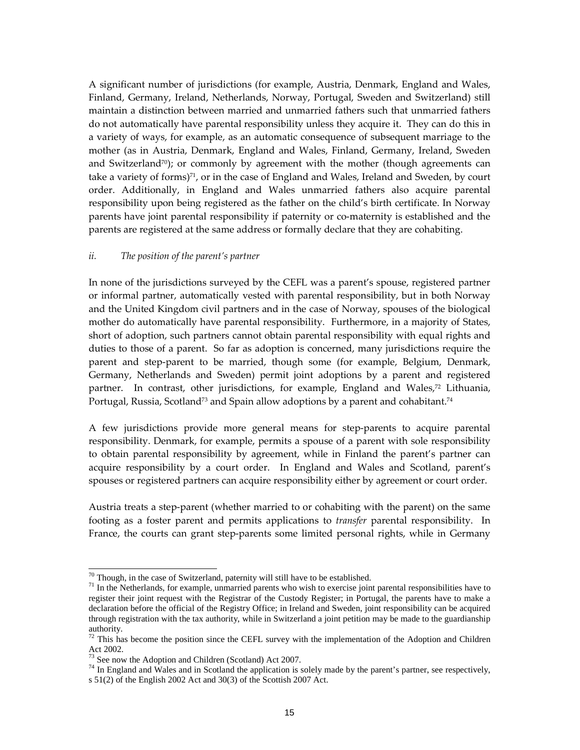A significant number of jurisdictions (for example, Austria, Denmark, England and Wales, Finland, Germany, Ireland, Netherlands, Norway, Portugal, Sweden and Switzerland) still maintain a distinction between married and unmarried fathers such that unmarried fathers do not automatically have parental responsibility unless they acquire it. They can do this in a variety of ways, for example, as an automatic consequence of subsequent marriage to the mother (as in Austria, Denmark, England and Wales, Finland, Germany, Ireland, Sweden and Switzerland[70]); or commonly by agreement with the mother (though agreements can take a variety of forms)[71], or in the case of England and Wales, Ireland and Sweden, by court order. Additionally, in England and Wales unmarried fathers also acquire parental responsibility upon being registered as the father on the child's birth certificate. In Norway parents have joint parental responsibility if paternity or co-maternity is established and the parents are registered at the same address or formally declare that they are cohabiting.

*ii. The position of the parent's partner*

In none of the jurisdictions surveyed by the CEFL was a parent's spouse, registered partner or informal partner, automatically vested with parental responsibility, but in both Norway and the United Kingdom civil partners and in the case of Norway, spouses of the biological mother do automatically have parental responsibility. Furthermore, in a majority of States, short of adoption, such partners cannot obtain parental responsibility with equal rights and duties to those of a parent. So far as adoption is concerned, many jurisdictions require the parent and step-parent to be married, though some (for example, Belgium, Denmark, Germany, Netherlands and Sweden) permit joint adoptions by a parent and registered partner. In contrast, other jurisdictions, for example, England and Wales,[72] Lithuania, Portugal, Russia, Scotland[73] and Spain allow adoptions by a parent and cohabitant.[74]

A few jurisdictions provide more general means for step-parents to acquire parental responsibility. Denmark, for example, permits a spouse of a parent with sole responsibility to obtain parental responsibility by agreement, while in Finland the parent's partner can acquire responsibility by a court order. In England and Wales and Scotland, parent's spouses or registered partners can acquire responsibility either by agreement or court order.

Austria treats a step-parent (whether married to or cohabiting with the parent) on the same footing as a foster parent and permits applications to *transfer* parental responsibility. In France, the courts can grant step-parents some limited personal rights, while in Germany

---

[70] Though, in the case of Switzerland, paternity will still have to be established.

[71] In the Netherlands, for example, unmarried parents who wish to exercise joint parental responsibilities have to register their joint request with the Registrar of the Custody Register; in Portugal, the parents have to make a declaration before the official of the Registry Office; in Ireland and Sweden, joint responsibility can be acquired through registration with the tax authority, while in Switzerland a joint petition may be made to the guardianship authority.

[72] This has become the position since the CEFL survey with the implementation of the Adoption and Children Act 2002.

[73] See now the Adoption and Children (Scotland) Act 2007.

[74] In England and Wales and in Scotland the application is solely made by the parent's partner, see respectively, s 51(2) of the English 2002 Act and 30(3) of the Scottish 2007 Act.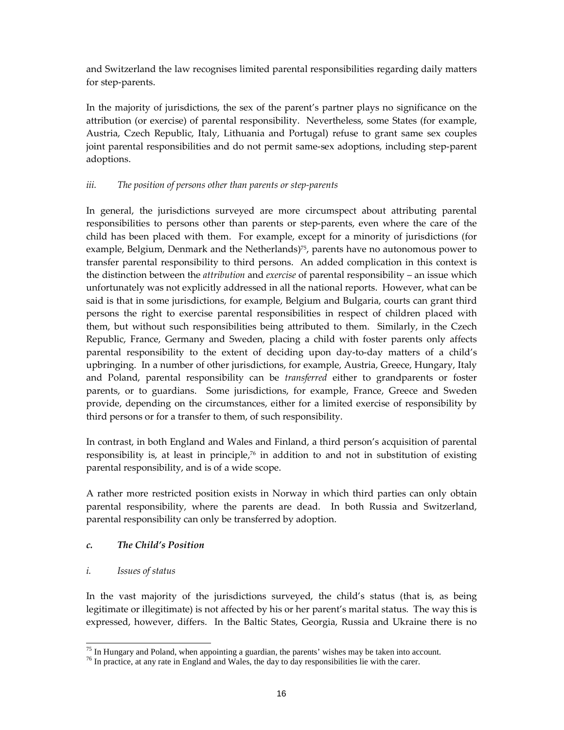and Switzerland the law recognises limited parental responsibilities regarding daily matters for step-parents.

In the majority of jurisdictions, the sex of the parent's partner plays no significance on the attribution (or exercise) of parental responsibility. Nevertheless, some States (for example, Austria, Czech Republic, Italy, Lithuania and Portugal) refuse to grant same sex couples joint parental responsibilities and do not permit same-sex adoptions, including step-parent adoptions.

#### *iii. The position of persons other than parents or step-parents*

In general, the jurisdictions surveyed are more circumspect about attributing parental responsibilities to persons other than parents or step-parents, even where the care of the child has been placed with them. For example, except for a minority of jurisdictions (for example, Belgium, Denmark and the Netherlands)[75], parents have no autonomous power to transfer parental responsibility to third persons. An added complication in this context is the distinction between the *attribution* and *exercise* of parental responsibility – an issue which unfortunately was not explicitly addressed in all the national reports. However, what can be said is that in some jurisdictions, for example, Belgium and Bulgaria, courts can grant third persons the right to exercise parental responsibilities in respect of children placed with them, but without such responsibilities being attributed to them. Similarly, in the Czech Republic, France, Germany and Sweden, placing a child with foster parents only affects parental responsibility to the extent of deciding upon day-to-day matters of a child's upbringing. In a number of other jurisdictions, for example, Austria, Greece, Hungary, Italy and Poland, parental responsibility can be *transferred* either to grandparents or foster parents, or to guardians. Some jurisdictions, for example, France, Greece and Sweden provide, depending on the circumstances, either for a limited exercise of responsibility by third persons or for a transfer to them, of such responsibility.

In contrast, in both England and Wales and Finland, a third person's acquisition of parental responsibility is, at least in principle,[76] in addition to and not in substitution of existing parental responsibility, and is of a wide scope.

A rather more restricted position exists in Norway in which third parties can only obtain parental responsibility, where the parents are dead. In both Russia and Switzerland, parental responsibility can only be transferred by adoption.

### *c. The Child's Position*

#### *i. Issues of status*

In the vast majority of the jurisdictions surveyed, the child's status (that is, as being legitimate or illegitimate) is not affected by his or her parent's marital status. The way this is expressed, however, differs. In the Baltic States, Georgia, Russia and Ukraine there is no

---

[75] In Hungary and Poland, when appointing a guardian, the parents' wishes may be taken into account.

[76] In practice, at any rate in England and Wales, the day to day responsibilities lie with the carer.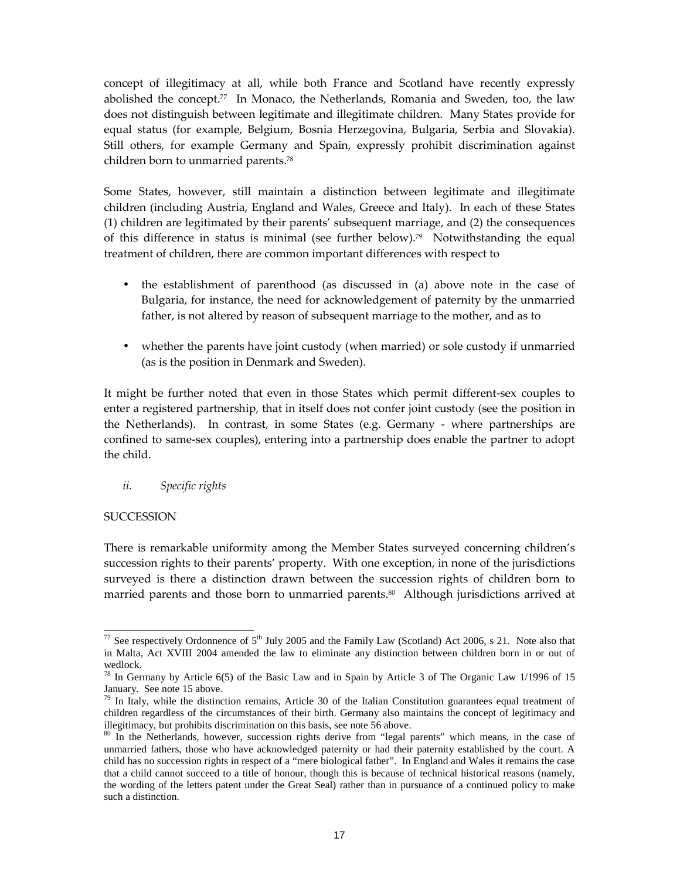concept of illegitimacy at all, while both France and Scotland have recently expressly abolished the concept.[77] In Monaco, the Netherlands, Romania and Sweden, too, the law does not distinguish between legitimate and illegitimate children. Many States provide for equal status (for example, Belgium, Bosnia Herzegovina, Bulgaria, Serbia and Slovakia). Still others, for example Germany and Spain, expressly prohibit discrimination against children born to unmarried parents.[78]

Some States, however, still maintain a distinction between legitimate and illegitimate children (including Austria, England and Wales, Greece and Italy). In each of these States (1) children are legitimated by their parents' subsequent marriage, and (2) the consequences of this difference in status is minimal (see further below).[79] Notwithstanding the equal treatment of children, there are common important differences with respect to

- the establishment of parenthood (as discussed in (a) above note in the case of Bulgaria, for instance, the need for acknowledgement of paternity by the unmarried father, is not altered by reason of subsequent marriage to the mother, and as to
- whether the parents have joint custody (when married) or sole custody if unmarried (as is the position in Denmark and Sweden).

It might be further noted that even in those States which permit different-sex couples to enter a registered partnership, that in itself does not confer joint custody (see the position in the Netherlands). In contrast, in some States (e.g. Germany - where partnerships are confined to same-sex couples), entering into a partnership does enable the partner to adopt the child.

*ii. Specific rights*

SUCCESSION

There is remarkable uniformity among the Member States surveyed concerning children's succession rights to their parents' property. With one exception, in none of the jurisdictions surveyed is there a distinction drawn between the succession rights of children born to married parents and those born to unmarried parents.[80] Although jurisdictions arrived at

---

[77] See respectively Ordonnence of 5th July 2005 and the Family Law (Scotland) Act 2006, s 21. Note also that in Malta, Act XVIII 2004 amended the law to eliminate any distinction between children born in or out of wedlock.

[78] In Germany by Article 6(5) of the Basic Law and in Spain by Article 3 of The Organic Law 1/1996 of 15 January. See note 15 above.

[79] In Italy, while the distinction remains, Article 30 of the Italian Constitution guarantees equal treatment of children regardless of the circumstances of their birth. Germany also maintains the concept of legitimacy and illegitimacy, but prohibits discrimination on this basis, see note 56 above.

[80] In the Netherlands, however, succession rights derive from "legal parents" which means, in the case of unmarried fathers, those who have acknowledged paternity or had their paternity established by the court. A child has no succession rights in respect of a "mere biological father". In England and Wales it remains the case that a child cannot succeed to a title of honour, though this is because of technical historical reasons (namely, the wording of the letters patent under the Great Seal) rather than in pursuance of a continued policy to make such a distinction.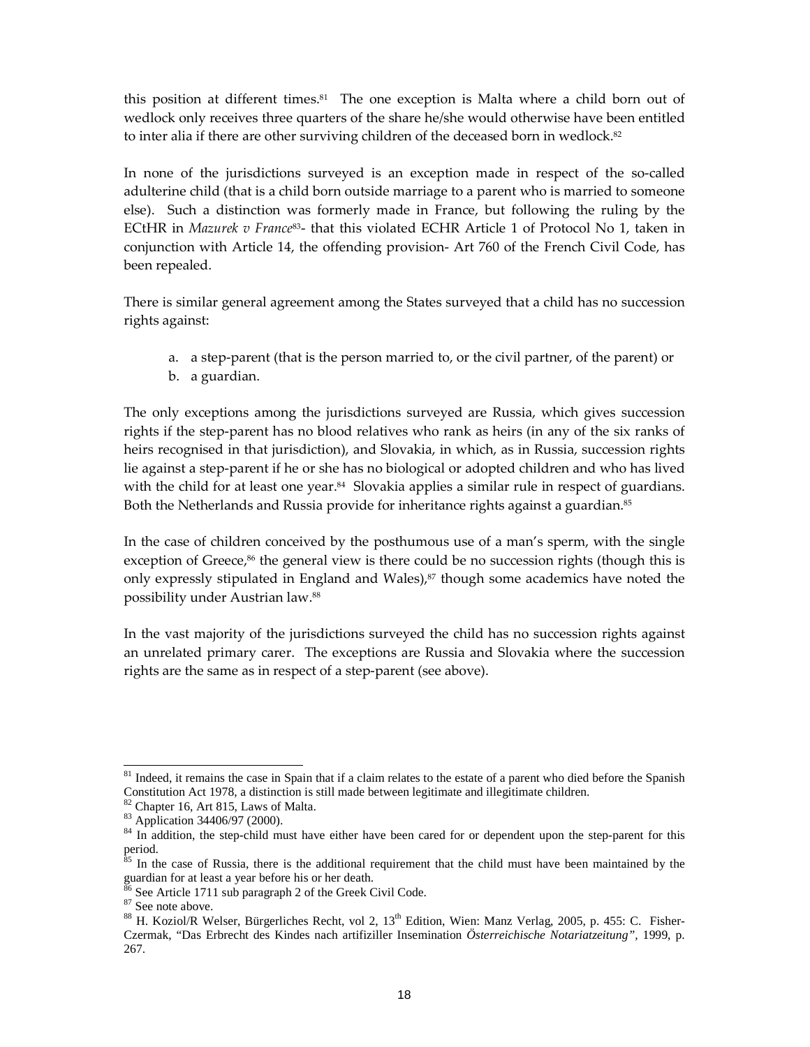this position at different times.[81] The one exception is Malta where a child born out of wedlock only receives three quarters of the share he/she would otherwise have been entitled to inter alia if there are other surviving children of the deceased born in wedlock.[82]

In none of the jurisdictions surveyed is an exception made in respect of the so-called adulterine child (that is a child born outside marriage to a parent who is married to someone else). Such a distinction was formerly made in France, but following the ruling by the ECtHR in *Mazurek v France*[83]- that this violated ECHR Article 1 of Protocol No 1, taken in conjunction with Article 14, the offending provision- Art 760 of the French Civil Code, has been repealed.

There is similar general agreement among the States surveyed that a child has no succession rights against:

a. a step-parent (that is the person married to, or the civil partner, of the parent) or
b. a guardian.

The only exceptions among the jurisdictions surveyed are Russia, which gives succession rights if the step-parent has no blood relatives who rank as heirs (in any of the six ranks of heirs recognised in that jurisdiction), and Slovakia, in which, as in Russia, succession rights lie against a step-parent if he or she has no biological or adopted children and who has lived with the child for at least one year.[84] Slovakia applies a similar rule in respect of guardians. Both the Netherlands and Russia provide for inheritance rights against a guardian.[85]

In the case of children conceived by the posthumous use of a man's sperm, with the single exception of Greece,[86] the general view is there could be no succession rights (though this is only expressly stipulated in England and Wales),[87] though some academics have noted the possibility under Austrian law.[88]

In the vast majority of the jurisdictions surveyed the child has no succession rights against an unrelated primary carer. The exceptions are Russia and Slovakia where the succession rights are the same as in respect of a step-parent (see above).

---

[81] Indeed, it remains the case in Spain that if a claim relates to the estate of a parent who died before the Spanish Constitution Act 1978, a distinction is still made between legitimate and illegitimate children.

[82] Chapter 16, Art 815, Laws of Malta.

[83] Application 34406/97 (2000).

[84] In addition, the step-child must have either have been cared for or dependent upon the step-parent for this period.

[85] In the case of Russia, there is the additional requirement that the child must have been maintained by the guardian for at least a year before his or her death.

[86] See Article 1711 sub paragraph 2 of the Greek Civil Code.

[87] See note above.

[88] H. Koziol/R Welser, Bürgerliches Recht, vol 2, 13th Edition, Wien: Manz Verlag, 2005, p. 455: C. Fisher-Czermak, "Das Erbrecht des Kindes nach artifiziller Insemination *Österreichische Notariatzeitung*", 1999, p. 267.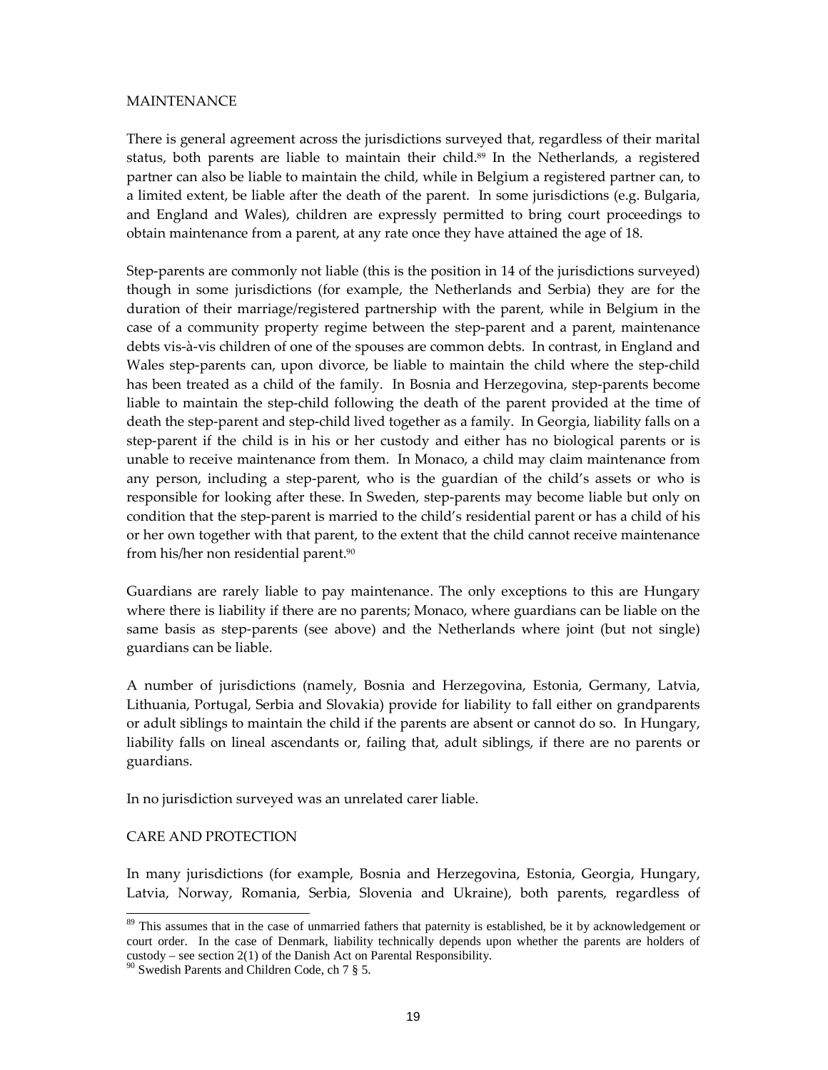## MAINTENANCE

There is general agreement across the jurisdictions surveyed that, regardless of their marital status, both parents are liable to maintain their child.[89] In the Netherlands, a registered partner can also be liable to maintain the child, while in Belgium a registered partner can, to a limited extent, be liable after the death of the parent. In some jurisdictions (e.g. Bulgaria, and England and Wales), children are expressly permitted to bring court proceedings to obtain maintenance from a parent, at any rate once they have attained the age of 18.

Step-parents are commonly not liable (this is the position in 14 of the jurisdictions surveyed) though in some jurisdictions (for example, the Netherlands and Serbia) they are for the duration of their marriage/registered partnership with the parent, while in Belgium in the case of a community property regime between the step-parent and a parent, maintenance debts vis-à-vis children of one of the spouses are common debts. In contrast, in England and Wales step-parents can, upon divorce, be liable to maintain the child where the step-child has been treated as a child of the family. In Bosnia and Herzegovina, step-parents become liable to maintain the step-child following the death of the parent provided at the time of death the step-parent and step-child lived together as a family. In Georgia, liability falls on a step-parent if the child is in his or her custody and either has no biological parents or is unable to receive maintenance from them. In Monaco, a child may claim maintenance from any person, including a step-parent, who is the guardian of the child's assets or who is responsible for looking after these. In Sweden, step-parents may become liable but only on condition that the step-parent is married to the child's residential parent or has a child of his or her own together with that parent, to the extent that the child cannot receive maintenance from his/her non residential parent.[90]

Guardians are rarely liable to pay maintenance. The only exceptions to this are Hungary where there is liability if there are no parents; Monaco, where guardians can be liable on the same basis as step-parents (see above) and the Netherlands where joint (but not single) guardians can be liable.

A number of jurisdictions (namely, Bosnia and Herzegovina, Estonia, Germany, Latvia, Lithuania, Portugal, Serbia and Slovakia) provide for liability to fall either on grandparents or adult siblings to maintain the child if the parents are absent or cannot do so. In Hungary, liability falls on lineal ascendants or, failing that, adult siblings, if there are no parents or guardians.

In no jurisdiction surveyed was an unrelated carer liable.

## CARE AND PROTECTION

In many jurisdictions (for example, Bosnia and Herzegovina, Estonia, Georgia, Hungary, Latvia, Norway, Romania, Serbia, Slovenia and Ukraine), both parents, regardless of

[89] This assumes that in the case of unmarried fathers that paternity is established, be it by acknowledgement or court order. In the case of Denmark, liability technically depends upon whether the parents are holders of custody – see section 2(1) of the Danish Act on Parental Responsibility.

[90] Swedish Parents and Children Code, ch 7 § 5.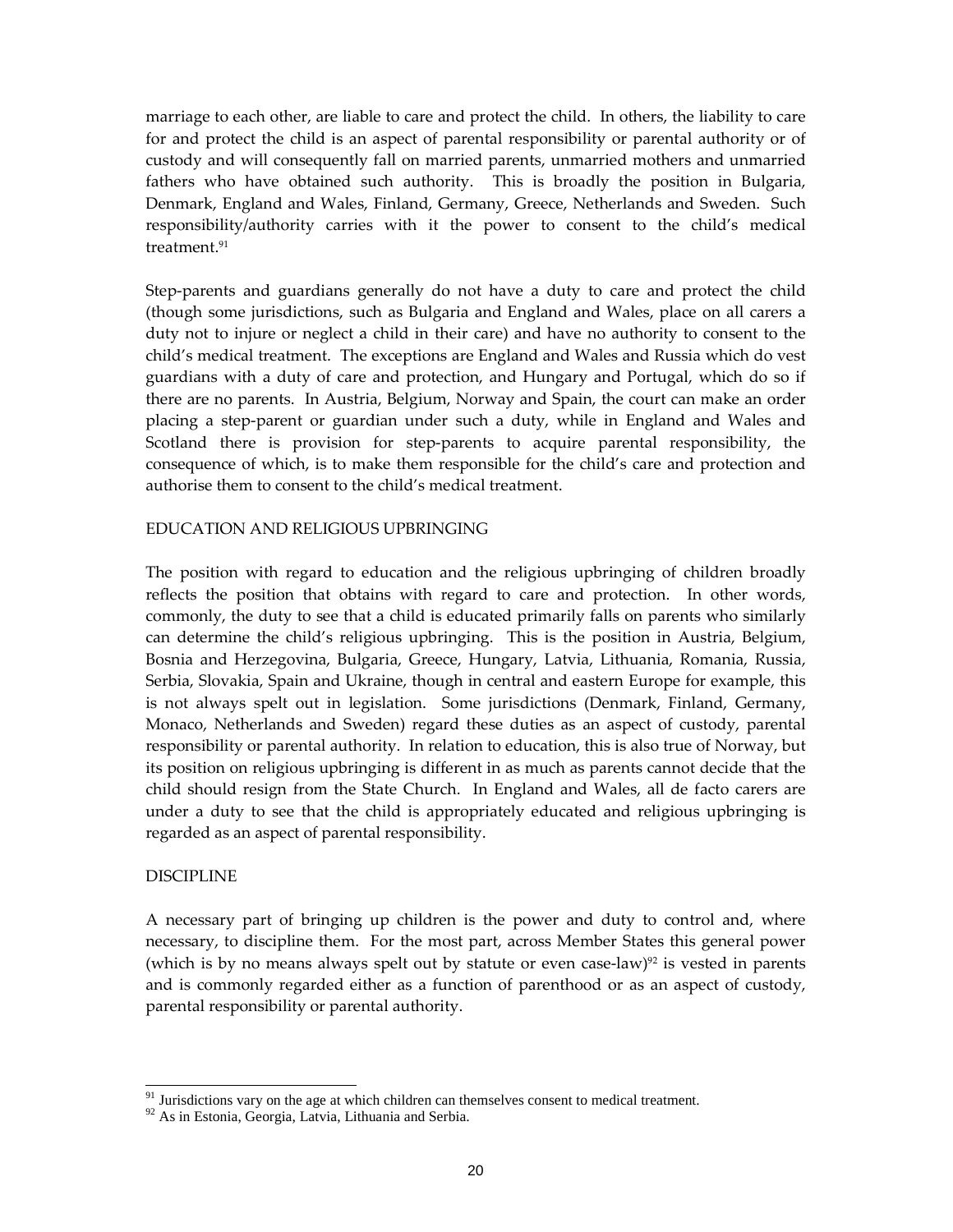marriage to each other, are liable to care and protect the child. In others, the liability to care for and protect the child is an aspect of parental responsibility or parental authority or of custody and will consequently fall on married parents, unmarried mothers and unmarried fathers who have obtained such authority. This is broadly the position in Bulgaria, Denmark, England and Wales, Finland, Germany, Greece, Netherlands and Sweden. Such responsibility/authority carries with it the power to consent to the child's medical treatment.[91]

Step-parents and guardians generally do not have a duty to care and protect the child (though some jurisdictions, such as Bulgaria and England and Wales, place on all carers a duty not to injure or neglect a child in their care) and have no authority to consent to the child's medical treatment. The exceptions are England and Wales and Russia which do vest guardians with a duty of care and protection, and Hungary and Portugal, which do so if there are no parents. In Austria, Belgium, Norway and Spain, the court can make an order placing a step-parent or guardian under such a duty, while in England and Wales and Scotland there is provision for step-parents to acquire parental responsibility, the consequence of which, is to make them responsible for the child's care and protection and authorise them to consent to the child's medical treatment.

## EDUCATION AND RELIGIOUS UPBRINGING

The position with regard to education and the religious upbringing of children broadly reflects the position that obtains with regard to care and protection. In other words, commonly, the duty to see that a child is educated primarily falls on parents who similarly can determine the child's religious upbringing. This is the position in Austria, Belgium, Bosnia and Herzegovina, Bulgaria, Greece, Hungary, Latvia, Lithuania, Romania, Russia, Serbia, Slovakia, Spain and Ukraine, though in central and eastern Europe for example, this is not always spelt out in legislation. Some jurisdictions (Denmark, Finland, Germany, Monaco, Netherlands and Sweden) regard these duties as an aspect of custody, parental responsibility or parental authority. In relation to education, this is also true of Norway, but its position on religious upbringing is different in as much as parents cannot decide that the child should resign from the State Church. In England and Wales, all de facto carers are under a duty to see that the child is appropriately educated and religious upbringing is regarded as an aspect of parental responsibility.

## DISCIPLINE

A necessary part of bringing up children is the power and duty to control and, where necessary, to discipline them. For the most part, across Member States this general power (which is by no means always spelt out by statute or even case-law)[92] is vested in parents and is commonly regarded either as a function of parenthood or as an aspect of custody, parental responsibility or parental authority.

---

[91] Jurisdictions vary on the age at which children can themselves consent to medical treatment.

[92] As in Estonia, Georgia, Latvia, Lithuania and Serbia.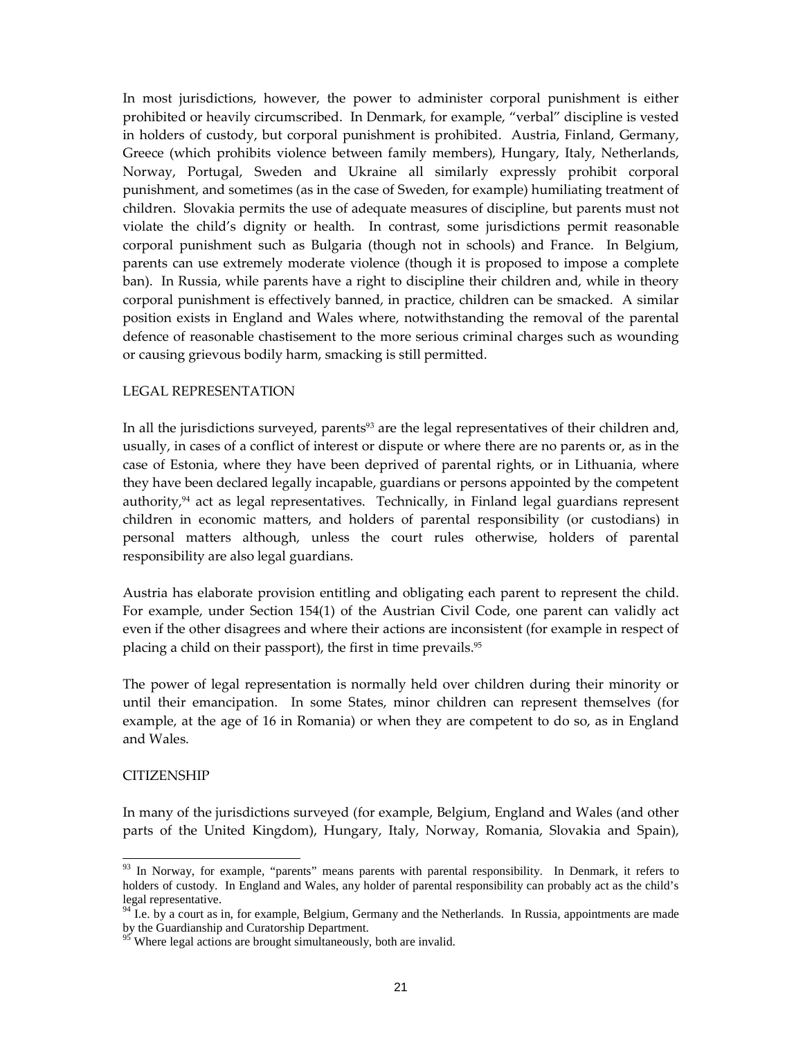In most jurisdictions, however, the power to administer corporal punishment is either prohibited or heavily circumscribed. In Denmark, for example, "verbal" discipline is vested in holders of custody, but corporal punishment is prohibited. Austria, Finland, Germany, Greece (which prohibits violence between family members), Hungary, Italy, Netherlands, Norway, Portugal, Sweden and Ukraine all similarly expressly prohibit corporal punishment, and sometimes (as in the case of Sweden, for example) humiliating treatment of children. Slovakia permits the use of adequate measures of discipline, but parents must not violate the child's dignity or health. In contrast, some jurisdictions permit reasonable corporal punishment such as Bulgaria (though not in schools) and France. In Belgium, parents can use extremely moderate violence (though it is proposed to impose a complete ban). In Russia, while parents have a right to discipline their children and, while in theory corporal punishment is effectively banned, in practice, children can be smacked. A similar position exists in England and Wales where, notwithstanding the removal of the parental defence of reasonable chastisement to the more serious criminal charges such as wounding or causing grievous bodily harm, smacking is still permitted.

## LEGAL REPRESENTATION

In all the jurisdictions surveyed, parents[93] are the legal representatives of their children and, usually, in cases of a conflict of interest or dispute or where there are no parents or, as in the case of Estonia, where they have been deprived of parental rights, or in Lithuania, where they have been declared legally incapable, guardians or persons appointed by the competent authority,[94] act as legal representatives. Technically, in Finland legal guardians represent children in economic matters, and holders of parental responsibility (or custodians) in personal matters although, unless the court rules otherwise, holders of parental responsibility are also legal guardians.

Austria has elaborate provision entitling and obligating each parent to represent the child. For example, under Section 154(1) of the Austrian Civil Code, one parent can validly act even if the other disagrees and where their actions are inconsistent (for example in respect of placing a child on their passport), the first in time prevails.[95]

The power of legal representation is normally held over children during their minority or until their emancipation. In some States, minor children can represent themselves (for example, at the age of 16 in Romania) or when they are competent to do so, as in England and Wales.

## CITIZENSHIP

In many of the jurisdictions surveyed (for example, Belgium, England and Wales (and other parts of the United Kingdom), Hungary, Italy, Norway, Romania, Slovakia and Spain),

---

[93] In Norway, for example, "parents" means parents with parental responsibility. In Denmark, it refers to holders of custody. In England and Wales, any holder of parental responsibility can probably act as the child's legal representative.

[94] I.e. by a court as in, for example, Belgium, Germany and the Netherlands. In Russia, appointments are made by the Guardianship and Curatorship Department.

[95] Where legal actions are brought simultaneously, both are invalid.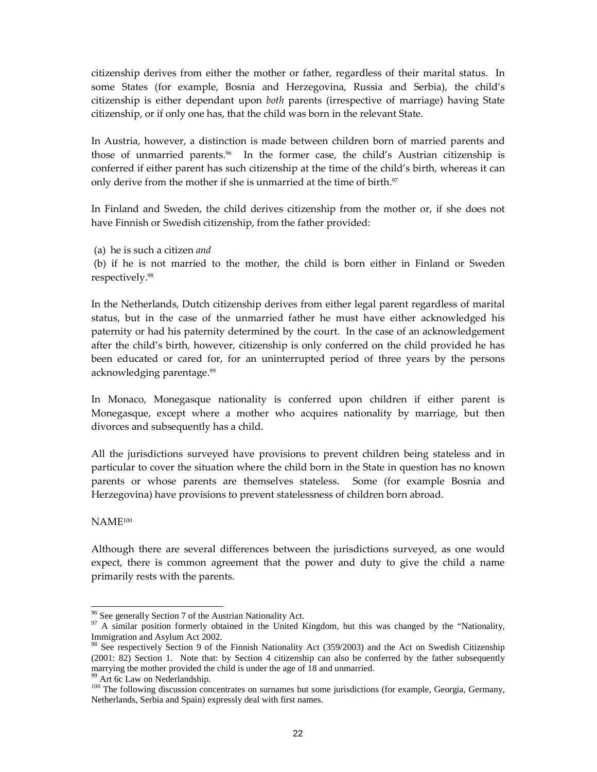citizenship derives from either the mother or father, regardless of their marital status. In some States (for example, Bosnia and Herzegovina, Russia and Serbia), the child's citizenship is either dependant upon *both* parents (irrespective of marriage) having State citizenship, or if only one has, that the child was born in the relevant State.

In Austria, however, a distinction is made between children born of married parents and those of unmarried parents.[96] In the former case, the child's Austrian citizenship is conferred if either parent has such citizenship at the time of the child's birth, whereas it can only derive from the mother if she is unmarried at the time of birth.[97]

In Finland and Sweden, the child derives citizenship from the mother or, if she does not have Finnish or Swedish citizenship, from the father provided:

(a) he is such a citizen *and*

(b) if he is not married to the mother, the child is born either in Finland or Sweden respectively.[98]

In the Netherlands, Dutch citizenship derives from either legal parent regardless of marital status, but in the case of the unmarried father he must have either acknowledged his paternity or had his paternity determined by the court. In the case of an acknowledgement after the child's birth, however, citizenship is only conferred on the child provided he has been educated or cared for, for an uninterrupted period of three years by the persons acknowledging parentage.[99]

In Monaco, Monegasque nationality is conferred upon children if either parent is Monegasque, except where a mother who acquires nationality by marriage, but then divorces and subsequently has a child.

All the jurisdictions surveyed have provisions to prevent children being stateless and in particular to cover the situation where the child born in the State in question has no known parents or whose parents are themselves stateless. Some (for example Bosnia and Herzegovina) have provisions to prevent statelessness of children born abroad.

NAME[100]

Although there are several differences between the jurisdictions surveyed, as one would expect, there is common agreement that the power and duty to give the child a name primarily rests with the parents.

---

[96] See generally Section 7 of the Austrian Nationality Act.

[97] A similar position formerly obtained in the United Kingdom, but this was changed by the "Nationality, Immigration and Asylum Act 2002.

[98] See respectively Section 9 of the Finnish Nationality Act (359/2003) and the Act on Swedish Citizenship (2001: 82) Section 1. Note that: by Section 4 citizenship can also be conferred by the father subsequently marrying the mother provided the child is under the age of 18 and unmarried.

[99] Art 6c Law on Nederlandship.

[100] The following discussion concentrates on surnames but some jurisdictions (for example, Georgia, Germany, Netherlands, Serbia and Spain) expressly deal with first names.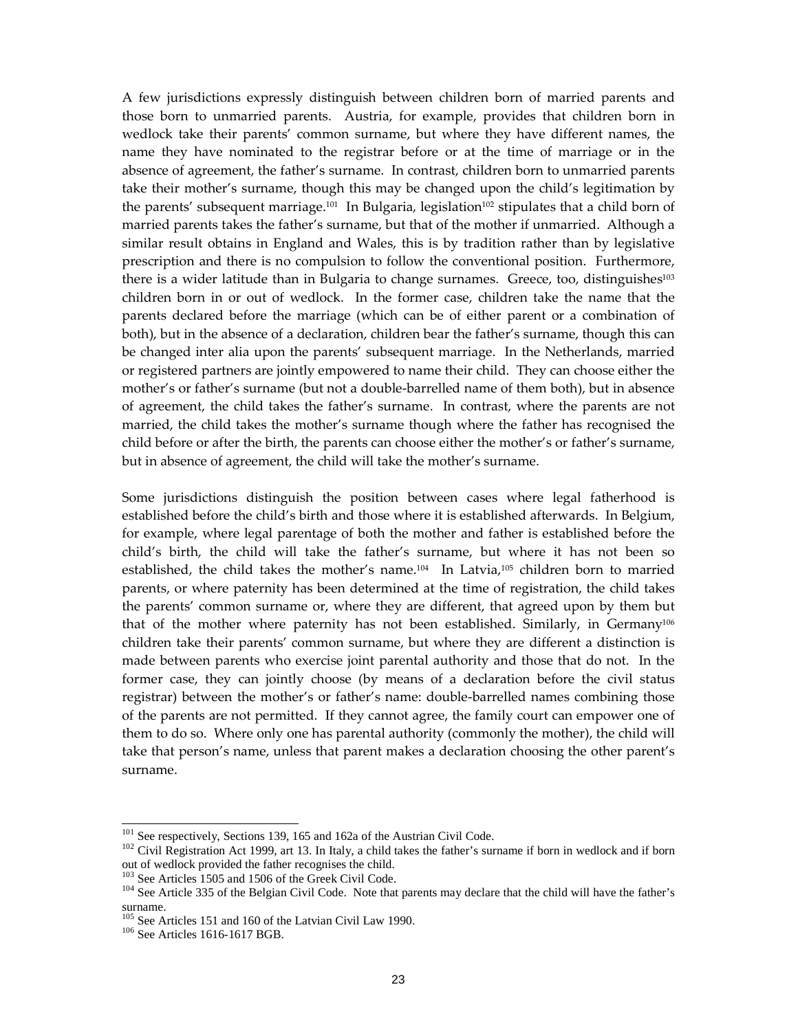A few jurisdictions expressly distinguish between children born of married parents and those born to unmarried parents. Austria, for example, provides that children born in wedlock take their parents' common surname, but where they have different names, the name they have nominated to the registrar before or at the time of marriage or in the absence of agreement, the father's surname. In contrast, children born to unmarried parents take their mother's surname, though this may be changed upon the child's legitimation by the parents' subsequent marriage.[101] In Bulgaria, legislation[102] stipulates that a child born of married parents takes the father's surname, but that of the mother if unmarried. Although a similar result obtains in England and Wales, this is by tradition rather than by legislative prescription and there is no compulsion to follow the conventional position. Furthermore, there is a wider latitude than in Bulgaria to change surnames. Greece, too, distinguishes[103] children born in or out of wedlock. In the former case, children take the name that the parents declared before the marriage (which can be of either parent or a combination of both), but in the absence of a declaration, children bear the father's surname, though this can be changed inter alia upon the parents' subsequent marriage. In the Netherlands, married or registered partners are jointly empowered to name their child. They can choose either the mother's or father's surname (but not a double-barrelled name of them both), but in absence of agreement, the child takes the father's surname. In contrast, where the parents are not married, the child takes the mother's surname though where the father has recognised the child before or after the birth, the parents can choose either the mother's or father's surname, but in absence of agreement, the child will take the mother's surname.

Some jurisdictions distinguish the position between cases where legal fatherhood is established before the child's birth and those where it is established afterwards. In Belgium, for example, where legal parentage of both the mother and father is established before the child's birth, the child will take the father's surname, but where it has not been so established, the child takes the mother's name.[104] In Latvia,[105] children born to married parents, or where paternity has been determined at the time of registration, the child takes the parents' common surname or, where they are different, that agreed upon by them but that of the mother where paternity has not been established. Similarly, in Germany[106] children take their parents' common surname, but where they are different a distinction is made between parents who exercise joint parental authority and those that do not. In the former case, they can jointly choose (by means of a declaration before the civil status registrar) between the mother's or father's name: double-barrelled names combining those of the parents are not permitted. If they cannot agree, the family court can empower one of them to do so. Where only one has parental authority (commonly the mother), the child will take that person's name, unless that parent makes a declaration choosing the other parent's surname.

---

[101] See respectively, Sections 139, 165 and 162a of the Austrian Civil Code.

[102] Civil Registration Act 1999, art 13. In Italy, a child takes the father's surname if born in wedlock and if born out of wedlock provided the father recognises the child.

[103] See Articles 1505 and 1506 of the Greek Civil Code.

[104] See Article 335 of the Belgian Civil Code. Note that parents may declare that the child will have the father's surname.

[105] See Articles 151 and 160 of the Latvian Civil Law 1990.

[106] See Articles 1616-1617 BGB.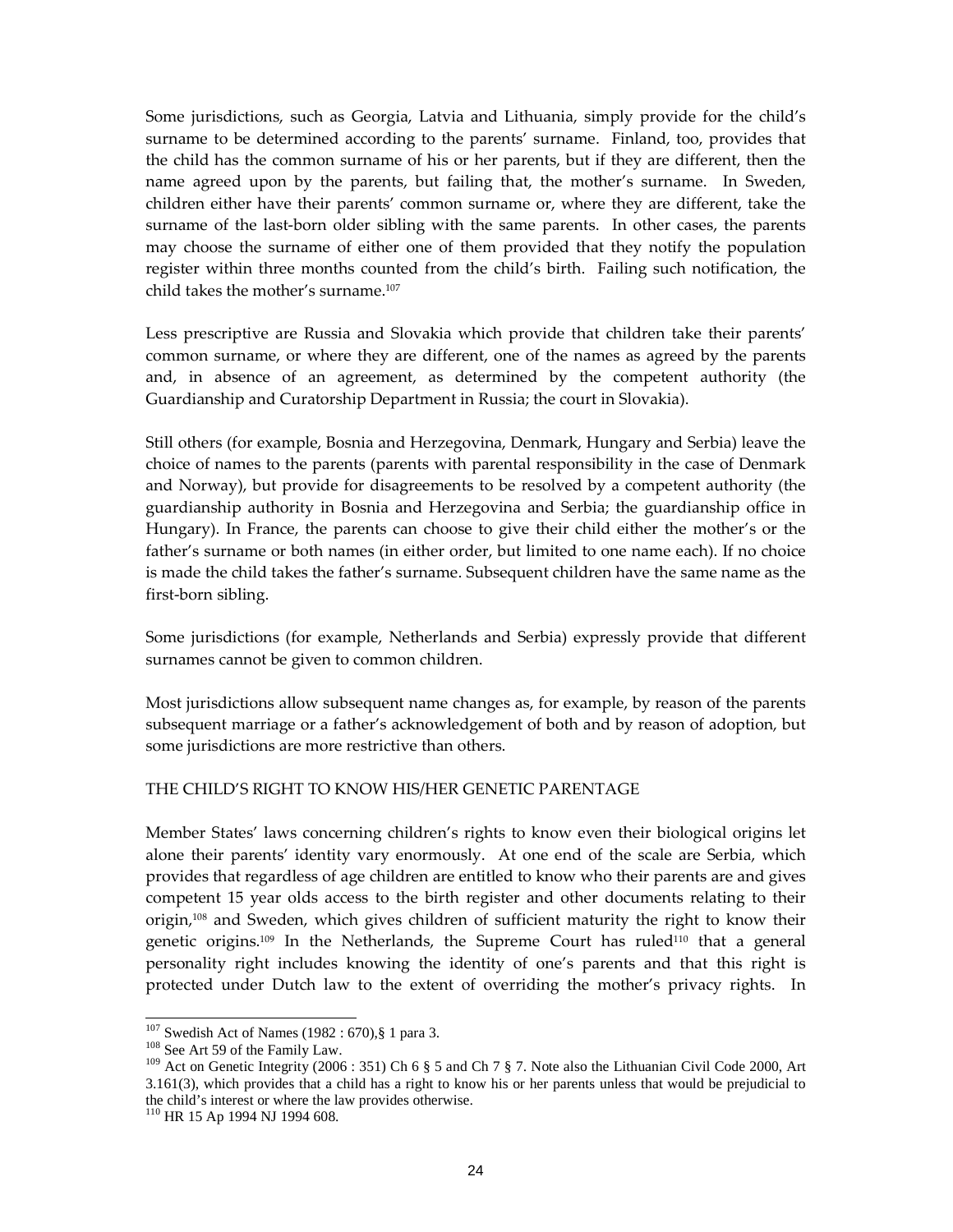Some jurisdictions, such as Georgia, Latvia and Lithuania, simply provide for the child's surname to be determined according to the parents' surname. Finland, too, provides that the child has the common surname of his or her parents, but if they are different, then the name agreed upon by the parents, but failing that, the mother's surname. In Sweden, children either have their parents' common surname or, where they are different, take the surname of the last-born older sibling with the same parents. In other cases, the parents may choose the surname of either one of them provided that they notify the population register within three months counted from the child's birth. Failing such notification, the child takes the mother's surname.[107]

Less prescriptive are Russia and Slovakia which provide that children take their parents' common surname, or where they are different, one of the names as agreed by the parents and, in absence of an agreement, as determined by the competent authority (the Guardianship and Curatorship Department in Russia; the court in Slovakia).

Still others (for example, Bosnia and Herzegovina, Denmark, Hungary and Serbia) leave the choice of names to the parents (parents with parental responsibility in the case of Denmark and Norway), but provide for disagreements to be resolved by a competent authority (the guardianship authority in Bosnia and Herzegovina and Serbia; the guardianship office in Hungary). In France, the parents can choose to give their child either the mother's or the father's surname or both names (in either order, but limited to one name each). If no choice is made the child takes the father's surname. Subsequent children have the same name as the first-born sibling.

Some jurisdictions (for example, Netherlands and Serbia) expressly provide that different surnames cannot be given to common children.

Most jurisdictions allow subsequent name changes as, for example, by reason of the parents subsequent marriage or a father's acknowledgement of both and by reason of adoption, but some jurisdictions are more restrictive than others.

## THE CHILD'S RIGHT TO KNOW HIS/HER GENETIC PARENTAGE

Member States' laws concerning children's rights to know even their biological origins let alone their parents' identity vary enormously. At one end of the scale are Serbia, which provides that regardless of age children are entitled to know who their parents are and gives competent 15 year olds access to the birth register and other documents relating to their origin,[108] and Sweden, which gives children of sufficient maturity the right to know their genetic origins.[109] In the Netherlands, the Supreme Court has ruled[110] that a general personality right includes knowing the identity of one's parents and that this right is protected under Dutch law to the extent of overriding the mother's privacy rights. In

---

[107] Swedish Act of Names (1982 : 670),§ 1 para 3.

[108] See Art 59 of the Family Law.

[109] Act on Genetic Integrity (2006 : 351) Ch 6 § 5 and Ch 7 § 7. Note also the Lithuanian Civil Code 2000, Art 3.161(3), which provides that a child has a right to know his or her parents unless that would be prejudicial to the child's interest or where the law provides otherwise.

[110] HR 15 Ap 1994 NJ 1994 608.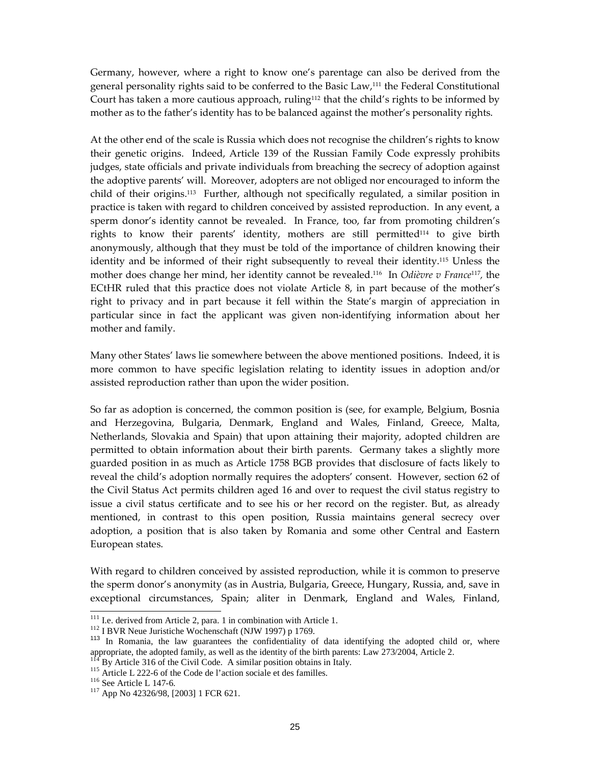Germany, however, where a right to know one's parentage can also be derived from the general personality rights said to be conferred to the Basic Law,[111] the Federal Constitutional Court has taken a more cautious approach, ruling[112] that the child's rights to be informed by mother as to the father's identity has to be balanced against the mother's personality rights.

At the other end of the scale is Russia which does not recognise the children's rights to know their genetic origins. Indeed, Article 139 of the Russian Family Code expressly prohibits judges, state officials and private individuals from breaching the secrecy of adoption against the adoptive parents' will. Moreover, adopters are not obliged nor encouraged to inform the child of their origins.[113] Further, although not specifically regulated, a similar position in practice is taken with regard to children conceived by assisted reproduction. In any event, a sperm donor's identity cannot be revealed. In France, too, far from promoting children's rights to know their parents' identity, mothers are still permitted[114] to give birth anonymously, although that they must be told of the importance of children knowing their identity and be informed of their right subsequently to reveal their identity.[115] Unless the mother does change her mind, her identity cannot be revealed.[116] In *Odièvre v France*[117], the ECtHR ruled that this practice does not violate Article 8, in part because of the mother's right to privacy and in part because it fell within the State's margin of appreciation in particular since in fact the applicant was given non-identifying information about her mother and family.

Many other States' laws lie somewhere between the above mentioned positions. Indeed, it is more common to have specific legislation relating to identity issues in adoption and/or assisted reproduction rather than upon the wider position.

So far as adoption is concerned, the common position is (see, for example, Belgium, Bosnia and Herzegovina, Bulgaria, Denmark, England and Wales, Finland, Greece, Malta, Netherlands, Slovakia and Spain) that upon attaining their majority, adopted children are permitted to obtain information about their birth parents. Germany takes a slightly more guarded position in as much as Article 1758 BGB provides that disclosure of facts likely to reveal the child's adoption normally requires the adopters' consent. However, section 62 of the Civil Status Act permits children aged 16 and over to request the civil status registry to issue a civil status certificate and to see his or her record on the register. But, as already mentioned, in contrast to this open position, Russia maintains general secrecy over adoption, a position that is also taken by Romania and some other Central and Eastern European states.

With regard to children conceived by assisted reproduction, while it is common to preserve the sperm donor's anonymity (as in Austria, Bulgaria, Greece, Hungary, Russia, and, save in exceptional circumstances, Spain; aliter in Denmark, England and Wales, Finland,

---

[111] I.e. derived from Article 2, para. 1 in combination with Article 1.

[112] I BVR Neue Juristiche Wochenschaft (NJW 1997) p 1769.

[113] In Romania, the law guarantees the confidentiality of data identifying the adopted child or, where appropriate, the adopted family, as well as the identity of the birth parents: Law 273/2004, Article 2.

[114] By Article 316 of the Civil Code. A similar position obtains in Italy.

[115] Article L 222-6 of the Code de l'action sociale et des familles.

[116] See Article L 147-6.

[117] App No 42326/98, [2003] 1 FCR 621.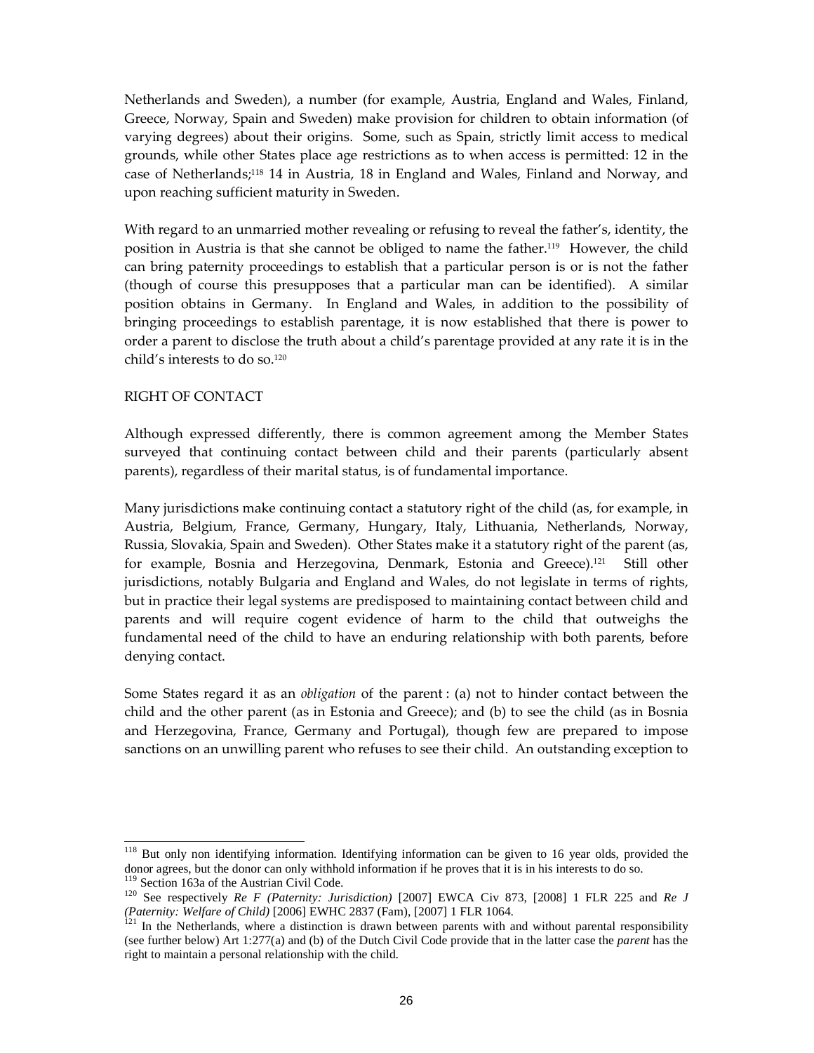Netherlands and Sweden), a number (for example, Austria, England and Wales, Finland, Greece, Norway, Spain and Sweden) make provision for children to obtain information (of varying degrees) about their origins. Some, such as Spain, strictly limit access to medical grounds, while other States place age restrictions as to when access is permitted: 12 in the case of Netherlands;[118] 14 in Austria, 18 in England and Wales, Finland and Norway, and upon reaching sufficient maturity in Sweden.

With regard to an unmarried mother revealing or refusing to reveal the father's, identity, the position in Austria is that she cannot be obliged to name the father.[119] However, the child can bring paternity proceedings to establish that a particular person is or is not the father (though of course this presupposes that a particular man can be identified). A similar position obtains in Germany. In England and Wales, in addition to the possibility of bringing proceedings to establish parentage, it is now established that there is power to order a parent to disclose the truth about a child's parentage provided at any rate it is in the child's interests to do so.[120]

RIGHT OF CONTACT

Although expressed differently, there is common agreement among the Member States surveyed that continuing contact between child and their parents (particularly absent parents), regardless of their marital status, is of fundamental importance.

Many jurisdictions make continuing contact a statutory right of the child (as, for example, in Austria, Belgium, France, Germany, Hungary, Italy, Lithuania, Netherlands, Norway, Russia, Slovakia, Spain and Sweden). Other States make it a statutory right of the parent (as, for example, Bosnia and Herzegovina, Denmark, Estonia and Greece).[121] Still other jurisdictions, notably Bulgaria and England and Wales, do not legislate in terms of rights, but in practice their legal systems are predisposed to maintaining contact between child and parents and will require cogent evidence of harm to the child that outweighs the fundamental need of the child to have an enduring relationship with both parents, before denying contact.

Some States regard it as an *obligation* of the parent : (a) not to hinder contact between the child and the other parent (as in Estonia and Greece); and (b) to see the child (as in Bosnia and Herzegovina, France, Germany and Portugal), though few are prepared to impose sanctions on an unwilling parent who refuses to see their child. An outstanding exception to

---

[118] But only non identifying information. Identifying information can be given to 16 year olds, provided the donor agrees, but the donor can only withhold information if he proves that it is in his interests to do so.

[119] Section 163a of the Austrian Civil Code.

[120] See respectively *Re F (Paternity: Jurisdiction)* [2007] EWCA Civ 873, [2008] 1 FLR 225 and *Re J (Paternity: Welfare of Child)* [2006] EWHC 2837 (Fam), [2007] 1 FLR 1064.

[121] In the Netherlands, where a distinction is drawn between parents with and without parental responsibility (see further below) Art 1:277(a) and (b) of the Dutch Civil Code provide that in the latter case the *parent* has the right to maintain a personal relationship with the child.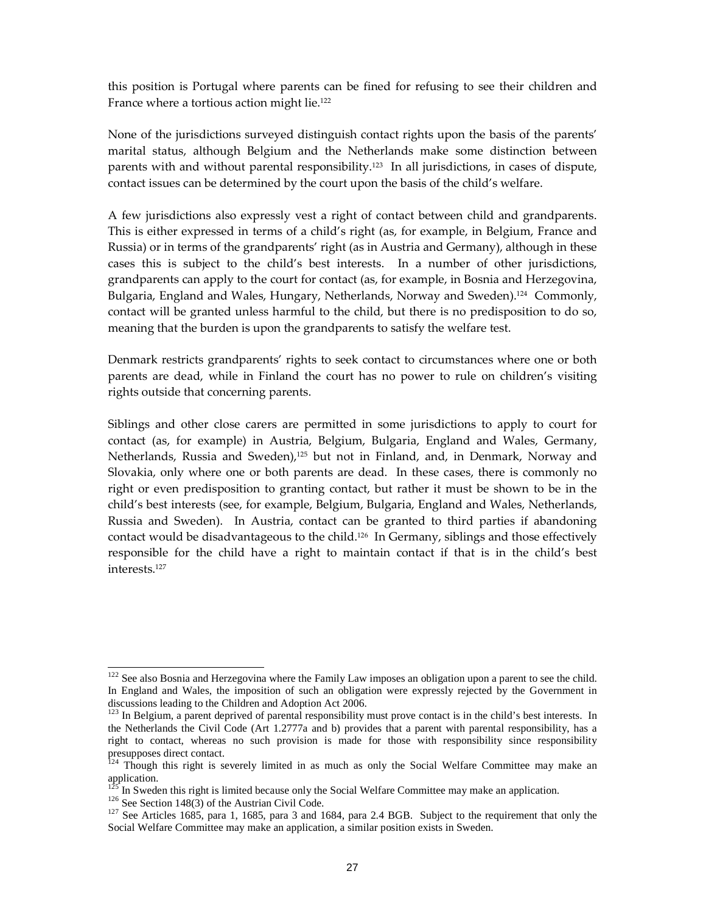this position is Portugal where parents can be fined for refusing to see their children and France where a tortious action might lie.[122]

None of the jurisdictions surveyed distinguish contact rights upon the basis of the parents' marital status, although Belgium and the Netherlands make some distinction between parents with and without parental responsibility.[123] In all jurisdictions, in cases of dispute, contact issues can be determined by the court upon the basis of the child's welfare.

A few jurisdictions also expressly vest a right of contact between child and grandparents. This is either expressed in terms of a child's right (as, for example, in Belgium, France and Russia) or in terms of the grandparents' right (as in Austria and Germany), although in these cases this is subject to the child's best interests. In a number of other jurisdictions, grandparents can apply to the court for contact (as, for example, in Bosnia and Herzegovina, Bulgaria, England and Wales, Hungary, Netherlands, Norway and Sweden).[124] Commonly, contact will be granted unless harmful to the child, but there is no predisposition to do so, meaning that the burden is upon the grandparents to satisfy the welfare test.

Denmark restricts grandparents' rights to seek contact to circumstances where one or both parents are dead, while in Finland the court has no power to rule on children's visiting rights outside that concerning parents.

Siblings and other close carers are permitted in some jurisdictions to apply to court for contact (as, for example) in Austria, Belgium, Bulgaria, England and Wales, Germany, Netherlands, Russia and Sweden),[125] but not in Finland, and, in Denmark, Norway and Slovakia, only where one or both parents are dead. In these cases, there is commonly no right or even predisposition to granting contact, but rather it must be shown to be in the child's best interests (see, for example, Belgium, Bulgaria, England and Wales, Netherlands, Russia and Sweden). In Austria, contact can be granted to third parties if abandoning contact would be disadvantageous to the child.[126] In Germany, siblings and those effectively responsible for the child have a right to maintain contact if that is in the child's best interests.[127]

---

[122] See also Bosnia and Herzegovina where the Family Law imposes an obligation upon a parent to see the child. In England and Wales, the imposition of such an obligation were expressly rejected by the Government in discussions leading to the Children and Adoption Act 2006.

[123] In Belgium, a parent deprived of parental responsibility must prove contact is in the child's best interests. In the Netherlands the Civil Code (Art 1.2777a and b) provides that a parent with parental responsibility, has a right to contact, whereas no such provision is made for those with responsibility since responsibility presupposes direct contact.

[124] Though this right is severely limited in as much as only the Social Welfare Committee may make an application.

[125] In Sweden this right is limited because only the Social Welfare Committee may make an application.

[126] See Section 148(3) of the Austrian Civil Code.

[127] See Articles 1685, para 1, 1685, para 3 and 1684, para 2.4 BGB. Subject to the requirement that only the Social Welfare Committee may make an application, a similar position exists in Sweden.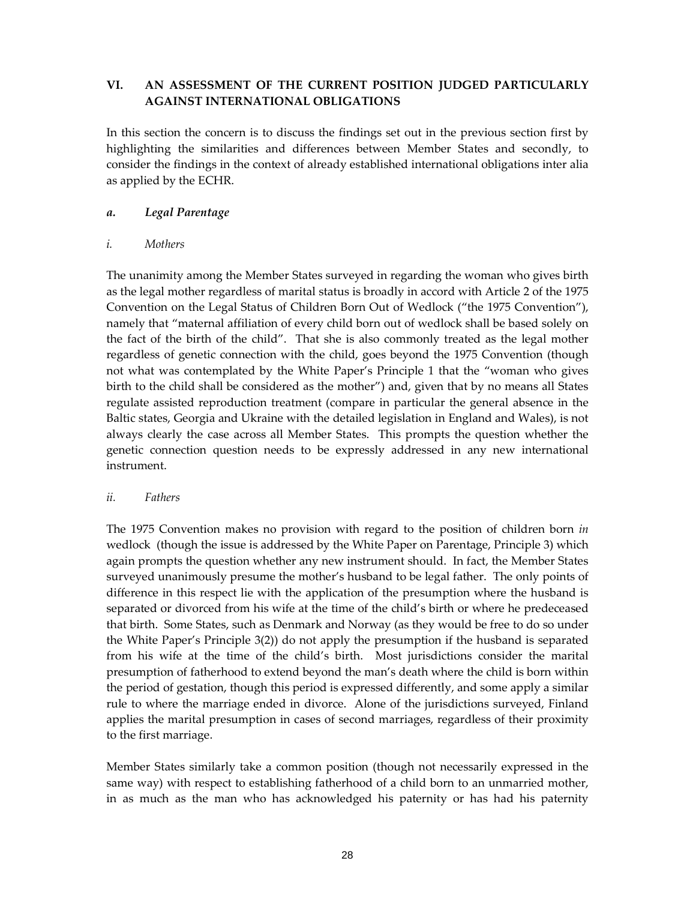## VI. AN ASSESSMENT OF THE CURRENT POSITION JUDGED PARTICULARLY AGAINST INTERNATIONAL OBLIGATIONS

In this section the concern is to discuss the findings set out in the previous section first by highlighting the similarities and differences between Member States and secondly, to consider the findings in the context of already established international obligations inter alia as applied by the ECHR.

### *a. Legal Parentage*

#### *i. Mothers*

The unanimity among the Member States surveyed in regarding the woman who gives birth as the legal mother regardless of marital status is broadly in accord with Article 2 of the 1975 Convention on the Legal Status of Children Born Out of Wedlock ("the 1975 Convention"), namely that "maternal affiliation of every child born out of wedlock shall be based solely on the fact of the birth of the child". That she is also commonly treated as the legal mother regardless of genetic connection with the child, goes beyond the 1975 Convention (though not what was contemplated by the White Paper's Principle 1 that the "woman who gives birth to the child shall be considered as the mother") and, given that by no means all States regulate assisted reproduction treatment (compare in particular the general absence in the Baltic states, Georgia and Ukraine with the detailed legislation in England and Wales), is not always clearly the case across all Member States. This prompts the question whether the genetic connection question needs to be expressly addressed in any new international instrument.

#### *ii. Fathers*

The 1975 Convention makes no provision with regard to the position of children born *in* wedlock (though the issue is addressed by the White Paper on Parentage, Principle 3) which again prompts the question whether any new instrument should. In fact, the Member States surveyed unanimously presume the mother's husband to be legal father. The only points of difference in this respect lie with the application of the presumption where the husband is separated or divorced from his wife at the time of the child's birth or where he predeceased that birth. Some States, such as Denmark and Norway (as they would be free to do so under the White Paper's Principle 3(2)) do not apply the presumption if the husband is separated from his wife at the time of the child's birth. Most jurisdictions consider the marital presumption of fatherhood to extend beyond the man's death where the child is born within the period of gestation, though this period is expressed differently, and some apply a similar rule to where the marriage ended in divorce. Alone of the jurisdictions surveyed, Finland applies the marital presumption in cases of second marriages, regardless of their proximity to the first marriage.

Member States similarly take a common position (though not necessarily expressed in the same way) with respect to establishing fatherhood of a child born to an unmarried mother, in as much as the man who has acknowledged his paternity or has had his paternity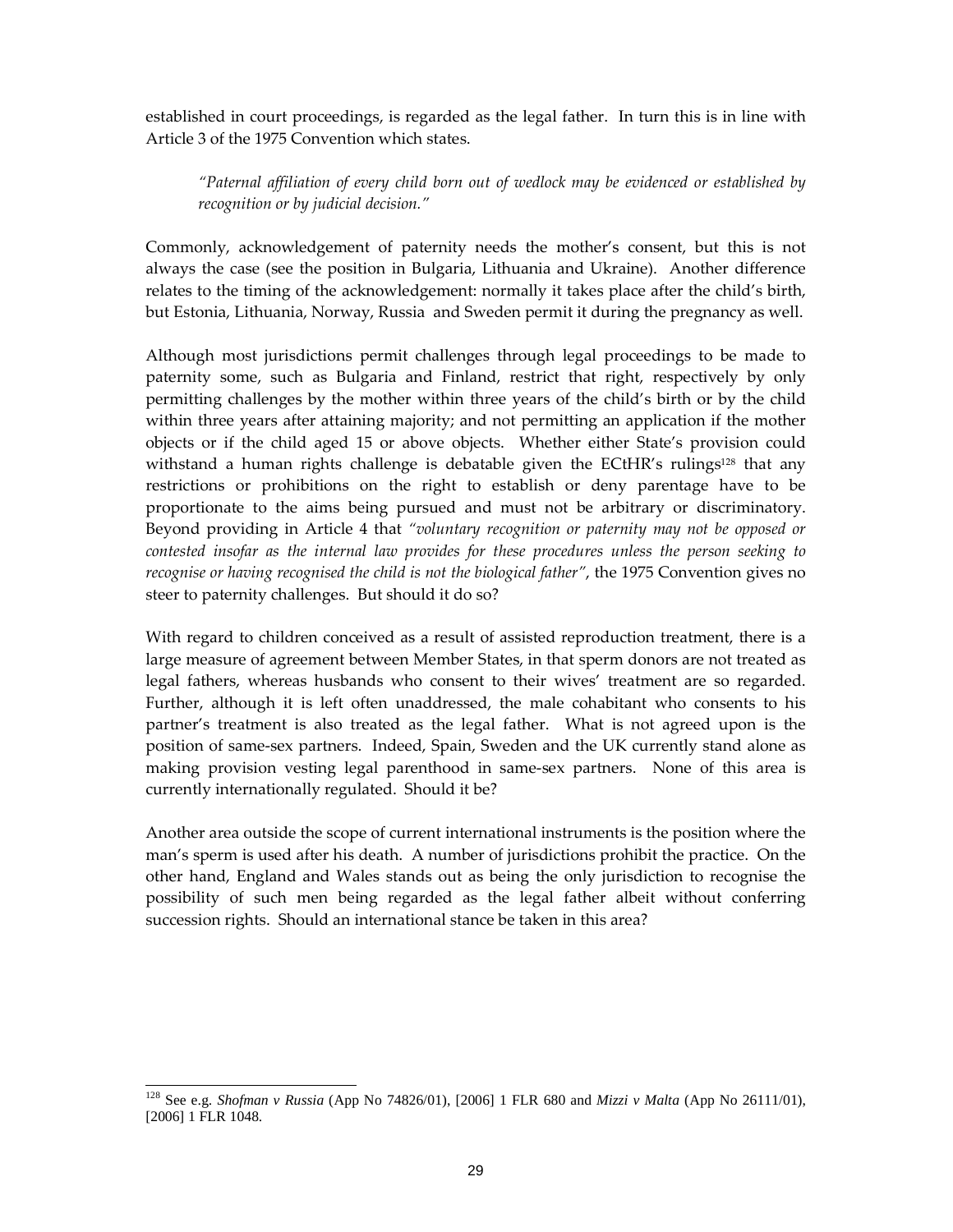established in court proceedings, is regarded as the legal father. In turn this is in line with Article 3 of the 1975 Convention which states.

> *"Paternal affiliation of every child born out of wedlock may be evidenced or established by recognition or by judicial decision."*

Commonly, acknowledgement of paternity needs the mother's consent, but this is not always the case (see the position in Bulgaria, Lithuania and Ukraine). Another difference relates to the timing of the acknowledgement: normally it takes place after the child's birth, but Estonia, Lithuania, Norway, Russia and Sweden permit it during the pregnancy as well.

Although most jurisdictions permit challenges through legal proceedings to be made to paternity some, such as Bulgaria and Finland, restrict that right, respectively by only permitting challenges by the mother within three years of the child's birth or by the child within three years after attaining majority; and not permitting an application if the mother objects or if the child aged 15 or above objects. Whether either State's provision could withstand a human rights challenge is debatable given the ECtHR's rulings[128] that any restrictions or prohibitions on the right to establish or deny parentage have to be proportionate to the aims being pursued and must not be arbitrary or discriminatory. Beyond providing in Article 4 that *"voluntary recognition or paternity may not be opposed or contested insofar as the internal law provides for these procedures unless the person seeking to recognise or having recognised the child is not the biological father"*, the 1975 Convention gives no steer to paternity challenges. But should it do so?

With regard to children conceived as a result of assisted reproduction treatment, there is a large measure of agreement between Member States, in that sperm donors are not treated as legal fathers, whereas husbands who consent to their wives' treatment are so regarded. Further, although it is left often unaddressed, the male cohabitant who consents to his partner's treatment is also treated as the legal father. What is not agreed upon is the position of same-sex partners. Indeed, Spain, Sweden and the UK currently stand alone as making provision vesting legal parenthood in same-sex partners. None of this area is currently internationally regulated. Should it be?

Another area outside the scope of current international instruments is the position where the man's sperm is used after his death. A number of jurisdictions prohibit the practice. On the other hand, England and Wales stands out as being the only jurisdiction to recognise the possibility of such men being regarded as the legal father albeit without conferring succession rights. Should an international stance be taken in this area?

---

[128] See e.g. *Shofman v Russia* (App No 74826/01), [2006] 1 FLR 680 and *Mizzi v Malta* (App No 26111/01), [2006] 1 FLR 1048.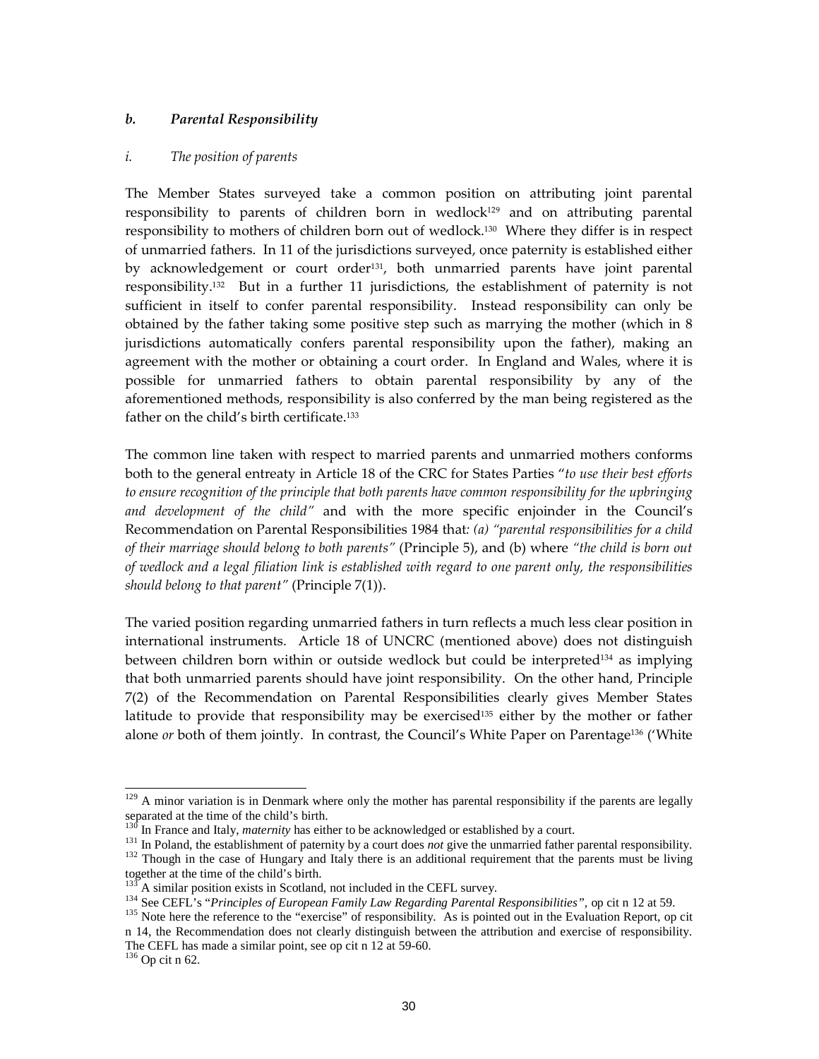### *b. Parental Responsibility*

#### *i. The position of parents*

The Member States surveyed take a common position on attributing joint parental responsibility to parents of children born in wedlock[129] and on attributing parental responsibility to mothers of children born out of wedlock.[130] Where they differ is in respect of unmarried fathers. In 11 of the jurisdictions surveyed, once paternity is established either by acknowledgement or court order[131], both unmarried parents have joint parental responsibility.[132] But in a further 11 jurisdictions, the establishment of paternity is not sufficient in itself to confer parental responsibility. Instead responsibility can only be obtained by the father taking some positive step such as marrying the mother (which in 8 jurisdictions automatically confers parental responsibility upon the father), making an agreement with the mother or obtaining a court order. In England and Wales, where it is possible for unmarried fathers to obtain parental responsibility by any of the aforementioned methods, responsibility is also conferred by the man being registered as the father on the child's birth certificate.[133]

The common line taken with respect to married parents and unmarried mothers conforms both to the general entreaty in Article 18 of the CRC for States Parties "*to use their best efforts to ensure recognition of the principle that both parents have common responsibility for the upbringing and development of the child"* and with the more specific enjoinder in the Council's Recommendation on Parental Responsibilities 1984 that*: (a) "parental responsibilities for a child of their marriage should belong to both parents"* (Principle 5), and (b) where *"the child is born out of wedlock and a legal filiation link is established with regard to one parent only, the responsibilities should belong to that parent"* (Principle 7(1)).

The varied position regarding unmarried fathers in turn reflects a much less clear position in international instruments. Article 18 of UNCRC (mentioned above) does not distinguish between children born within or outside wedlock but could be interpreted[134] as implying that both unmarried parents should have joint responsibility. On the other hand, Principle 7(2) of the Recommendation on Parental Responsibilities clearly gives Member States latitude to provide that responsibility may be exercised[135] either by the mother or father alone *or* both of them jointly. In contrast, the Council's White Paper on Parentage[136] ('White

---

[129] A minor variation is in Denmark where only the mother has parental responsibility if the parents are legally separated at the time of the child's birth.

[130] In France and Italy, *maternity* has either to be acknowledged or established by a court.

[131] In Poland, the establishment of paternity by a court does *not* give the unmarried father parental responsibility.

[132] Though in the case of Hungary and Italy there is an additional requirement that the parents must be living together at the time of the child's birth.

[133] A similar position exists in Scotland, not included in the CEFL survey.

[134] See CEFL's "*Principles of European Family Law Regarding Parental Responsibilities",* op cit n 12 at 59.

[135] Note here the reference to the "exercise" of responsibility. As is pointed out in the Evaluation Report, op cit n 14, the Recommendation does not clearly distinguish between the attribution and exercise of responsibility. The CEFL has made a similar point, see op cit n 12 at 59-60.

[136] Op cit n 62.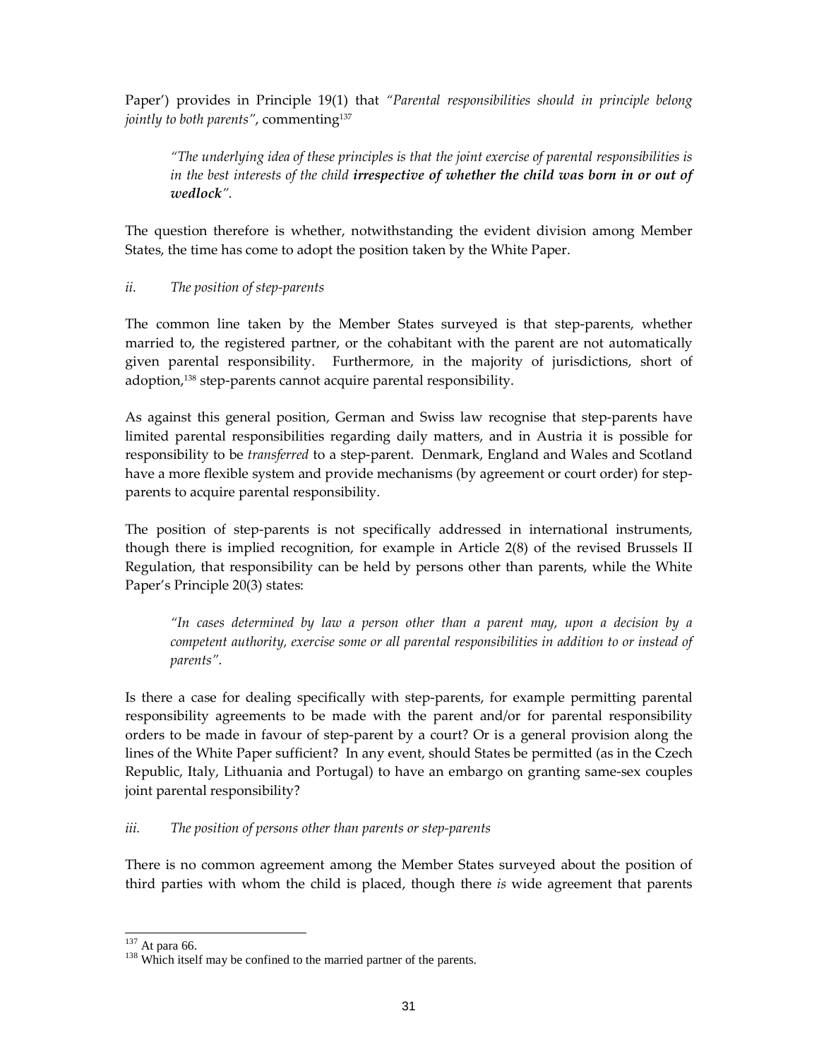Paper') provides in Principle 19(1) that *"Parental responsibilities should in principle belong jointly to both parents"*, commenting[137]

> *"The underlying idea of these principles is that the joint exercise of parental responsibilities is in the best interests of the child **irrespective of whether the child was born in or out of wedlock**".*

The question therefore is whether, notwithstanding the evident division among Member States, the time has come to adopt the position taken by the White Paper.

*ii. The position of step-parents*

The common line taken by the Member States surveyed is that step-parents, whether married to, the registered partner, or the cohabitant with the parent are not automatically given parental responsibility. Furthermore, in the majority of jurisdictions, short of adoption,[138] step-parents cannot acquire parental responsibility.

As against this general position, German and Swiss law recognise that step-parents have limited parental responsibilities regarding daily matters, and in Austria it is possible for responsibility to be *transferred* to a step-parent. Denmark, England and Wales and Scotland have a more flexible system and provide mechanisms (by agreement or court order) for step-parents to acquire parental responsibility.

The position of step-parents is not specifically addressed in international instruments, though there is implied recognition, for example in Article 2(8) of the revised Brussels II Regulation, that responsibility can be held by persons other than parents, while the White Paper's Principle 20(3) states:

> *"In cases determined by law a person other than a parent may, upon a decision by a competent authority, exercise some or all parental responsibilities in addition to or instead of parents".*

Is there a case for dealing specifically with step-parents, for example permitting parental responsibility agreements to be made with the parent and/or for parental responsibility orders to be made in favour of step-parent by a court? Or is a general provision along the lines of the White Paper sufficient? In any event, should States be permitted (as in the Czech Republic, Italy, Lithuania and Portugal) to have an embargo on granting same-sex couples joint parental responsibility?

*iii. The position of persons other than parents or step-parents*

There is no common agreement among the Member States surveyed about the position of third parties with whom the child is placed, though there *is* wide agreement that parents

---

[137] At para 66.

[138] Which itself may be confined to the married partner of the parents.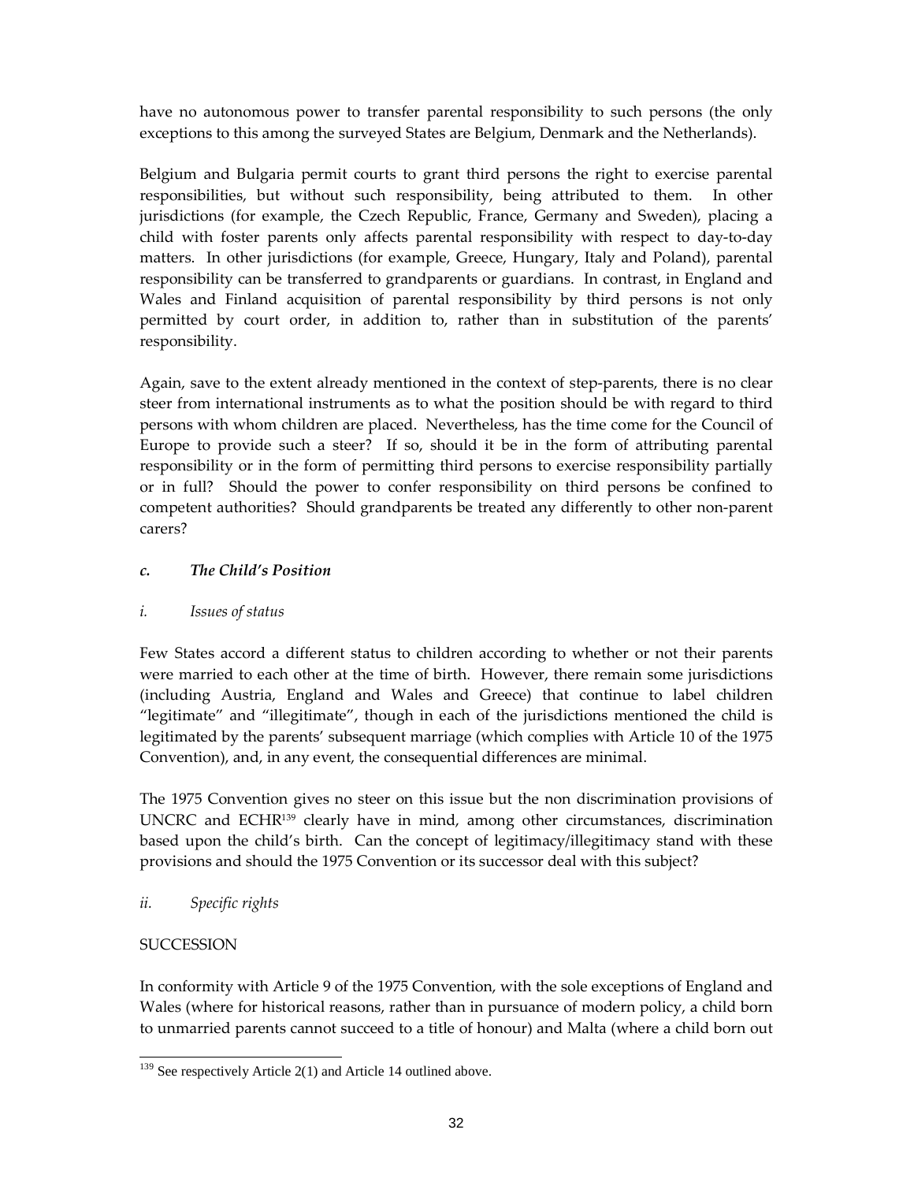have no autonomous power to transfer parental responsibility to such persons (the only exceptions to this among the surveyed States are Belgium, Denmark and the Netherlands).

Belgium and Bulgaria permit courts to grant third persons the right to exercise parental responsibilities, but without such responsibility, being attributed to them. In other jurisdictions (for example, the Czech Republic, France, Germany and Sweden), placing a child with foster parents only affects parental responsibility with respect to day-to-day matters. In other jurisdictions (for example, Greece, Hungary, Italy and Poland), parental responsibility can be transferred to grandparents or guardians. In contrast, in England and Wales and Finland acquisition of parental responsibility by third persons is not only permitted by court order, in addition to, rather than in substitution of the parents' responsibility.

Again, save to the extent already mentioned in the context of step-parents, there is no clear steer from international instruments as to what the position should be with regard to third persons with whom children are placed. Nevertheless, has the time come for the Council of Europe to provide such a steer? If so, should it be in the form of attributing parental responsibility or in the form of permitting third persons to exercise responsibility partially or in full? Should the power to confer responsibility on third persons be confined to competent authorities? Should grandparents be treated any differently to other non-parent carers?

### *c. The Child's Position*

#### *i. Issues of status*

Few States accord a different status to children according to whether or not their parents were married to each other at the time of birth. However, there remain some jurisdictions (including Austria, England and Wales and Greece) that continue to label children "legitimate" and "illegitimate", though in each of the jurisdictions mentioned the child is legitimated by the parents' subsequent marriage (which complies with Article 10 of the 1975 Convention), and, in any event, the consequential differences are minimal.

The 1975 Convention gives no steer on this issue but the non discrimination provisions of UNCRC and ECHR[139] clearly have in mind, among other circumstances, discrimination based upon the child's birth. Can the concept of legitimacy/illegitimacy stand with these provisions and should the 1975 Convention or its successor deal with this subject?

#### *ii. Specific rights*

SUCCESSION

In conformity with Article 9 of the 1975 Convention, with the sole exceptions of England and Wales (where for historical reasons, rather than in pursuance of modern policy, a child born to unmarried parents cannot succeed to a title of honour) and Malta (where a child born out

---

[139] See respectively Article 2(1) and Article 14 outlined above.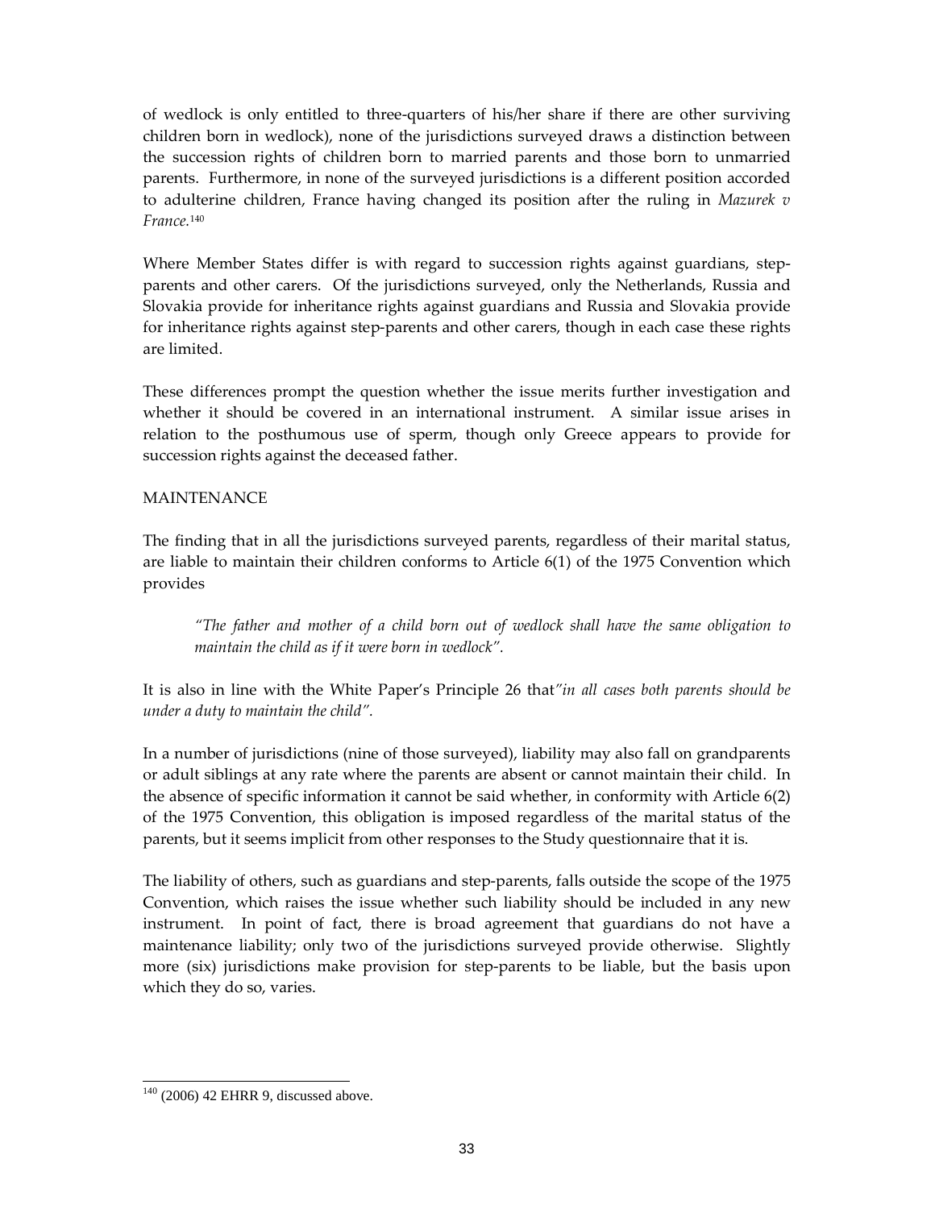of wedlock is only entitled to three-quarters of his/her share if there are other surviving children born in wedlock), none of the jurisdictions surveyed draws a distinction between the succession rights of children born to married parents and those born to unmarried parents. Furthermore, in none of the surveyed jurisdictions is a different position accorded to adulterine children, France having changed its position after the ruling in *Mazurek v France.*[140]

Where Member States differ is with regard to succession rights against guardians, step-parents and other carers. Of the jurisdictions surveyed, only the Netherlands, Russia and Slovakia provide for inheritance rights against guardians and Russia and Slovakia provide for inheritance rights against step-parents and other carers, though in each case these rights are limited.

These differences prompt the question whether the issue merits further investigation and whether it should be covered in an international instrument. A similar issue arises in relation to the posthumous use of sperm, though only Greece appears to provide for succession rights against the deceased father.

## MAINTENANCE

The finding that in all the jurisdictions surveyed parents, regardless of their marital status, are liable to maintain their children conforms to Article 6(1) of the 1975 Convention which provides

> *"The father and mother of a child born out of wedlock shall have the same obligation to maintain the child as if it were born in wedlock".*

It is also in line with the White Paper's Principle 26 that*"in all cases both parents should be under a duty to maintain the child".*

In a number of jurisdictions (nine of those surveyed), liability may also fall on grandparents or adult siblings at any rate where the parents are absent or cannot maintain their child. In the absence of specific information it cannot be said whether, in conformity with Article 6(2) of the 1975 Convention, this obligation is imposed regardless of the marital status of the parents, but it seems implicit from other responses to the Study questionnaire that it is.

The liability of others, such as guardians and step-parents, falls outside the scope of the 1975 Convention, which raises the issue whether such liability should be included in any new instrument. In point of fact, there is broad agreement that guardians do not have a maintenance liability; only two of the jurisdictions surveyed provide otherwise. Slightly more (six) jurisdictions make provision for step-parents to be liable, but the basis upon which they do so, varies.

---

[140] (2006) 42 EHRR 9, discussed above.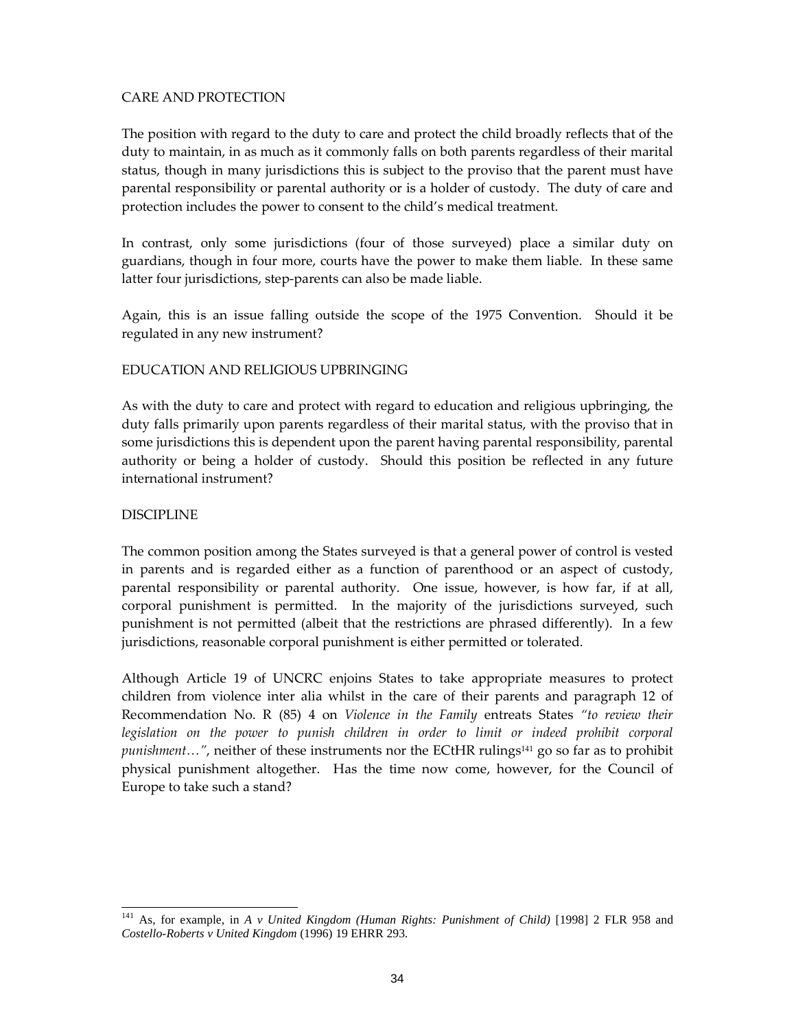## CARE AND PROTECTION

The position with regard to the duty to care and protect the child broadly reflects that of the duty to maintain, in as much as it commonly falls on both parents regardless of their marital status, though in many jurisdictions this is subject to the proviso that the parent must have parental responsibility or parental authority or is a holder of custody. The duty of care and protection includes the power to consent to the child's medical treatment.

In contrast, only some jurisdictions (four of those surveyed) place a similar duty on guardians, though in four more, courts have the power to make them liable. In these same latter four jurisdictions, step-parents can also be made liable.

Again, this is an issue falling outside the scope of the 1975 Convention. Should it be regulated in any new instrument?

## EDUCATION AND RELIGIOUS UPBRINGING

As with the duty to care and protect with regard to education and religious upbringing, the duty falls primarily upon parents regardless of their marital status, with the proviso that in some jurisdictions this is dependent upon the parent having parental responsibility, parental authority or being a holder of custody. Should this position be reflected in any future international instrument?

## DISCIPLINE

The common position among the States surveyed is that a general power of control is vested in parents and is regarded either as a function of parenthood or an aspect of custody, parental responsibility or parental authority. One issue, however, is how far, if at all, corporal punishment is permitted. In the majority of the jurisdictions surveyed, such punishment is not permitted (albeit that the restrictions are phrased differently). In a few jurisdictions, reasonable corporal punishment is either permitted or tolerated.

Although Article 19 of UNCRC enjoins States to take appropriate measures to protect children from violence inter alia whilst in the care of their parents and paragraph 12 of Recommendation No. R (85) 4 on *Violence in the Family* entreats States *"to review their legislation on the power to punish children in order to limit or indeed prohibit corporal punishment…"*, neither of these instruments nor the ECtHR rulings[141] go so far as to prohibit physical punishment altogether. Has the time now come, however, for the Council of Europe to take such a stand?

---

[141] As, for example, in *A v United Kingdom (Human Rights: Punishment of Child)* [1998] 2 FLR 958 and *Costello-Roberts v United Kingdom* (1996) 19 EHRR 293.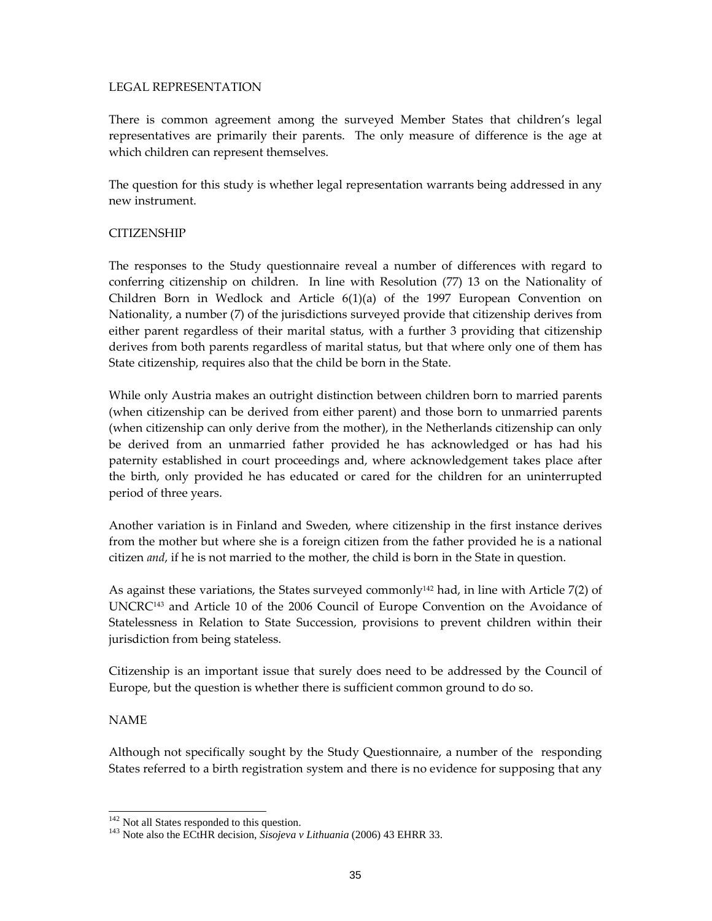## LEGAL REPRESENTATION

There is common agreement among the surveyed Member States that children's legal representatives are primarily their parents. The only measure of difference is the age at which children can represent themselves.

The question for this study is whether legal representation warrants being addressed in any new instrument.

## CITIZENSHIP

The responses to the Study questionnaire reveal a number of differences with regard to conferring citizenship on children. In line with Resolution (77) 13 on the Nationality of Children Born in Wedlock and Article 6(1)(a) of the 1997 European Convention on Nationality, a number (7) of the jurisdictions surveyed provide that citizenship derives from either parent regardless of their marital status, with a further 3 providing that citizenship derives from both parents regardless of marital status, but that where only one of them has State citizenship, requires also that the child be born in the State.

While only Austria makes an outright distinction between children born to married parents (when citizenship can be derived from either parent) and those born to unmarried parents (when citizenship can only derive from the mother), in the Netherlands citizenship can only be derived from an unmarried father provided he has acknowledged or has had his paternity established in court proceedings and, where acknowledgement takes place after the birth, only provided he has educated or cared for the children for an uninterrupted period of three years.

Another variation is in Finland and Sweden, where citizenship in the first instance derives from the mother but where she is a foreign citizen from the father provided he is a national citizen *and*, if he is not married to the mother, the child is born in the State in question.

As against these variations, the States surveyed commonly[142] had, in line with Article 7(2) of UNCRC[143] and Article 10 of the 2006 Council of Europe Convention on the Avoidance of Statelessness in Relation to State Succession, provisions to prevent children within their jurisdiction from being stateless.

Citizenship is an important issue that surely does need to be addressed by the Council of Europe, but the question is whether there is sufficient common ground to do so.

## NAME

Although not specifically sought by the Study Questionnaire, a number of the responding States referred to a birth registration system and there is no evidence for supposing that any

---

[142] Not all States responded to this question.

[143] Note also the ECtHR decision, *Sisojeva v Lithuania* (2006) 43 EHRR 33.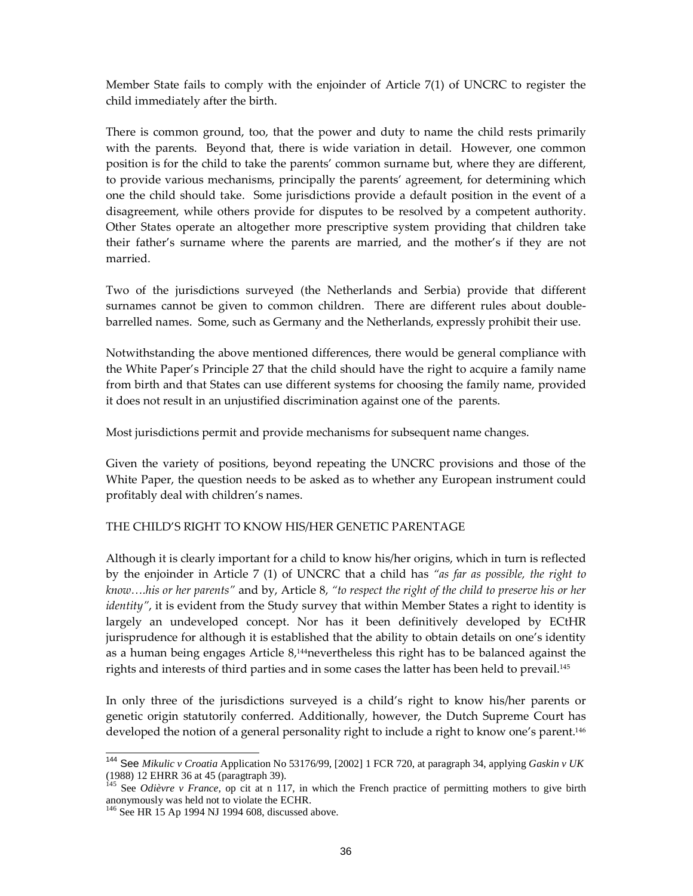Member State fails to comply with the enjoinder of Article 7(1) of UNCRC to register the child immediately after the birth.

There is common ground, too, that the power and duty to name the child rests primarily with the parents. Beyond that, there is wide variation in detail. However, one common position is for the child to take the parents' common surname but, where they are different, to provide various mechanisms, principally the parents' agreement, for determining which one the child should take. Some jurisdictions provide a default position in the event of a disagreement, while others provide for disputes to be resolved by a competent authority. Other States operate an altogether more prescriptive system providing that children take their father's surname where the parents are married, and the mother's if they are not married.

Two of the jurisdictions surveyed (the Netherlands and Serbia) provide that different surnames cannot be given to common children. There are different rules about double-barrelled names. Some, such as Germany and the Netherlands, expressly prohibit their use.

Notwithstanding the above mentioned differences, there would be general compliance with the White Paper's Principle 27 that the child should have the right to acquire a family name from birth and that States can use different systems for choosing the family name, provided it does not result in an unjustified discrimination against one of the parents.

Most jurisdictions permit and provide mechanisms for subsequent name changes.

Given the variety of positions, beyond repeating the UNCRC provisions and those of the White Paper, the question needs to be asked as to whether any European instrument could profitably deal with children's names.

## THE CHILD'S RIGHT TO KNOW HIS/HER GENETIC PARENTAGE

Although it is clearly important for a child to know his/her origins, which in turn is reflected by the enjoinder in Article 7 (1) of UNCRC that a child has *"as far as possible, the right to know….his or her parents"* and by, Article 8, *"to respect the right of the child to preserve his or her identity"*, it is evident from the Study survey that within Member States a right to identity is largely an undeveloped concept. Nor has it been definitively developed by ECtHR jurisprudence for although it is established that the ability to obtain details on one's identity as a human being engages Article 8,[144]nevertheless this right has to be balanced against the rights and interests of third parties and in some cases the latter has been held to prevail.[145]

In only three of the jurisdictions surveyed is a child's right to know his/her parents or genetic origin statutorily conferred. Additionally, however, the Dutch Supreme Court has developed the notion of a general personality right to include a right to know one's parent.[146]

---

[144] See *Mikulic v Croatia* Application No 53176/99, [2002] 1 FCR 720, at paragraph 34, applying *Gaskin v UK* (1988) 12 EHRR 36 at 45 (paragtraph 39).

[145] See *Odièvre v France*, op cit at n 117, in which the French practice of permitting mothers to give birth anonymously was held not to violate the ECHR.

[146] See HR 15 Ap 1994 NJ 1994 608, discussed above.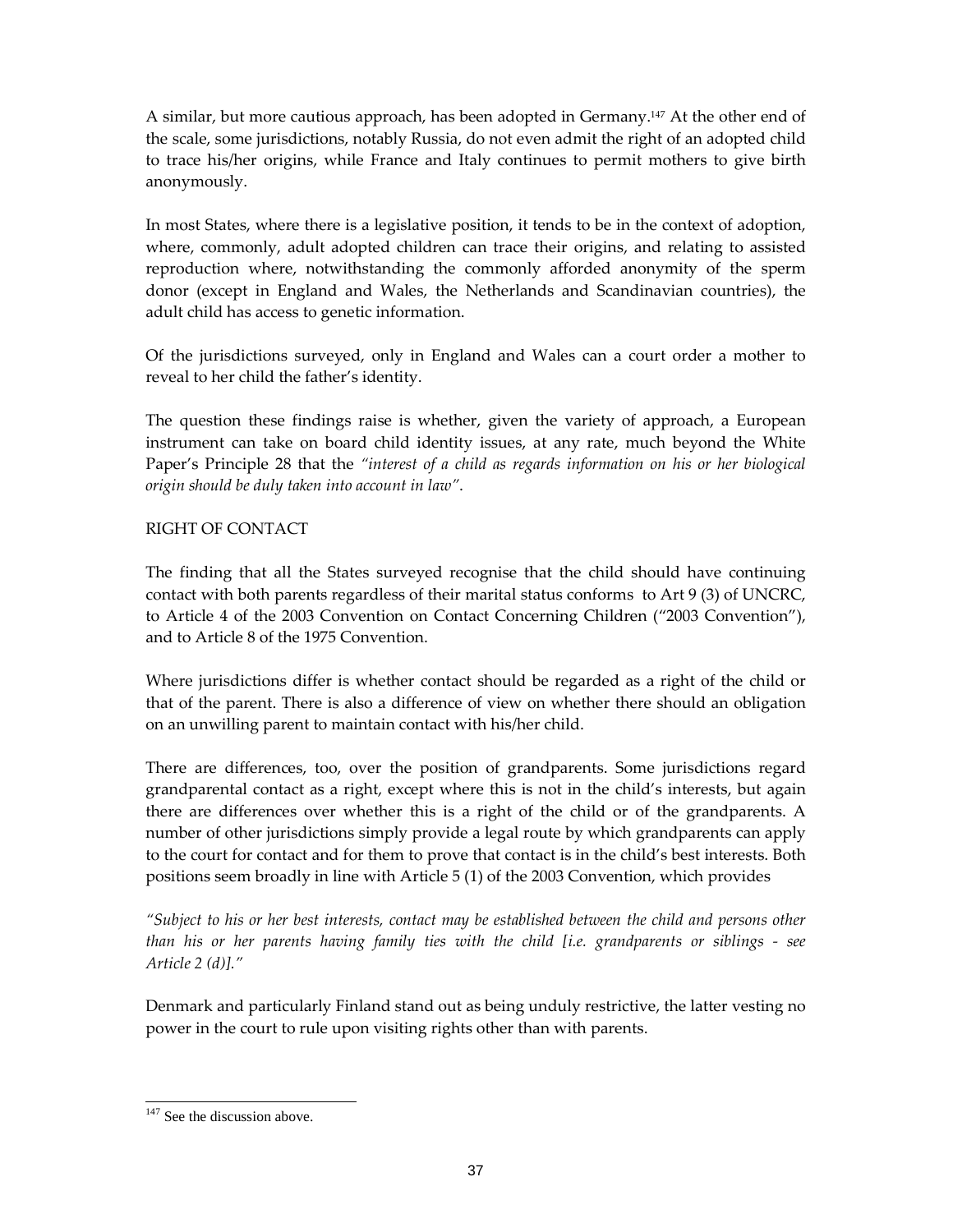A similar, but more cautious approach, has been adopted in Germany.[147] At the other end of the scale, some jurisdictions, notably Russia, do not even admit the right of an adopted child to trace his/her origins, while France and Italy continues to permit mothers to give birth anonymously.

In most States, where there is a legislative position, it tends to be in the context of adoption, where, commonly, adult adopted children can trace their origins, and relating to assisted reproduction where, notwithstanding the commonly afforded anonymity of the sperm donor (except in England and Wales, the Netherlands and Scandinavian countries), the adult child has access to genetic information.

Of the jurisdictions surveyed, only in England and Wales can a court order a mother to reveal to her child the father's identity.

The question these findings raise is whether, given the variety of approach, a European instrument can take on board child identity issues, at any rate, much beyond the White Paper's Principle 28 that the *"interest of a child as regards information on his or her biological origin should be duly taken into account in law"*.

## RIGHT OF CONTACT

The finding that all the States surveyed recognise that the child should have continuing contact with both parents regardless of their marital status conforms to Art 9 (3) of UNCRC, to Article 4 of the 2003 Convention on Contact Concerning Children ("2003 Convention"), and to Article 8 of the 1975 Convention.

Where jurisdictions differ is whether contact should be regarded as a right of the child or that of the parent. There is also a difference of view on whether there should an obligation on an unwilling parent to maintain contact with his/her child.

There are differences, too, over the position of grandparents. Some jurisdictions regard grandparental contact as a right, except where this is not in the child's interests, but again there are differences over whether this is a right of the child or of the grandparents. A number of other jurisdictions simply provide a legal route by which grandparents can apply to the court for contact and for them to prove that contact is in the child's best interests. Both positions seem broadly in line with Article 5 (1) of the 2003 Convention, which provides

*"Subject to his or her best interests, contact may be established between the child and persons other than his or her parents having family ties with the child [i.e. grandparents or siblings - see Article 2 (d)]."*

Denmark and particularly Finland stand out as being unduly restrictive, the latter vesting no power in the court to rule upon visiting rights other than with parents.

[147] See the discussion above.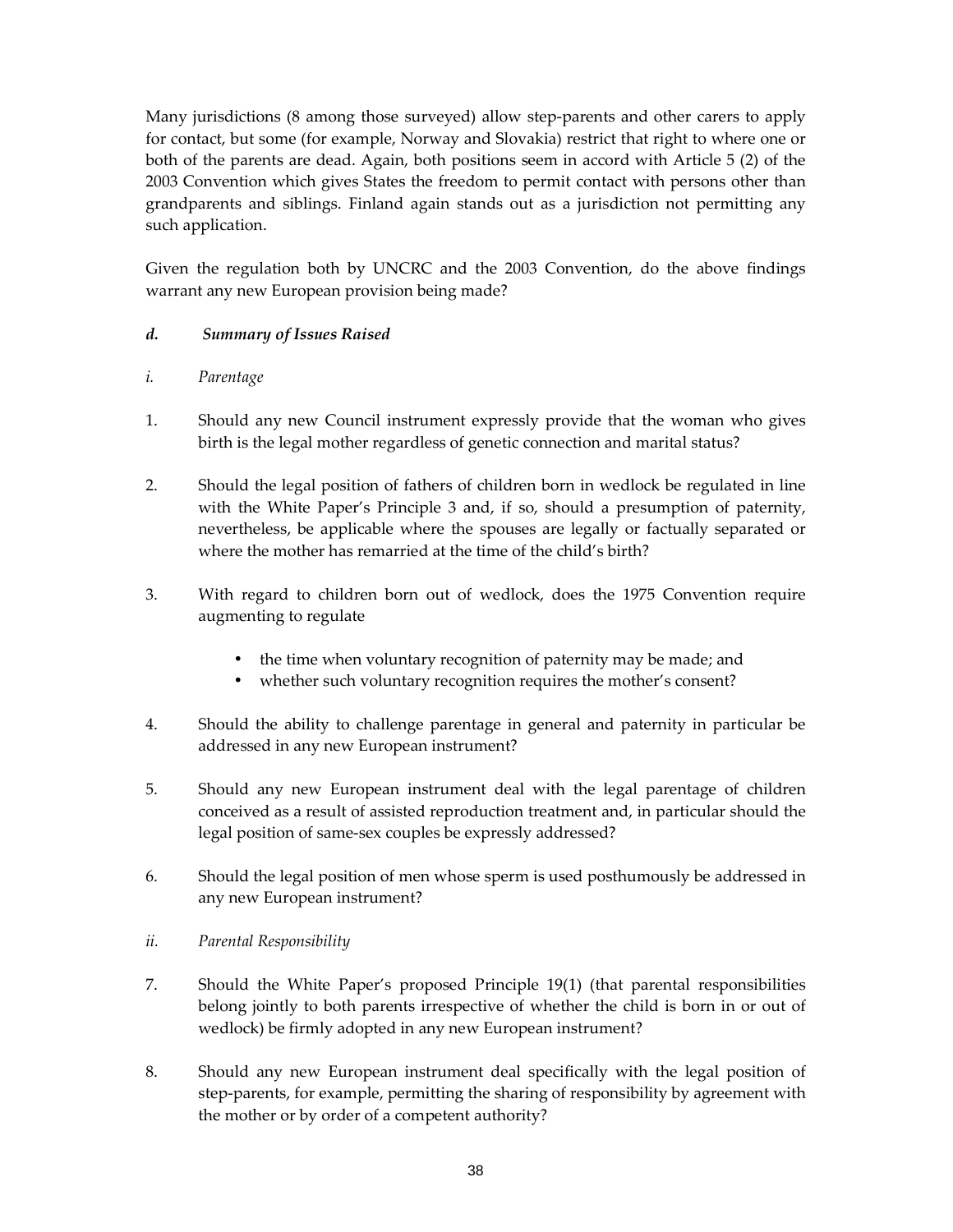Many jurisdictions (8 among those surveyed) allow step-parents and other carers to apply for contact, but some (for example, Norway and Slovakia) restrict that right to where one or both of the parents are dead. Again, both positions seem in accord with Article 5 (2) of the 2003 Convention which gives States the freedom to permit contact with persons other than grandparents and siblings. Finland again stands out as a jurisdiction not permitting any such application.

Given the regulation both by UNCRC and the 2003 Convention, do the above findings warrant any new European provision being made?

### *d. Summary of Issues Raised*

*i. Parentage*

1. Should any new Council instrument expressly provide that the woman who gives birth is the legal mother regardless of genetic connection and marital status?

2. Should the legal position of fathers of children born in wedlock be regulated in line with the White Paper's Principle 3 and, if so, should a presumption of paternity, nevertheless, be applicable where the spouses are legally or factually separated or where the mother has remarried at the time of the child's birth?

3. With regard to children born out of wedlock, does the 1975 Convention require augmenting to regulate
   - the time when voluntary recognition of paternity may be made; and
   - whether such voluntary recognition requires the mother's consent?

4. Should the ability to challenge parentage in general and paternity in particular be addressed in any new European instrument?

5. Should any new European instrument deal with the legal parentage of children conceived as a result of assisted reproduction treatment and, in particular should the legal position of same-sex couples be expressly addressed?

6. Should the legal position of men whose sperm is used posthumously be addressed in any new European instrument?

*ii. Parental Responsibility*

7. Should the White Paper's proposed Principle 19(1) (that parental responsibilities belong jointly to both parents irrespective of whether the child is born in or out of wedlock) be firmly adopted in any new European instrument?

8. Should any new European instrument deal specifically with the legal position of step-parents, for example, permitting the sharing of responsibility by agreement with the mother or by order of a competent authority?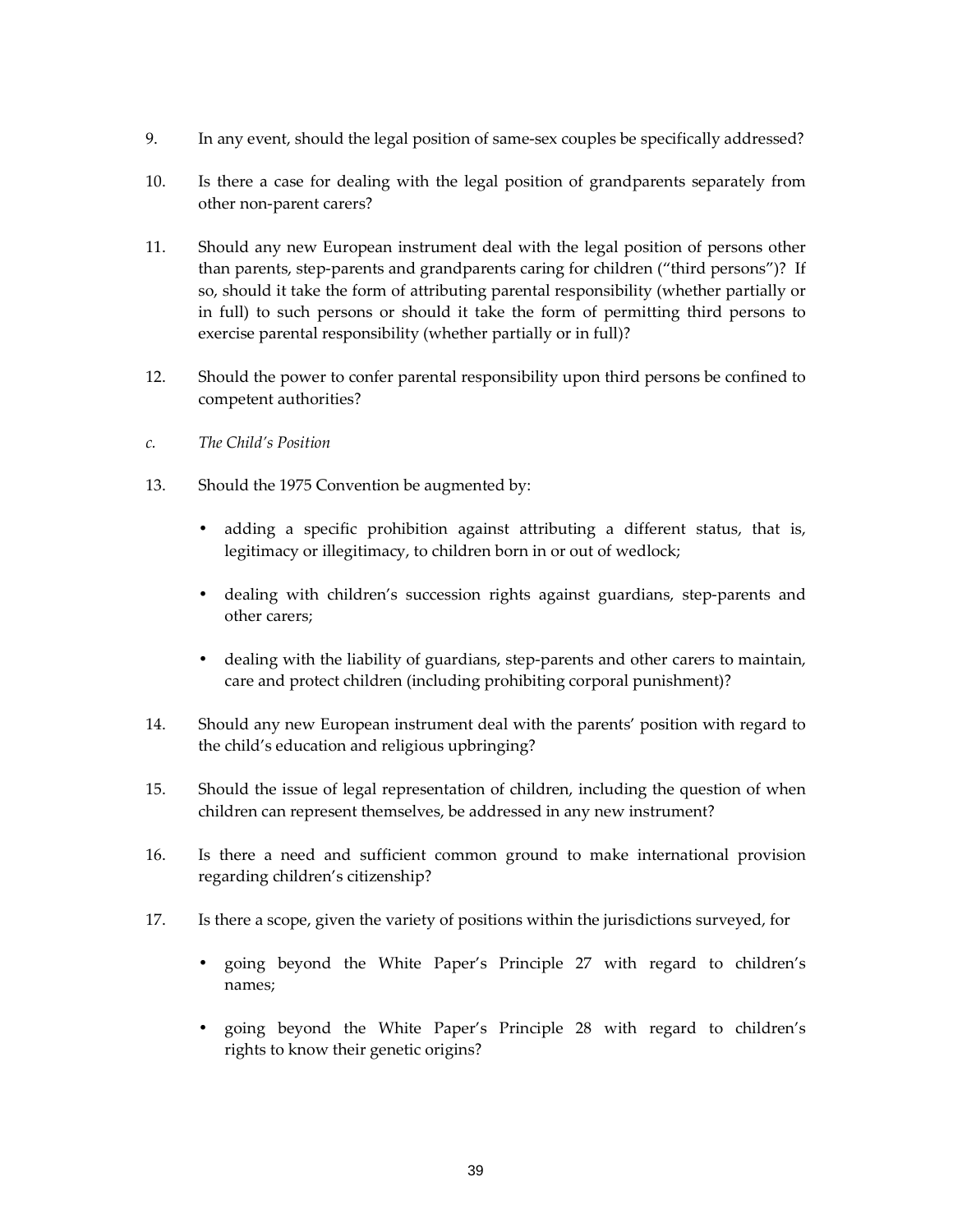9. In any event, should the legal position of same-sex couples be specifically addressed?

10. Is there a case for dealing with the legal position of grandparents separately from other non-parent carers?

11. Should any new European instrument deal with the legal position of persons other than parents, step-parents and grandparents caring for children ("third persons")? If so, should it take the form of attributing parental responsibility (whether partially or in full) to such persons or should it take the form of permitting third persons to exercise parental responsibility (whether partially or in full)?

12. Should the power to confer parental responsibility upon third persons be confined to competent authorities?

*c. The Child's Position*

13. Should the 1975 Convention be augmented by:

    - adding a specific prohibition against attributing a different status, that is, legitimacy or illegitimacy, to children born in or out of wedlock;
    - dealing with children's succession rights against guardians, step-parents and other carers;
    - dealing with the liability of guardians, step-parents and other carers to maintain, care and protect children (including prohibiting corporal punishment)?

14. Should any new European instrument deal with the parents' position with regard to the child's education and religious upbringing?

15. Should the issue of legal representation of children, including the question of when children can represent themselves, be addressed in any new instrument?

16. Is there a need and sufficient common ground to make international provision regarding children's citizenship?

17. Is there a scope, given the variety of positions within the jurisdictions surveyed, for

    - going beyond the White Paper's Principle 27 with regard to children's names;
    - going beyond the White Paper's Principle 28 with regard to children's rights to know their genetic origins?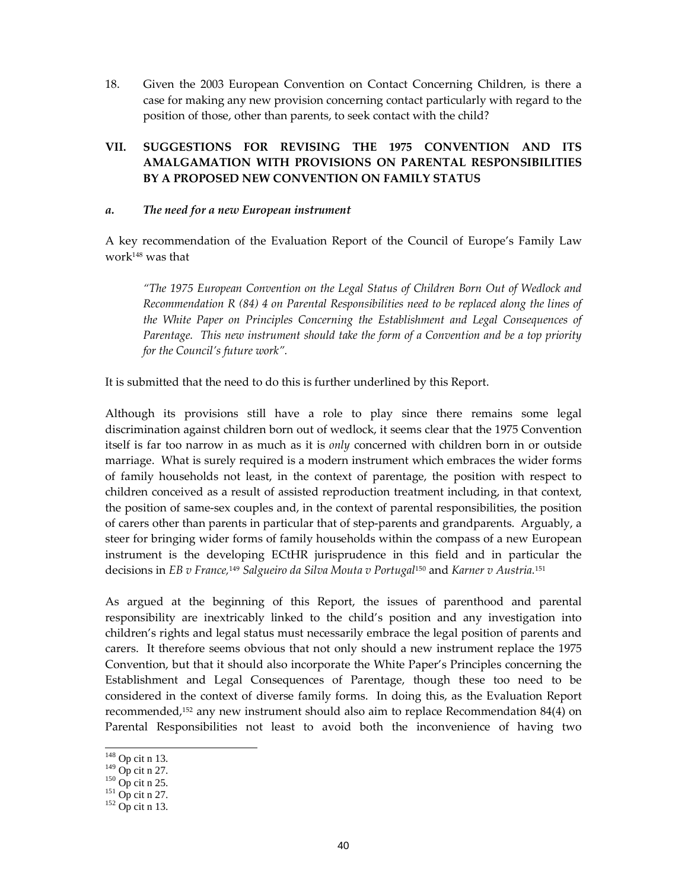18. Given the 2003 European Convention on Contact Concerning Children, is there a case for making any new provision concerning contact particularly with regard to the position of those, other than parents, to seek contact with the child?

## VII. SUGGESTIONS FOR REVISING THE 1975 CONVENTION AND ITS AMALGAMATION WITH PROVISIONS ON PARENTAL RESPONSIBILITIES BY A PROPOSED NEW CONVENTION ON FAMILY STATUS

### *a. The need for a new European instrument*

A key recommendation of the Evaluation Report of the Council of Europe's Family Law work[148] was that

> *"The 1975 European Convention on the Legal Status of Children Born Out of Wedlock and Recommendation R (84) 4 on Parental Responsibilities need to be replaced along the lines of the White Paper on Principles Concerning the Establishment and Legal Consequences of Parentage. This new instrument should take the form of a Convention and be a top priority for the Council's future work".*

It is submitted that the need to do this is further underlined by this Report.

Although its provisions still have a role to play since there remains some legal discrimination against children born out of wedlock, it seems clear that the 1975 Convention itself is far too narrow in as much as it is *only* concerned with children born in or outside marriage. What is surely required is a modern instrument which embraces the wider forms of family households not least, in the context of parentage, the position with respect to children conceived as a result of assisted reproduction treatment including, in that context, the position of same-sex couples and, in the context of parental responsibilities, the position of carers other than parents in particular that of step-parents and grandparents. Arguably, a steer for bringing wider forms of family households within the compass of a new European instrument is the developing ECtHR jurisprudence in this field and in particular the decisions in *EB v France,*[149] *Salgueiro da Silva Mouta v Portugal*[150] and *Karner v Austria.*[151]

As argued at the beginning of this Report, the issues of parenthood and parental responsibility are inextricably linked to the child's position and any investigation into children's rights and legal status must necessarily embrace the legal position of parents and carers. It therefore seems obvious that not only should a new instrument replace the 1975 Convention, but that it should also incorporate the White Paper's Principles concerning the Establishment and Legal Consequences of Parentage, though these too need to be considered in the context of diverse family forms. In doing this, as the Evaluation Report recommended,[152] any new instrument should also aim to replace Recommendation 84(4) on Parental Responsibilities not least to avoid both the inconvenience of having two

---

[148] Op cit n 13.

[149] Op cit n 27.

[150] Op cit n 25.

[151] Op cit n 27.

[152] Op cit n 13.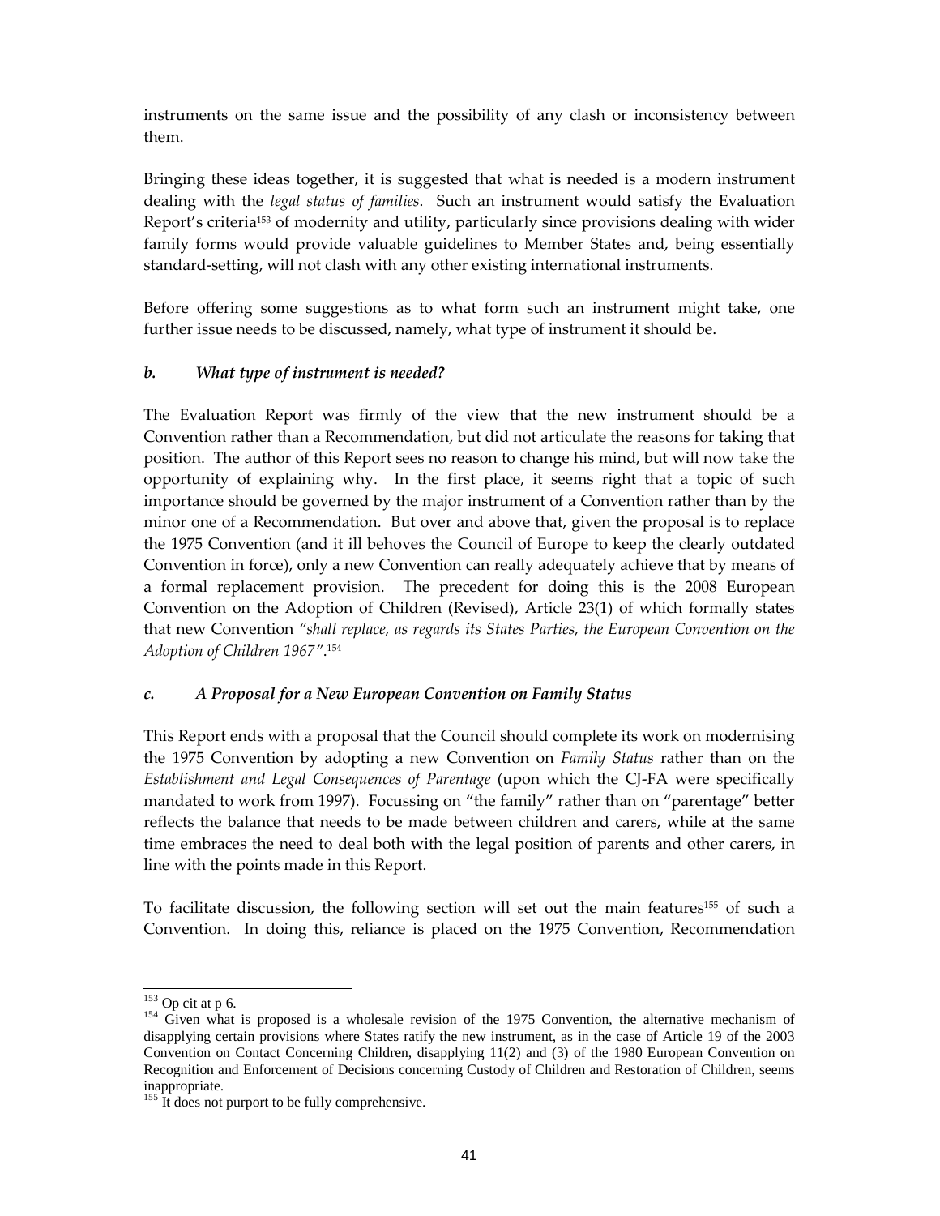instruments on the same issue and the possibility of any clash or inconsistency between them.

Bringing these ideas together, it is suggested that what is needed is a modern instrument dealing with the *legal status of families*. Such an instrument would satisfy the Evaluation Report's criteria[153] of modernity and utility, particularly since provisions dealing with wider family forms would provide valuable guidelines to Member States and, being essentially standard-setting, will not clash with any other existing international instruments.

Before offering some suggestions as to what form such an instrument might take, one further issue needs to be discussed, namely, what type of instrument it should be.

### *b. What type of instrument is needed?*

The Evaluation Report was firmly of the view that the new instrument should be a Convention rather than a Recommendation, but did not articulate the reasons for taking that position. The author of this Report sees no reason to change his mind, but will now take the opportunity of explaining why. In the first place, it seems right that a topic of such importance should be governed by the major instrument of a Convention rather than by the minor one of a Recommendation. But over and above that, given the proposal is to replace the 1975 Convention (and it ill behoves the Council of Europe to keep the clearly outdated Convention in force), only a new Convention can really adequately achieve that by means of a formal replacement provision. The precedent for doing this is the 2008 European Convention on the Adoption of Children (Revised), Article 23(1) of which formally states that new Convention *"shall replace, as regards its States Parties, the European Convention on the Adoption of Children 1967"*.[154]

### *c. A Proposal for a New European Convention on Family Status*

This Report ends with a proposal that the Council should complete its work on modernising the 1975 Convention by adopting a new Convention on *Family Status* rather than on the *Establishment and Legal Consequences of Parentage* (upon which the CJ-FA were specifically mandated to work from 1997). Focussing on "the family" rather than on "parentage" better reflects the balance that needs to be made between children and carers, while at the same time embraces the need to deal both with the legal position of parents and other carers, in line with the points made in this Report.

To facilitate discussion, the following section will set out the main features[155] of such a Convention. In doing this, reliance is placed on the 1975 Convention, Recommendation

---

[153] Op cit at p 6.

[154] Given what is proposed is a wholesale revision of the 1975 Convention, the alternative mechanism of disapplying certain provisions where States ratify the new instrument, as in the case of Article 19 of the 2003 Convention on Contact Concerning Children, disapplying 11(2) and (3) of the 1980 European Convention on Recognition and Enforcement of Decisions concerning Custody of Children and Restoration of Children, seems inappropriate.

[155] It does not purport to be fully comprehensive.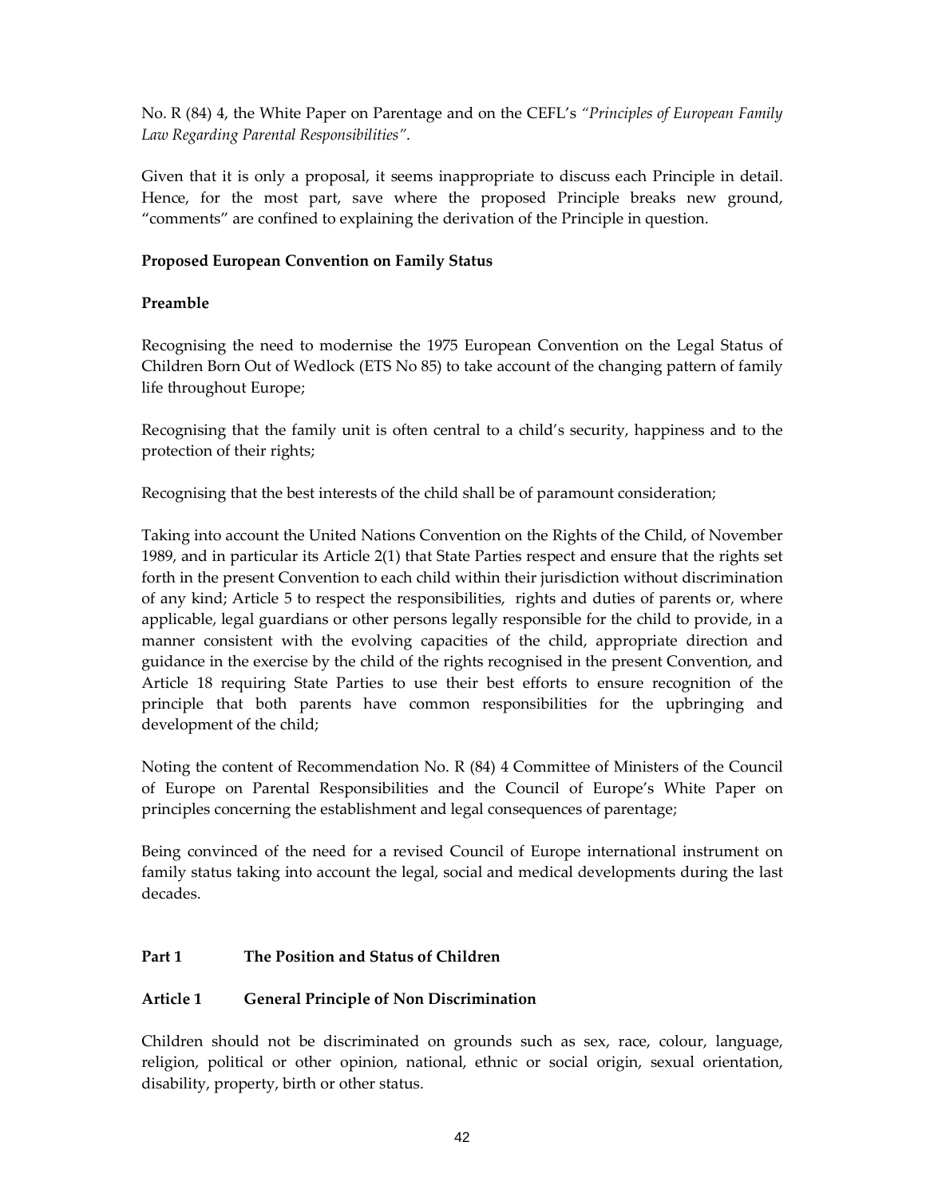No. R (84) 4, the White Paper on Parentage and on the CEFL's *"Principles of European Family Law Regarding Parental Responsibilities"*.

Given that it is only a proposal, it seems inappropriate to discuss each Principle in detail. Hence, for the most part, save where the proposed Principle breaks new ground, "comments" are confined to explaining the derivation of the Principle in question.

**Proposed European Convention on Family Status**

**Preamble**

Recognising the need to modernise the 1975 European Convention on the Legal Status of Children Born Out of Wedlock (ETS No 85) to take account of the changing pattern of family life throughout Europe;

Recognising that the family unit is often central to a child's security, happiness and to the protection of their rights;

Recognising that the best interests of the child shall be of paramount consideration;

Taking into account the United Nations Convention on the Rights of the Child, of November 1989, and in particular its Article 2(1) that State Parties respect and ensure that the rights set forth in the present Convention to each child within their jurisdiction without discrimination of any kind; Article 5 to respect the responsibilities, rights and duties of parents or, where applicable, legal guardians or other persons legally responsible for the child to provide, in a manner consistent with the evolving capacities of the child, appropriate direction and guidance in the exercise by the child of the rights recognised in the present Convention, and Article 18 requiring State Parties to use their best efforts to ensure recognition of the principle that both parents have common responsibilities for the upbringing and development of the child;

Noting the content of Recommendation No. R (84) 4 Committee of Ministers of the Council of Europe on Parental Responsibilities and the Council of Europe's White Paper on principles concerning the establishment and legal consequences of parentage;

Being convinced of the need for a revised Council of Europe international instrument on family status taking into account the legal, social and medical developments during the last decades.

**Part 1 The Position and Status of Children**

**Article 1 General Principle of Non Discrimination**

Children should not be discriminated on grounds such as sex, race, colour, language, religion, political or other opinion, national, ethnic or social origin, sexual orientation, disability, property, birth or other status.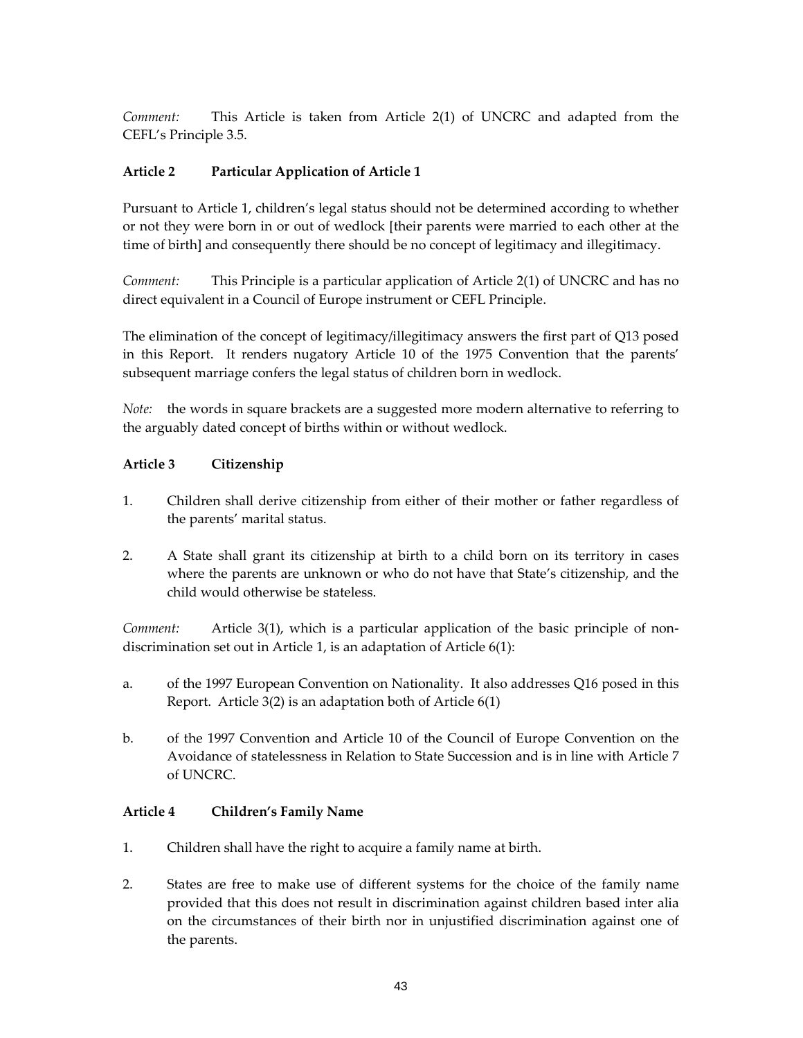*Comment:* This Article is taken from Article 2(1) of UNCRC and adapted from the CEFL's Principle 3.5.

### Article 2 Particular Application of Article 1

Pursuant to Article 1, children's legal status should not be determined according to whether or not they were born in or out of wedlock [their parents were married to each other at the time of birth] and consequently there should be no concept of legitimacy and illegitimacy.

*Comment:* This Principle is a particular application of Article 2(1) of UNCRC and has no direct equivalent in a Council of Europe instrument or CEFL Principle.

The elimination of the concept of legitimacy/illegitimacy answers the first part of Q13 posed in this Report. It renders nugatory Article 10 of the 1975 Convention that the parents' subsequent marriage confers the legal status of children born in wedlock.

*Note:* the words in square brackets are a suggested more modern alternative to referring to the arguably dated concept of births within or without wedlock.

### Article 3 Citizenship

1. Children shall derive citizenship from either of their mother or father regardless of the parents' marital status.

2. A State shall grant its citizenship at birth to a child born on its territory in cases where the parents are unknown or who do not have that State's citizenship, and the child would otherwise be stateless.

*Comment:* Article 3(1), which is a particular application of the basic principle of non-discrimination set out in Article 1, is an adaptation of Article 6(1):

a. of the 1997 European Convention on Nationality. It also addresses Q16 posed in this Report. Article 3(2) is an adaptation both of Article 6(1)

b. of the 1997 Convention and Article 10 of the Council of Europe Convention on the Avoidance of statelessness in Relation to State Succession and is in line with Article 7 of UNCRC.

### Article 4 Children's Family Name

1. Children shall have the right to acquire a family name at birth.

2. States are free to make use of different systems for the choice of the family name provided that this does not result in discrimination against children based inter alia on the circumstances of their birth nor in unjustified discrimination against one of the parents.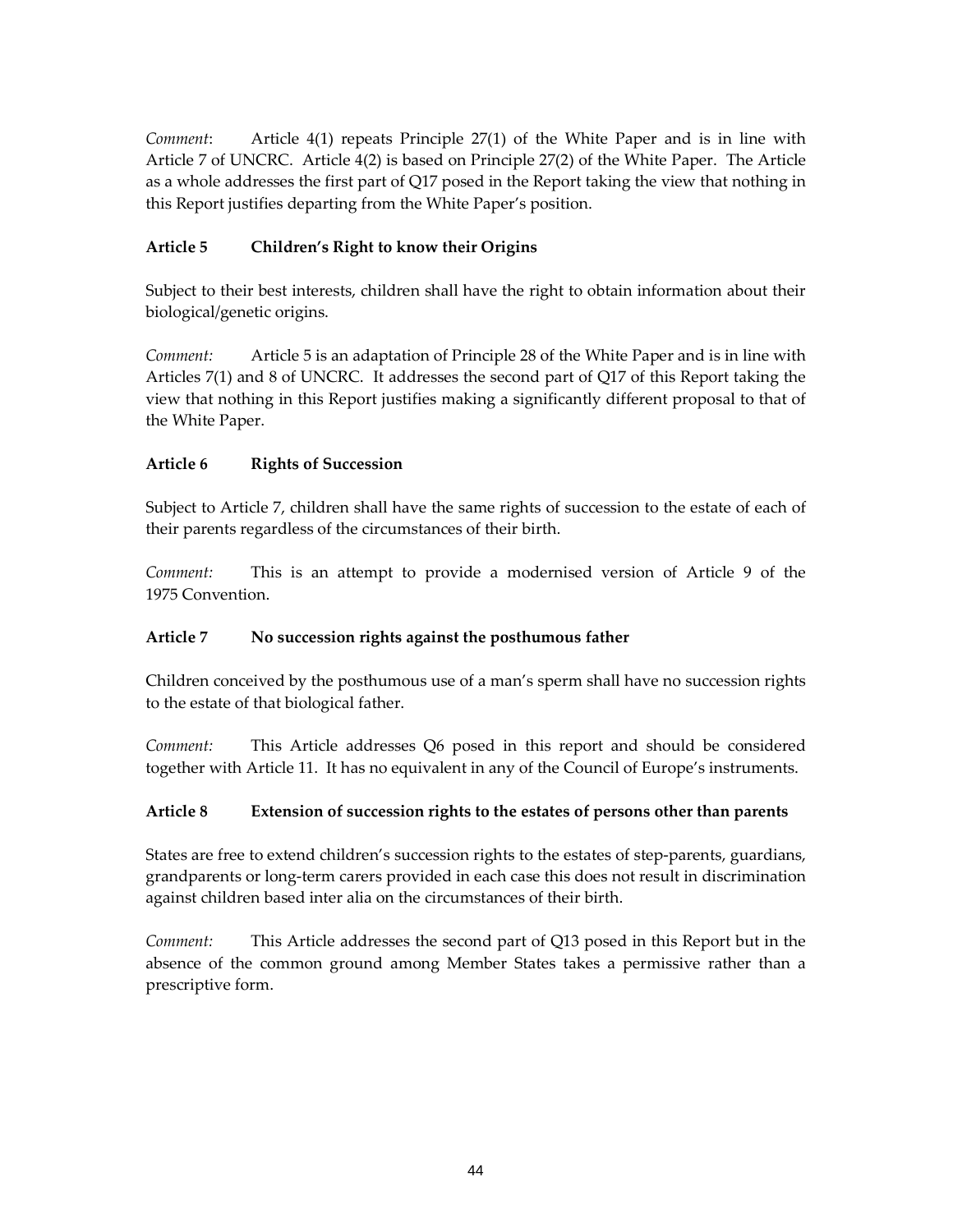*Comment*: Article 4(1) repeats Principle 27(1) of the White Paper and is in line with Article 7 of UNCRC. Article 4(2) is based on Principle 27(2) of the White Paper. The Article as a whole addresses the first part of Q17 posed in the Report taking the view that nothing in this Report justifies departing from the White Paper's position.

### Article 5 Children's Right to know their Origins

Subject to their best interests, children shall have the right to obtain information about their biological/genetic origins.

*Comment:* Article 5 is an adaptation of Principle 28 of the White Paper and is in line with Articles 7(1) and 8 of UNCRC. It addresses the second part of Q17 of this Report taking the view that nothing in this Report justifies making a significantly different proposal to that of the White Paper.

### Article 6 Rights of Succession

Subject to Article 7, children shall have the same rights of succession to the estate of each of their parents regardless of the circumstances of their birth.

*Comment:* This is an attempt to provide a modernised version of Article 9 of the 1975 Convention.

### Article 7 No succession rights against the posthumous father

Children conceived by the posthumous use of a man's sperm shall have no succession rights to the estate of that biological father.

*Comment:* This Article addresses Q6 posed in this report and should be considered together with Article 11. It has no equivalent in any of the Council of Europe's instruments.

### Article 8 Extension of succession rights to the estates of persons other than parents

States are free to extend children's succession rights to the estates of step-parents, guardians, grandparents or long-term carers provided in each case this does not result in discrimination against children based inter alia on the circumstances of their birth.

*Comment:* This Article addresses the second part of Q13 posed in this Report but in the absence of the common ground among Member States takes a permissive rather than a prescriptive form.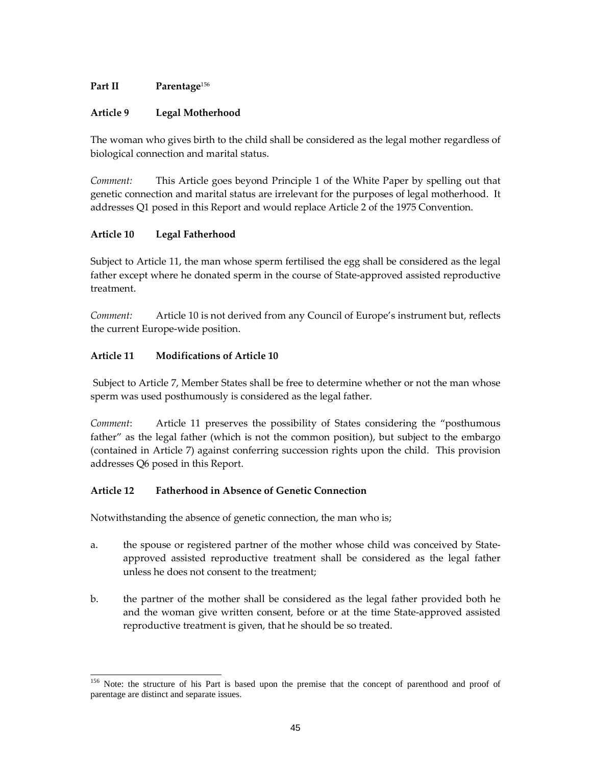## Part II Parentage[156]

### Article 9 Legal Motherhood

The woman who gives birth to the child shall be considered as the legal mother regardless of biological connection and marital status.

*Comment:* This Article goes beyond Principle 1 of the White Paper by spelling out that genetic connection and marital status are irrelevant for the purposes of legal motherhood. It addresses Q1 posed in this Report and would replace Article 2 of the 1975 Convention.

### Article 10 Legal Fatherhood

Subject to Article 11, the man whose sperm fertilised the egg shall be considered as the legal father except where he donated sperm in the course of State-approved assisted reproductive treatment.

*Comment:* Article 10 is not derived from any Council of Europe's instrument but, reflects the current Europe-wide position.

### Article 11 Modifications of Article 10

Subject to Article 7, Member States shall be free to determine whether or not the man whose sperm was used posthumously is considered as the legal father.

*Comment*: Article 11 preserves the possibility of States considering the "posthumous father" as the legal father (which is not the common position), but subject to the embargo (contained in Article 7) against conferring succession rights upon the child. This provision addresses Q6 posed in this Report.

### Article 12 Fatherhood in Absence of Genetic Connection

Notwithstanding the absence of genetic connection, the man who is;

a. the spouse or registered partner of the mother whose child was conceived by State-approved assisted reproductive treatment shall be considered as the legal father unless he does not consent to the treatment;

b. the partner of the mother shall be considered as the legal father provided both he and the woman give written consent, before or at the time State-approved assisted reproductive treatment is given, that he should be so treated.

---

[156] Note: the structure of his Part is based upon the premise that the concept of parenthood and proof of parentage are distinct and separate issues.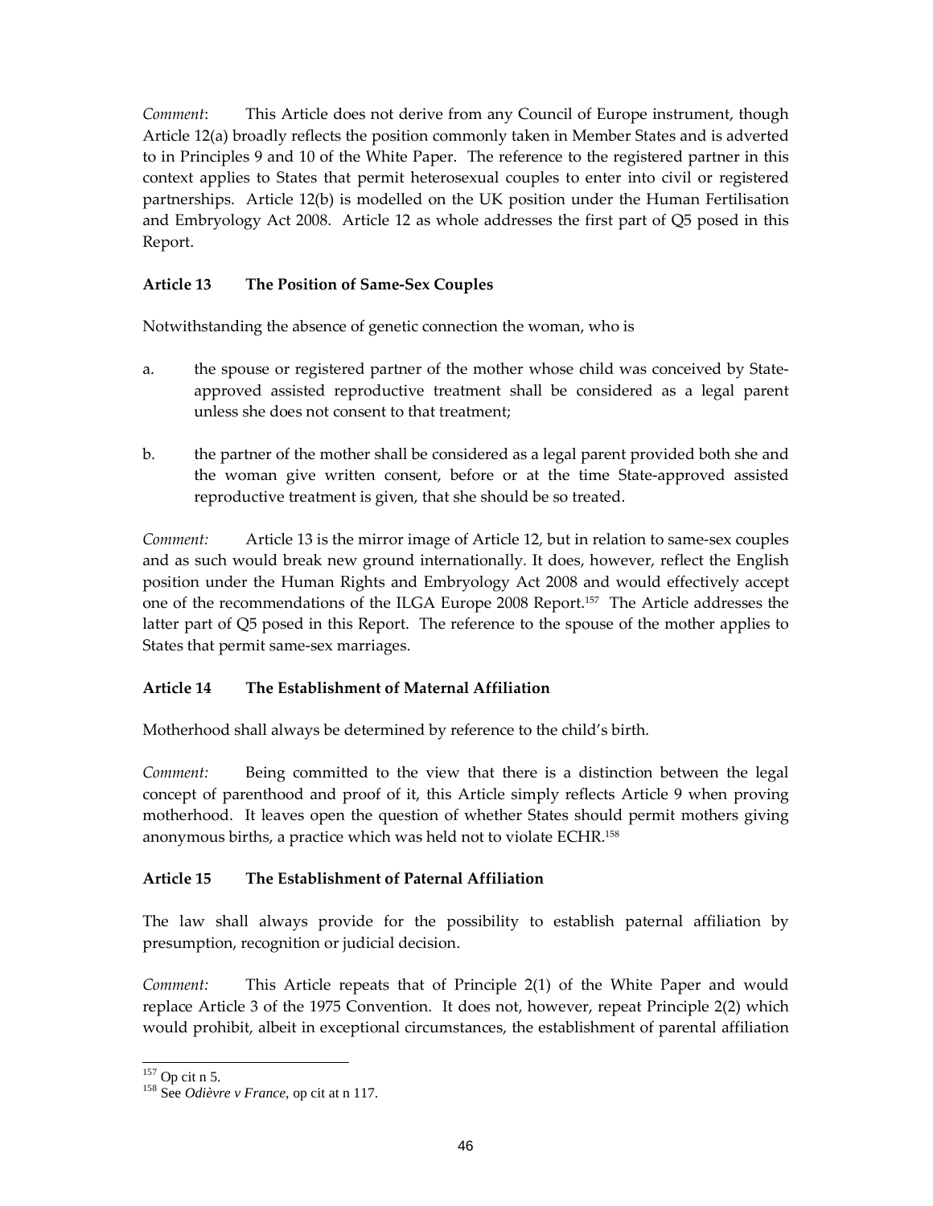*Comment*: This Article does not derive from any Council of Europe instrument, though Article 12(a) broadly reflects the position commonly taken in Member States and is adverted to in Principles 9 and 10 of the White Paper. The reference to the registered partner in this context applies to States that permit heterosexual couples to enter into civil or registered partnerships. Article 12(b) is modelled on the UK position under the Human Fertilisation and Embryology Act 2008. Article 12 as whole addresses the first part of Q5 posed in this Report.

### Article 13 The Position of Same-Sex Couples

Notwithstanding the absence of genetic connection the woman, who is

a. the spouse or registered partner of the mother whose child was conceived by State-approved assisted reproductive treatment shall be considered as a legal parent unless she does not consent to that treatment;

b. the partner of the mother shall be considered as a legal parent provided both she and the woman give written consent, before or at the time State-approved assisted reproductive treatment is given, that she should be so treated.

*Comment:* Article 13 is the mirror image of Article 12, but in relation to same-sex couples and as such would break new ground internationally. It does, however, reflect the English position under the Human Rights and Embryology Act 2008 and would effectively accept one of the recommendations of the ILGA Europe 2008 Report.[157] The Article addresses the latter part of Q5 posed in this Report. The reference to the spouse of the mother applies to States that permit same-sex marriages.

### Article 14 The Establishment of Maternal Affiliation

Motherhood shall always be determined by reference to the child's birth.

*Comment:* Being committed to the view that there is a distinction between the legal concept of parenthood and proof of it, this Article simply reflects Article 9 when proving motherhood. It leaves open the question of whether States should permit mothers giving anonymous births, a practice which was held not to violate ECHR.[158]

### Article 15 The Establishment of Paternal Affiliation

The law shall always provide for the possibility to establish paternal affiliation by presumption, recognition or judicial decision.

*Comment:* This Article repeats that of Principle 2(1) of the White Paper and would replace Article 3 of the 1975 Convention. It does not, however, repeat Principle 2(2) which would prohibit, albeit in exceptional circumstances, the establishment of parental affiliation

---

[157] Op cit n 5.

[158] See *Odièvre v France*, op cit at n 117.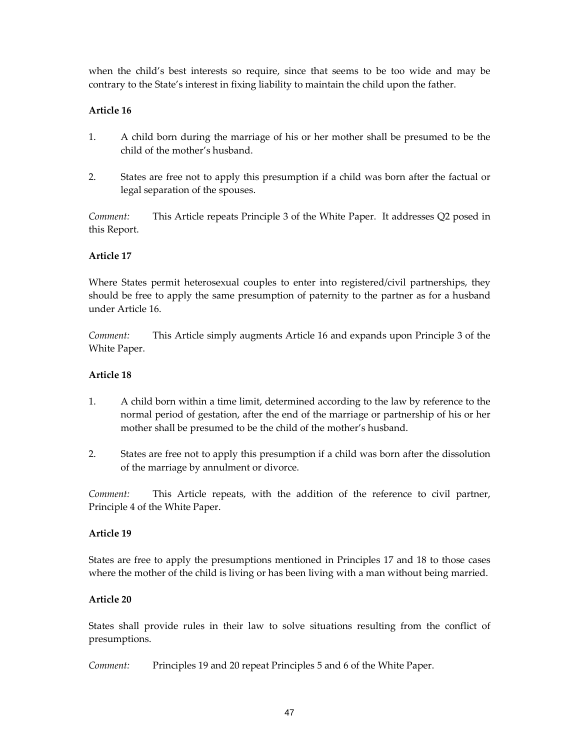when the child's best interests so require, since that seems to be too wide and may be contrary to the State's interest in fixing liability to maintain the child upon the father.

**Article 16**

1. A child born during the marriage of his or her mother shall be presumed to be the child of the mother's husband.

2. States are free not to apply this presumption if a child was born after the factual or legal separation of the spouses.

*Comment:* This Article repeats Principle 3 of the White Paper. It addresses Q2 posed in this Report.

**Article 17**

Where States permit heterosexual couples to enter into registered/civil partnerships, they should be free to apply the same presumption of paternity to the partner as for a husband under Article 16.

*Comment:* This Article simply augments Article 16 and expands upon Principle 3 of the White Paper.

**Article 18**

1. A child born within a time limit, determined according to the law by reference to the normal period of gestation, after the end of the marriage or partnership of his or her mother shall be presumed to be the child of the mother's husband.

2. States are free not to apply this presumption if a child was born after the dissolution of the marriage by annulment or divorce.

*Comment:* This Article repeats, with the addition of the reference to civil partner, Principle 4 of the White Paper.

**Article 19**

States are free to apply the presumptions mentioned in Principles 17 and 18 to those cases where the mother of the child is living or has been living with a man without being married.

**Article 20**

States shall provide rules in their law to solve situations resulting from the conflict of presumptions.

*Comment:* Principles 19 and 20 repeat Principles 5 and 6 of the White Paper.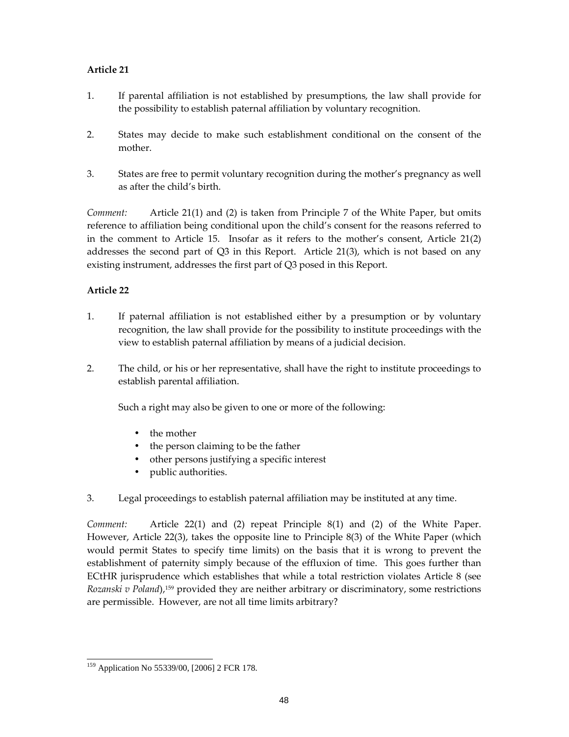**Article 21**

1. If parental affiliation is not established by presumptions, the law shall provide for the possibility to establish paternal affiliation by voluntary recognition.

2. States may decide to make such establishment conditional on the consent of the mother.

3. States are free to permit voluntary recognition during the mother's pregnancy as well as after the child's birth.

*Comment:* Article 21(1) and (2) is taken from Principle 7 of the White Paper, but omits reference to affiliation being conditional upon the child's consent for the reasons referred to in the comment to Article 15. Insofar as it refers to the mother's consent, Article 21(2) addresses the second part of Q3 in this Report. Article 21(3), which is not based on any existing instrument, addresses the first part of Q3 posed in this Report.

**Article 22**

1. If paternal affiliation is not established either by a presumption or by voluntary recognition, the law shall provide for the possibility to institute proceedings with the view to establish paternal affiliation by means of a judicial decision.

2. The child, or his or her representative, shall have the right to institute proceedings to establish parental affiliation.

   Such a right may also be given to one or more of the following:

   - the mother
   - the person claiming to be the father
   - other persons justifying a specific interest
   - public authorities.

3. Legal proceedings to establish paternal affiliation may be instituted at any time.

*Comment:* Article 22(1) and (2) repeat Principle 8(1) and (2) of the White Paper. However, Article 22(3), takes the opposite line to Principle 8(3) of the White Paper (which would permit States to specify time limits) on the basis that it is wrong to prevent the establishment of paternity simply because of the effluxion of time. This goes further than ECtHR jurisprudence which establishes that while a total restriction violates Article 8 (see *Rozanski v Poland*),[159] provided they are neither arbitrary or discriminatory, some restrictions are permissible. However, are not all time limits arbitrary?

[159] Application No 55339/00, [2006] 2 FCR 178.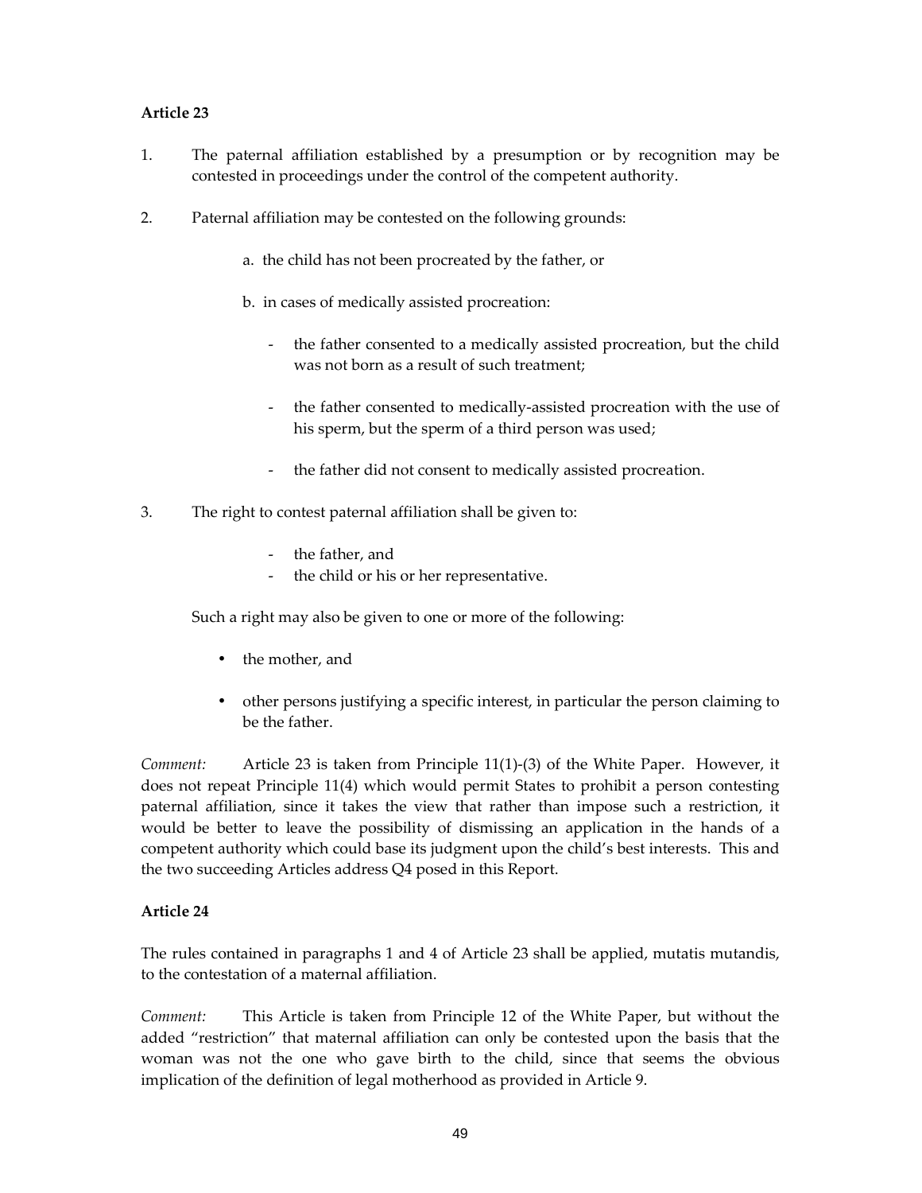**Article 23**

1. The paternal affiliation established by a presumption or by recognition may be contested in proceedings under the control of the competent authority.

2. Paternal affiliation may be contested on the following grounds:

   a. the child has not been procreated by the father, or

   b. in cases of medically assisted procreation:

      - the father consented to a medically assisted procreation, but the child was not born as a result of such treatment;

      - the father consented to medically-assisted procreation with the use of his sperm, but the sperm of a third person was used;

      - the father did not consent to medically assisted procreation.

3. The right to contest paternal affiliation shall be given to:

   - the father, and
   - the child or his or her representative.

   Such a right may also be given to one or more of the following:

   - the mother, and

   - other persons justifying a specific interest, in particular the person claiming to be the father.

*Comment:* Article 23 is taken from Principle 11(1)-(3) of the White Paper. However, it does not repeat Principle 11(4) which would permit States to prohibit a person contesting paternal affiliation, since it takes the view that rather than impose such a restriction, it would be better to leave the possibility of dismissing an application in the hands of a competent authority which could base its judgment upon the child's best interests. This and the two succeeding Articles address Q4 posed in this Report.

**Article 24**

The rules contained in paragraphs 1 and 4 of Article 23 shall be applied, mutatis mutandis, to the contestation of a maternal affiliation.

*Comment:* This Article is taken from Principle 12 of the White Paper, but without the added "restriction" that maternal affiliation can only be contested upon the basis that the woman was not the one who gave birth to the child, since that seems the obvious implication of the definition of legal motherhood as provided in Article 9.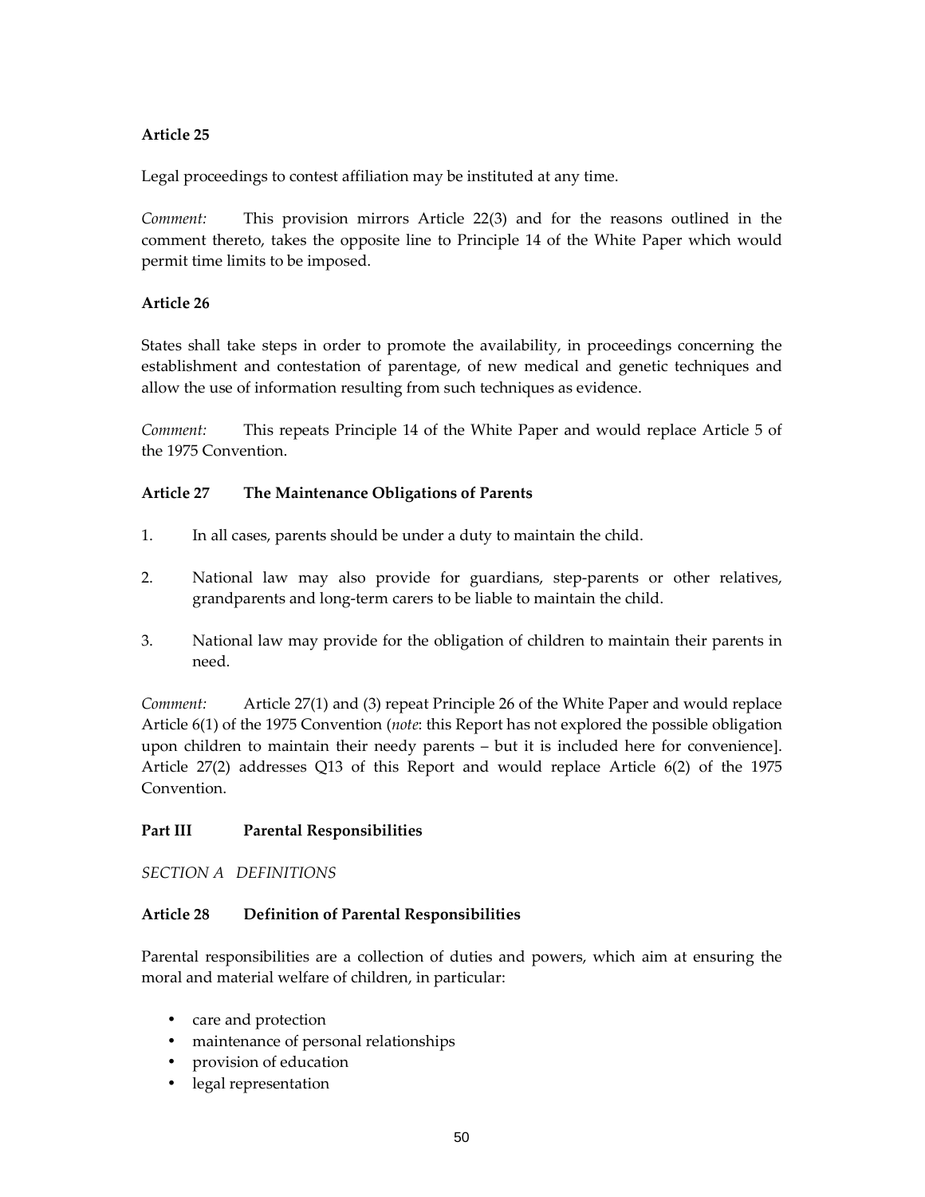**Article 25**

Legal proceedings to contest affiliation may be instituted at any time.

*Comment:* This provision mirrors Article 22(3) and for the reasons outlined in the comment thereto, takes the opposite line to Principle 14 of the White Paper which would permit time limits to be imposed.

**Article 26**

States shall take steps in order to promote the availability, in proceedings concerning the establishment and contestation of parentage, of new medical and genetic techniques and allow the use of information resulting from such techniques as evidence.

*Comment:* This repeats Principle 14 of the White Paper and would replace Article 5 of the 1975 Convention.

**Article 27 The Maintenance Obligations of Parents**

1. In all cases, parents should be under a duty to maintain the child.

2. National law may also provide for guardians, step-parents or other relatives, grandparents and long-term carers to be liable to maintain the child.

3. National law may provide for the obligation of children to maintain their parents in need.

*Comment:* Article 27(1) and (3) repeat Principle 26 of the White Paper and would replace Article 6(1) of the 1975 Convention (*note*: this Report has not explored the possible obligation upon children to maintain their needy parents – but it is included here for convenience]. Article 27(2) addresses Q13 of this Report and would replace Article 6(2) of the 1975 Convention.

**Part III Parental Responsibilities**

*SECTION A DEFINITIONS*

**Article 28 Definition of Parental Responsibilities**

Parental responsibilities are a collection of duties and powers, which aim at ensuring the moral and material welfare of children, in particular:

- care and protection
- maintenance of personal relationships
- provision of education
- legal representation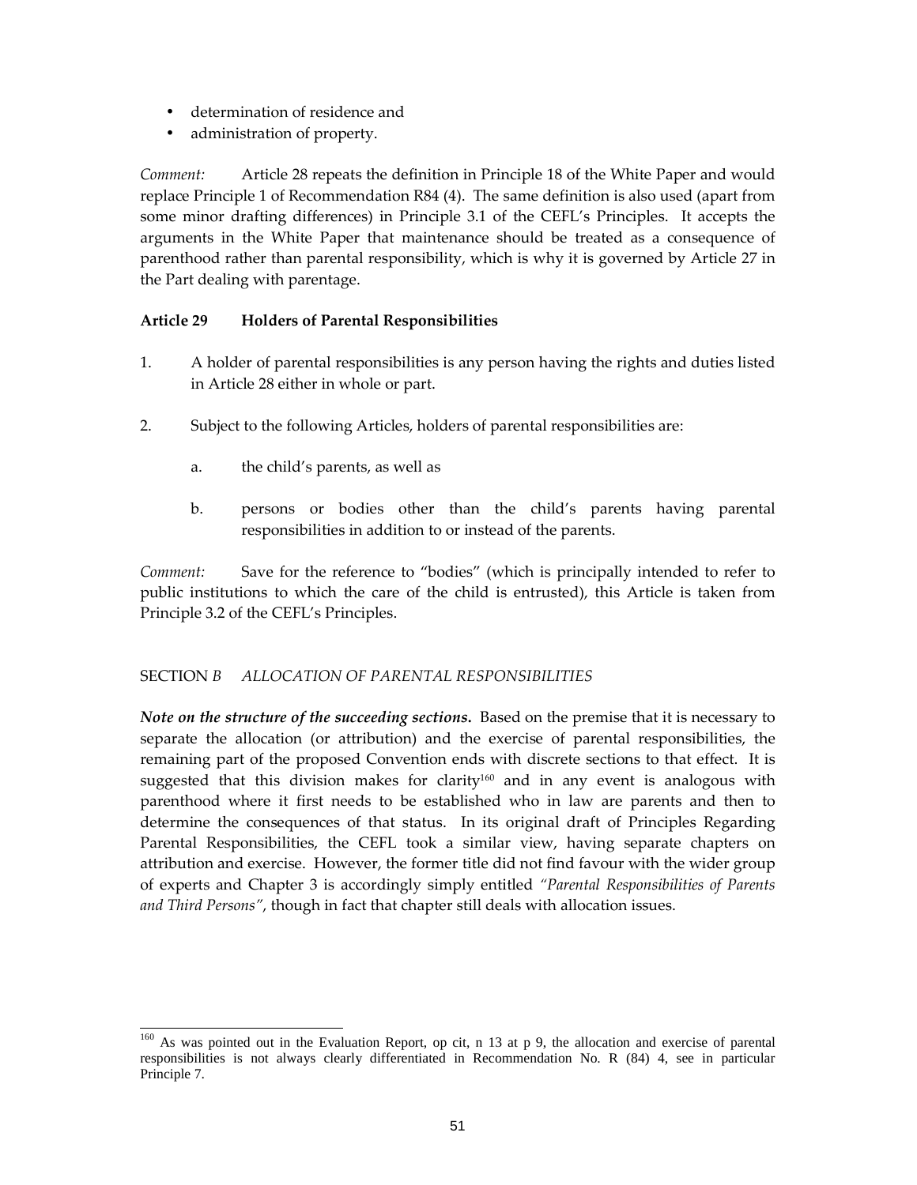- determination of residence and
- administration of property.

*Comment:* Article 28 repeats the definition in Principle 18 of the White Paper and would replace Principle 1 of Recommendation R84 (4). The same definition is also used (apart from some minor drafting differences) in Principle 3.1 of the CEFL's Principles. It accepts the arguments in the White Paper that maintenance should be treated as a consequence of parenthood rather than parental responsibility, which is why it is governed by Article 27 in the Part dealing with parentage.

**Article 29 Holders of Parental Responsibilities**

1. A holder of parental responsibilities is any person having the rights and duties listed in Article 28 either in whole or part.

2. Subject to the following Articles, holders of parental responsibilities are:

   a. the child's parents, as well as

   b. persons or bodies other than the child's parents having parental responsibilities in addition to or instead of the parents.

*Comment:* Save for the reference to "bodies" (which is principally intended to refer to public institutions to which the care of the child is entrusted), this Article is taken from Principle 3.2 of the CEFL's Principles.

SECTION *B ALLOCATION OF PARENTAL RESPONSIBILITIES*

***Note on the structure of the succeeding sections.*** Based on the premise that it is necessary to separate the allocation (or attribution) and the exercise of parental responsibilities, the remaining part of the proposed Convention ends with discrete sections to that effect. It is suggested that this division makes for clarity[160] and in any event is analogous with parenthood where it first needs to be established who in law are parents and then to determine the consequences of that status. In its original draft of Principles Regarding Parental Responsibilities, the CEFL took a similar view, having separate chapters on attribution and exercise. However, the former title did not find favour with the wider group of experts and Chapter 3 is accordingly simply entitled *"Parental Responsibilities of Parents and Third Persons"*, though in fact that chapter still deals with allocation issues.

---

[160] As was pointed out in the Evaluation Report, op cit, n 13 at p 9, the allocation and exercise of parental responsibilities is not always clearly differentiated in Recommendation No. R (84) 4, see in particular Principle 7.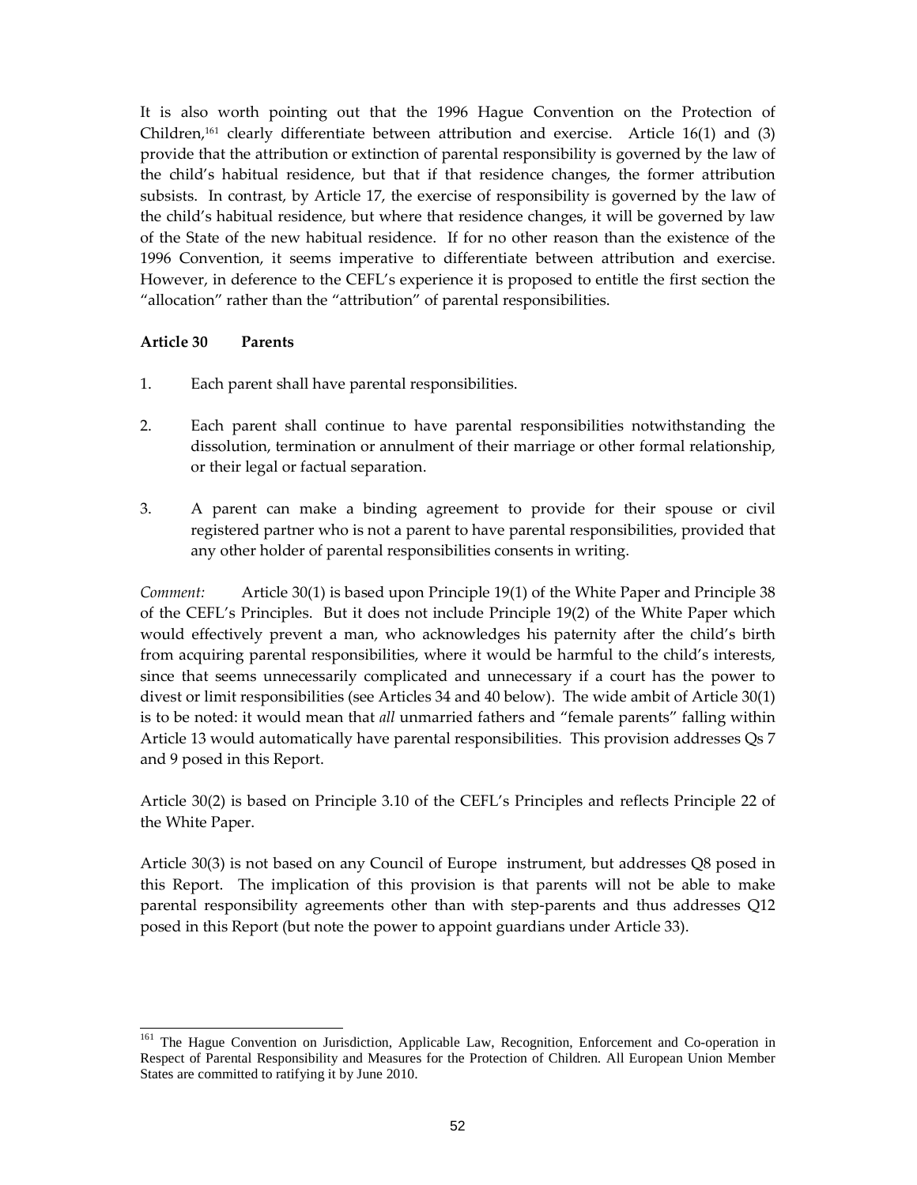It is also worth pointing out that the 1996 Hague Convention on the Protection of Children,[161] clearly differentiate between attribution and exercise. Article 16(1) and (3) provide that the attribution or extinction of parental responsibility is governed by the law of the child's habitual residence, but that if that residence changes, the former attribution subsists. In contrast, by Article 17, the exercise of responsibility is governed by the law of the child's habitual residence, but where that residence changes, it will be governed by law of the State of the new habitual residence. If for no other reason than the existence of the 1996 Convention, it seems imperative to differentiate between attribution and exercise. However, in deference to the CEFL's experience it is proposed to entitle the first section the "allocation" rather than the "attribution" of parental responsibilities.

**Article 30 Parents**

1. Each parent shall have parental responsibilities.

2. Each parent shall continue to have parental responsibilities notwithstanding the dissolution, termination or annulment of their marriage or other formal relationship, or their legal or factual separation.

3. A parent can make a binding agreement to provide for their spouse or civil registered partner who is not a parent to have parental responsibilities, provided that any other holder of parental responsibilities consents in writing.

*Comment:* Article 30(1) is based upon Principle 19(1) of the White Paper and Principle 38 of the CEFL's Principles. But it does not include Principle 19(2) of the White Paper which would effectively prevent a man, who acknowledges his paternity after the child's birth from acquiring parental responsibilities, where it would be harmful to the child's interests, since that seems unnecessarily complicated and unnecessary if a court has the power to divest or limit responsibilities (see Articles 34 and 40 below). The wide ambit of Article 30(1) is to be noted: it would mean that *all* unmarried fathers and "female parents" falling within Article 13 would automatically have parental responsibilities. This provision addresses Qs 7 and 9 posed in this Report.

Article 30(2) is based on Principle 3.10 of the CEFL's Principles and reflects Principle 22 of the White Paper.

Article 30(3) is not based on any Council of Europe instrument, but addresses Q8 posed in this Report. The implication of this provision is that parents will not be able to make parental responsibility agreements other than with step-parents and thus addresses Q12 posed in this Report (but note the power to appoint guardians under Article 33).

---

[161] The Hague Convention on Jurisdiction, Applicable Law, Recognition, Enforcement and Co-operation in Respect of Parental Responsibility and Measures for the Protection of Children. All European Union Member States are committed to ratifying it by June 2010.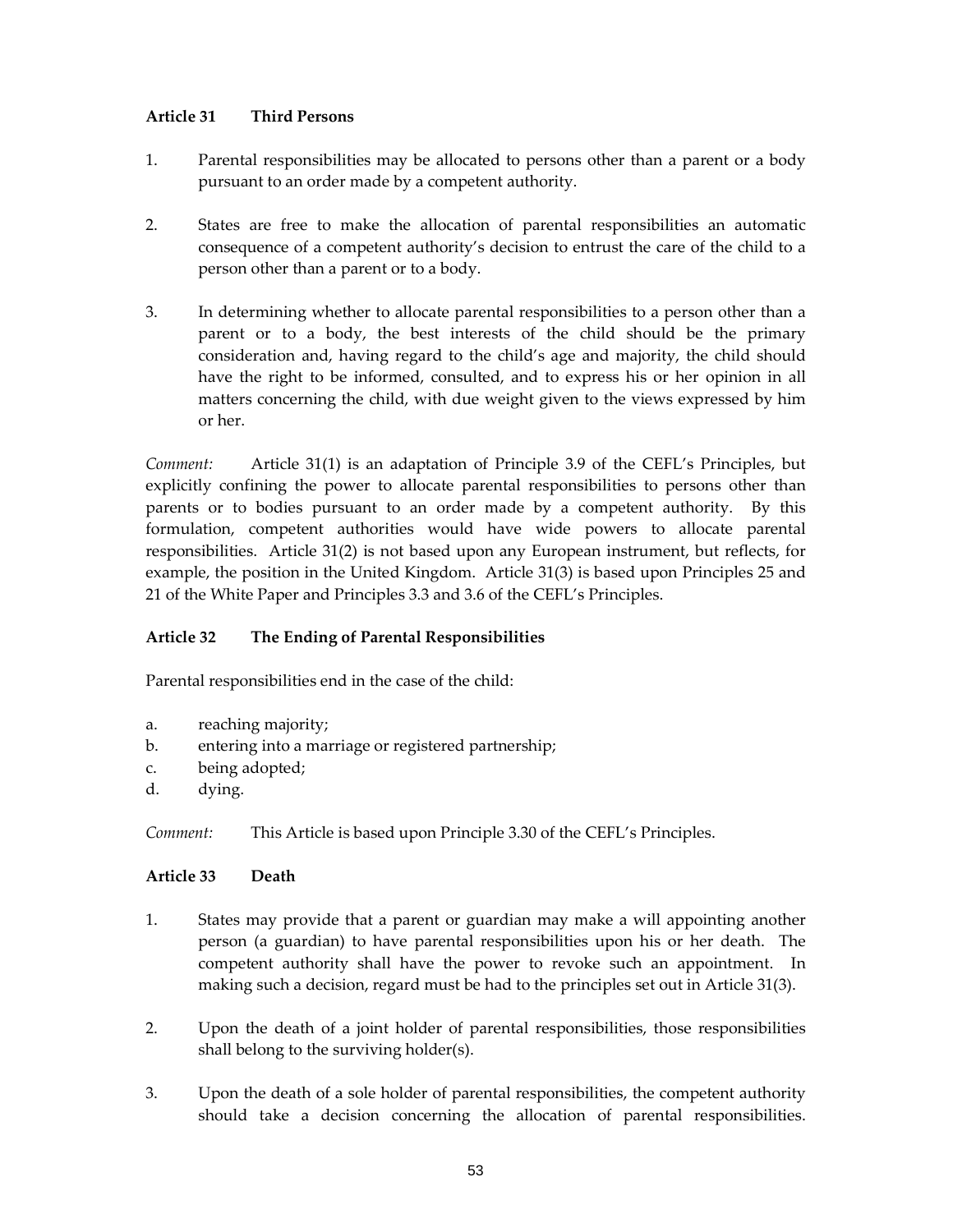**Article 31 Third Persons**

1. Parental responsibilities may be allocated to persons other than a parent or a body pursuant to an order made by a competent authority.

2. States are free to make the allocation of parental responsibilities an automatic consequence of a competent authority's decision to entrust the care of the child to a person other than a parent or to a body.

3. In determining whether to allocate parental responsibilities to a person other than a parent or to a body, the best interests of the child should be the primary consideration and, having regard to the child's age and majority, the child should have the right to be informed, consulted, and to express his or her opinion in all matters concerning the child, with due weight given to the views expressed by him or her.

*Comment:* Article 31(1) is an adaptation of Principle 3.9 of the CEFL's Principles, but explicitly confining the power to allocate parental responsibilities to persons other than parents or to bodies pursuant to an order made by a competent authority. By this formulation, competent authorities would have wide powers to allocate parental responsibilities. Article 31(2) is not based upon any European instrument, but reflects, for example, the position in the United Kingdom. Article 31(3) is based upon Principles 25 and 21 of the White Paper and Principles 3.3 and 3.6 of the CEFL's Principles.

**Article 32 The Ending of Parental Responsibilities**

Parental responsibilities end in the case of the child:

a. reaching majority;
b. entering into a marriage or registered partnership;
c. being adopted;
d. dying.

*Comment:* This Article is based upon Principle 3.30 of the CEFL's Principles.

**Article 33 Death**

1. States may provide that a parent or guardian may make a will appointing another person (a guardian) to have parental responsibilities upon his or her death. The competent authority shall have the power to revoke such an appointment. In making such a decision, regard must be had to the principles set out in Article 31(3).

2. Upon the death of a joint holder of parental responsibilities, those responsibilities shall belong to the surviving holder(s).

3. Upon the death of a sole holder of parental responsibilities, the competent authority should take a decision concerning the allocation of parental responsibilities.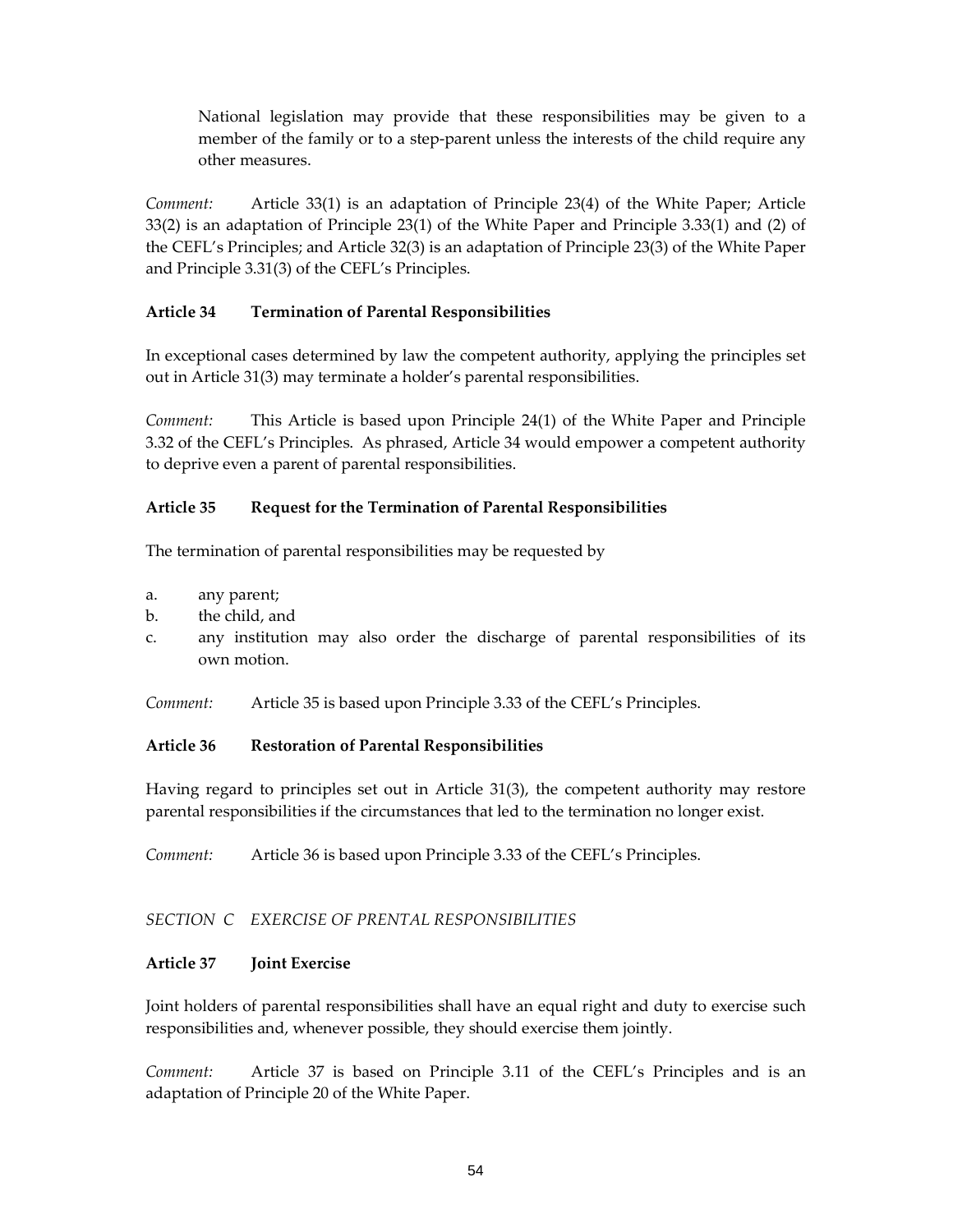National legislation may provide that these responsibilities may be given to a member of the family or to a step-parent unless the interests of the child require any other measures.

*Comment:* Article 33(1) is an adaptation of Principle 23(4) of the White Paper; Article 33(2) is an adaptation of Principle 23(1) of the White Paper and Principle 3.33(1) and (2) of the CEFL's Principles; and Article 32(3) is an adaptation of Principle 23(3) of the White Paper and Principle 3.31(3) of the CEFL's Principles.

**Article 34 Termination of Parental Responsibilities**

In exceptional cases determined by law the competent authority, applying the principles set out in Article 31(3) may terminate a holder's parental responsibilities.

*Comment:* This Article is based upon Principle 24(1) of the White Paper and Principle 3.32 of the CEFL's Principles. As phrased, Article 34 would empower a competent authority to deprive even a parent of parental responsibilities.

**Article 35 Request for the Termination of Parental Responsibilities**

The termination of parental responsibilities may be requested by

a. any parent;
b. the child, and
c. any institution may also order the discharge of parental responsibilities of its own motion.

*Comment:* Article 35 is based upon Principle 3.33 of the CEFL's Principles.

**Article 36 Restoration of Parental Responsibilities**

Having regard to principles set out in Article 31(3), the competent authority may restore parental responsibilities if the circumstances that led to the termination no longer exist.

*Comment:* Article 36 is based upon Principle 3.33 of the CEFL's Principles.

*SECTION C EXERCISE OF PRENTAL RESPONSIBILITIES*

**Article 37 Joint Exercise**

Joint holders of parental responsibilities shall have an equal right and duty to exercise such responsibilities and, whenever possible, they should exercise them jointly.

*Comment:* Article 37 is based on Principle 3.11 of the CEFL's Principles and is an adaptation of Principle 20 of the White Paper.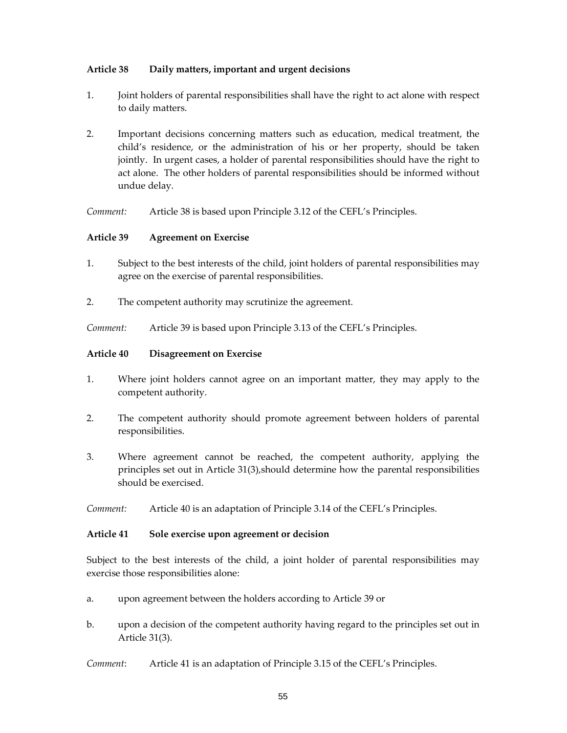### Article 38 Daily matters, important and urgent decisions

1. Joint holders of parental responsibilities shall have the right to act alone with respect to daily matters.

2. Important decisions concerning matters such as education, medical treatment, the child's residence, or the administration of his or her property, should be taken jointly. In urgent cases, a holder of parental responsibilities should have the right to act alone. The other holders of parental responsibilities should be informed without undue delay.

*Comment:* Article 38 is based upon Principle 3.12 of the CEFL's Principles.

### Article 39 Agreement on Exercise

1. Subject to the best interests of the child, joint holders of parental responsibilities may agree on the exercise of parental responsibilities.

2. The competent authority may scrutinize the agreement.

*Comment:* Article 39 is based upon Principle 3.13 of the CEFL's Principles.

### Article 40 Disagreement on Exercise

1. Where joint holders cannot agree on an important matter, they may apply to the competent authority.

2. The competent authority should promote agreement between holders of parental responsibilities.

3. Where agreement cannot be reached, the competent authority, applying the principles set out in Article 31(3),should determine how the parental responsibilities should be exercised.

*Comment:* Article 40 is an adaptation of Principle 3.14 of the CEFL's Principles.

### Article 41 Sole exercise upon agreement or decision

Subject to the best interests of the child, a joint holder of parental responsibilities may exercise those responsibilities alone:

a. upon agreement between the holders according to Article 39 or

b. upon a decision of the competent authority having regard to the principles set out in Article 31(3).

*Comment*: Article 41 is an adaptation of Principle 3.15 of the CEFL's Principles.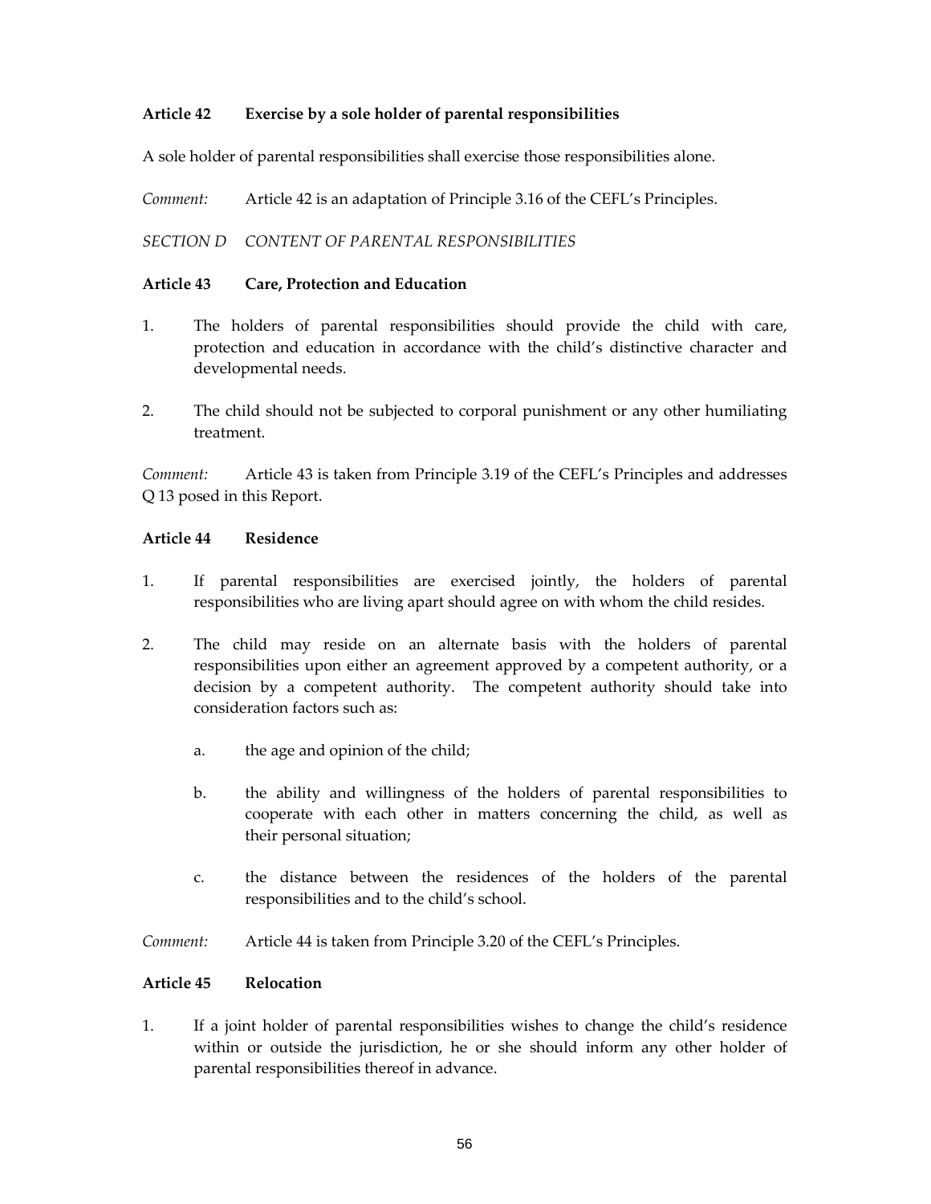**Article 42 Exercise by a sole holder of parental responsibilities**

A sole holder of parental responsibilities shall exercise those responsibilities alone.

*Comment:* Article 42 is an adaptation of Principle 3.16 of the CEFL's Principles.

*SECTION D CONTENT OF PARENTAL RESPONSIBILITIES*

**Article 43 Care, Protection and Education**

1. The holders of parental responsibilities should provide the child with care, protection and education in accordance with the child's distinctive character and developmental needs.

2. The child should not be subjected to corporal punishment or any other humiliating treatment.

*Comment:* Article 43 is taken from Principle 3.19 of the CEFL's Principles and addresses Q 13 posed in this Report.

**Article 44 Residence**

1. If parental responsibilities are exercised jointly, the holders of parental responsibilities who are living apart should agree on with whom the child resides.

2. The child may reside on an alternate basis with the holders of parental responsibilities upon either an agreement approved by a competent authority, or a decision by a competent authority. The competent authority should take into consideration factors such as:

   a. the age and opinion of the child;

   b. the ability and willingness of the holders of parental responsibilities to cooperate with each other in matters concerning the child, as well as their personal situation;

   c. the distance between the residences of the holders of the parental responsibilities and to the child's school.

*Comment:* Article 44 is taken from Principle 3.20 of the CEFL's Principles.

**Article 45 Relocation**

1. If a joint holder of parental responsibilities wishes to change the child's residence within or outside the jurisdiction, he or she should inform any other holder of parental responsibilities thereof in advance.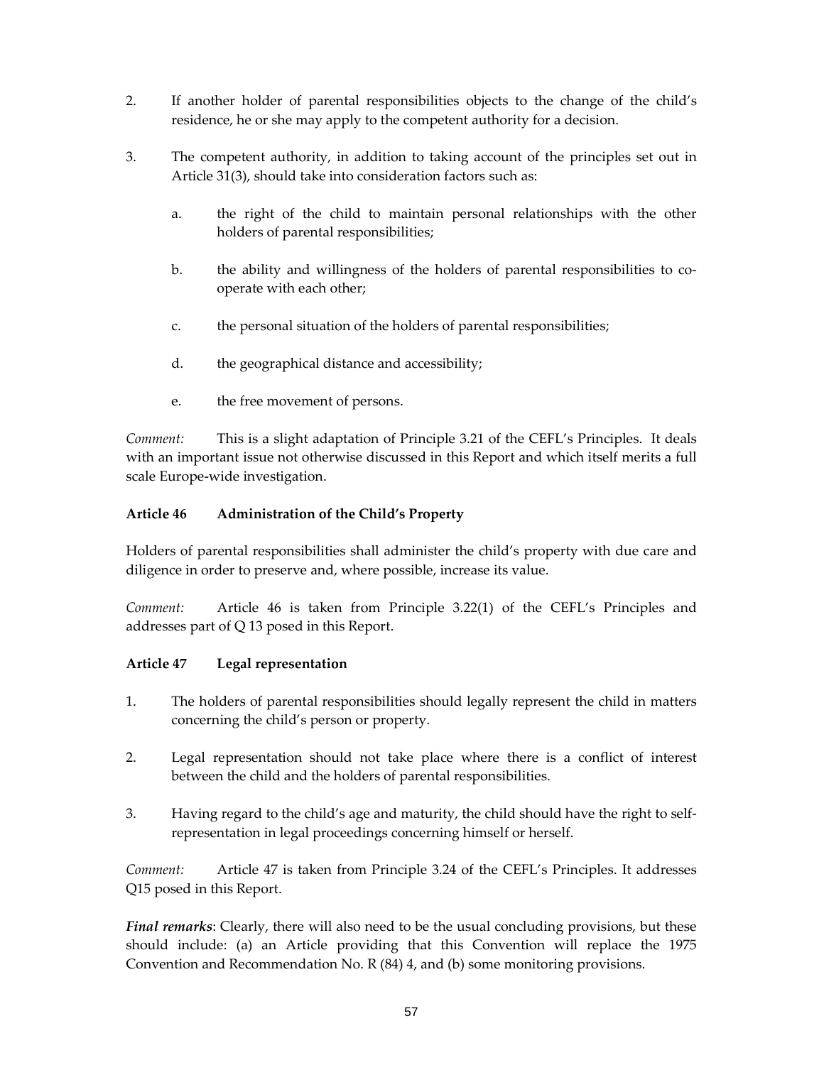2. If another holder of parental responsibilities objects to the change of the child's residence, he or she may apply to the competent authority for a decision.

3. The competent authority, in addition to taking account of the principles set out in Article 31(3), should take into consideration factors such as:

   a. the right of the child to maintain personal relationships with the other holders of parental responsibilities;

   b. the ability and willingness of the holders of parental responsibilities to co-operate with each other;

   c. the personal situation of the holders of parental responsibilities;

   d. the geographical distance and accessibility;

   e. the free movement of persons.

*Comment:* This is a slight adaptation of Principle 3.21 of the CEFL's Principles. It deals with an important issue not otherwise discussed in this Report and which itself merits a full scale Europe-wide investigation.

**Article 46 Administration of the Child's Property**

Holders of parental responsibilities shall administer the child's property with due care and diligence in order to preserve and, where possible, increase its value.

*Comment:* Article 46 is taken from Principle 3.22(1) of the CEFL's Principles and addresses part of Q 13 posed in this Report.

**Article 47 Legal representation**

1. The holders of parental responsibilities should legally represent the child in matters concerning the child's person or property.

2. Legal representation should not take place where there is a conflict of interest between the child and the holders of parental responsibilities.

3. Having regard to the child's age and maturity, the child should have the right to self-representation in legal proceedings concerning himself or herself.

*Comment:* Article 47 is taken from Principle 3.24 of the CEFL's Principles. It addresses Q15 posed in this Report.

***Final remarks***: Clearly, there will also need to be the usual concluding provisions, but these should include: (a) an Article providing that this Convention will replace the 1975 Convention and Recommendation No. R (84) 4, and (b) some monitoring provisions.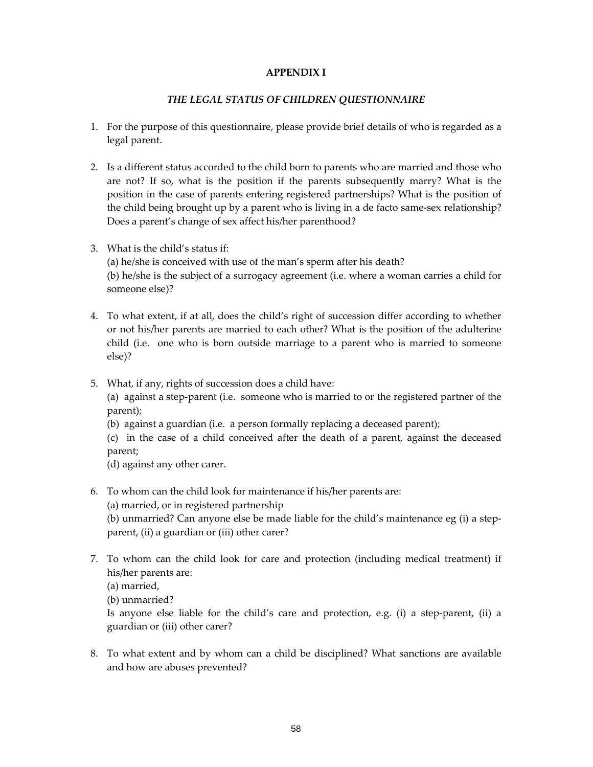**APPENDIX I**

***THE LEGAL STATUS OF CHILDREN QUESTIONNAIRE***

1. For the purpose of this questionnaire, please provide brief details of who is regarded as a legal parent.

2. Is a different status accorded to the child born to parents who are married and those who are not? If so, what is the position if the parents subsequently marry? What is the position in the case of parents entering registered partnerships? What is the position of the child being brought up by a parent who is living in a de facto same-sex relationship? Does a parent's change of sex affect his/her parenthood?

3. What is the child's status if:
   (a) he/she is conceived with use of the man's sperm after his death?
   (b) he/she is the subject of a surrogacy agreement (i.e. where a woman carries a child for someone else)?

4. To what extent, if at all, does the child's right of succession differ according to whether or not his/her parents are married to each other? What is the position of the adulterine child (i.e. one who is born outside marriage to a parent who is married to someone else)?

5. What, if any, rights of succession does a child have:
   (a) against a step-parent (i.e. someone who is married to or the registered partner of the parent);
   (b) against a guardian (i.e. a person formally replacing a deceased parent);
   (c) in the case of a child conceived after the death of a parent, against the deceased parent;
   (d) against any other carer.

6. To whom can the child look for maintenance if his/her parents are:
   (a) married, or in registered partnership
   (b) unmarried? Can anyone else be made liable for the child's maintenance eg (i) a step-parent, (ii) a guardian or (iii) other carer?

7. To whom can the child look for care and protection (including medical treatment) if his/her parents are:
   (a) married,
   (b) unmarried?
   Is anyone else liable for the child's care and protection, e.g. (i) a step-parent, (ii) a guardian or (iii) other carer?

8. To what extent and by whom can a child be disciplined? What sanctions are available and how are abuses prevented?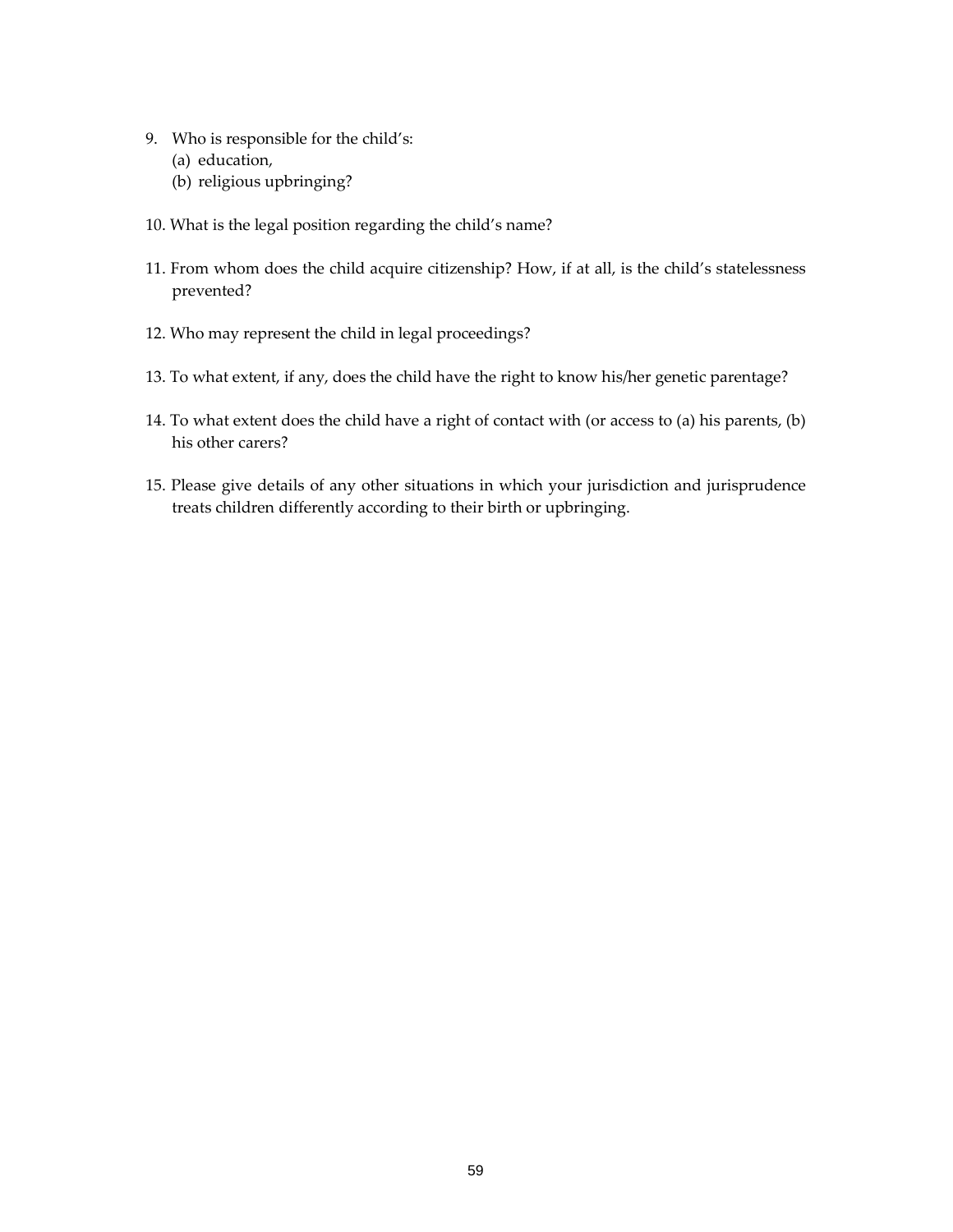9. Who is responsible for the child's:
   (a) education,
   (b) religious upbringing?

10. What is the legal position regarding the child's name?

11. From whom does the child acquire citizenship? How, if at all, is the child's statelessness prevented?

12. Who may represent the child in legal proceedings?

13. To what extent, if any, does the child have the right to know his/her genetic parentage?

14. To what extent does the child have a right of contact with (or access to (a) his parents, (b) his other carers?

15. Please give details of any other situations in which your jurisdiction and jurisprudence treats children differently according to their birth or upbringing.